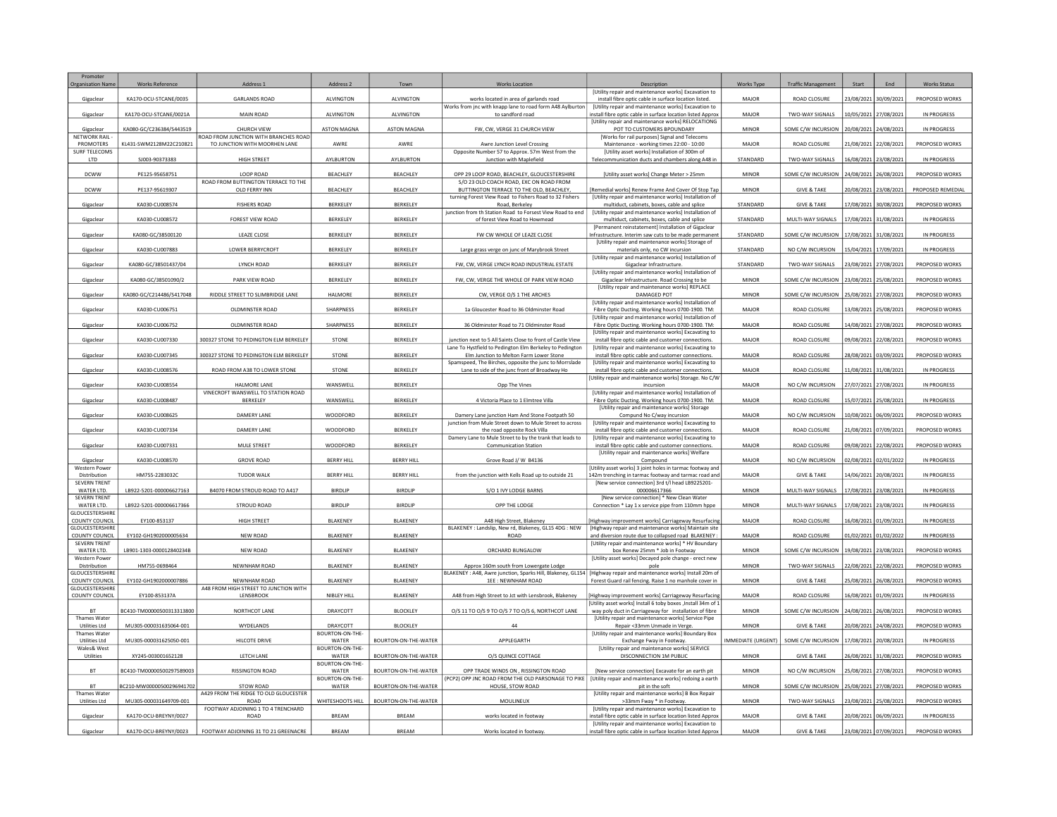| Promoter Organisation Name | Works Reference | Address 1 | Address 2 | Town | Works Location | Description | Works Type | Traffic Management | Start | End | Works Status |
|---|---|---|---|---|---|---|---|---|---|---|---|
| Gigaclear | KA170-OCU-STCANE/0035 | GARLANDS ROAD | ALVINGTON | ALVINGTON | works located in area of garlands road | [Utility repair and maintenance works] Excavation to install fibre optic cable in surface location listed. | MAJOR | ROAD CLOSURE | 23/08/2021 | 30/09/2021 | PROPOSED WORKS |
| Gigaclear | KA170-OCU-STCANE/0021A | MAIN ROAD | ALVINGTON | ALVINGTON | Works from jnc with knapp lane to road form A48 Aylburton to sandford road | [Utility repair and maintenance works] Excavation to install fibre optic cable in surface location listed Approx | MAJOR | TWO-WAY SIGNALS | 10/05/2021 | 27/08/2021 | IN PROGRESS |
| Gigaclear | KA080-GC/C236384/S443519 | CHURCH VIEW | ASTON MAGNA | ASTON MAGNA | FW, CW, VERGE 31 CHURCH VIEW | [Utility repair and maintenance works] RELOCATIONG POT TO CUSTOMERS BPOUNDARY | MINOR | SOME C/W INCURSION | 20/08/2021 | 24/08/2021 | IN PROGRESS |
| NETWORK RAIL - PROMOTERS | KL431-SWM2128M22C210821 | ROAD FROM JUNCTION WITH BRANCHES ROAD TO JUNCTION WITH MOORHEN LANE | AWRE | AWRE | Awre Junction Level Crossing | [Works for rail purposes] Signal and Telecoms Maintenance - working times 22:00 - 10:00 | MAJOR | ROAD CLOSURE | 21/08/2021 | 22/08/2021 | PROPOSED WORKS |
| SURF TELECOMS LTD | SJ003-90373383 | HIGH STREET | AYLBURTON | AYLBURTON | Opposite Number 57 to Approx. 57m West from the Junction with Maplefield | [Utility asset works] Installation of 300m of Telecommunication ducts and chambers along A48 in | STANDARD | TWO-WAY SIGNALS | 16/08/2021 | 23/08/2021 | IN PROGRESS |
| DCWW | PE125-95658751 | LOOP ROAD | BEACHLEY | BEACHLEY | OPP 29 LOOP ROAD, BEACHLEY, GLOUCESTERSHIRE | [Utility asset works] Change Meter > 25mm | MINOR | SOME C/W INCURSION | 24/08/2021 | 26/08/2021 | PROPOSED WORKS |
| DCWW | PE137-95619307 | ROAD FROM BUTTINGTON TERRACE TO THE OLD FERRY INN | BEACHLEY | BEACHLEY | S/O 23 OLD COACH ROAD, EXC ON ROAD FROM BUTTINGTON TERRACE TO THE OLD, BEACHLEY, | [Remedial works] Renew Frame And Cover Of Stop Tap | MINOR | GIVE & TAKE | 20/08/2021 | 23/08/2021 | PROPOSED REMEDIAL |
| Gigaclear | KA030-CU008574 | FISHERS ROAD | BERKELEY | BERKELEY | turning Forest View Road to Fishers Road to 32 Fishers Road, Berkeley | [Utility repair and maintenance works] Installation of multiduct, cabinets, boxes, cable and splice | STANDARD | GIVE & TAKE | 17/08/2021 | 30/08/2021 | PROPOSED WORKS |
| Gigaclear | KA030-CU008572 | FOREST VIEW ROAD | BERKELEY | BERKELEY | junction from th Station Road to Forsest View Road to end of forest View Road to Howmead | [Utility repair and maintenance works] Installation of multiduct, cabinets, boxes, cable and splice | STANDARD | MULTI-WAY SIGNALS | 17/08/2021 | 31/08/2021 | IN PROGRESS |
| Gigaclear | KA080-GC/38500120 | LEAZE CLOSE | BERKELEY | BERKELEY | FW CW WHOLE OF LEAZE CLOSE | [Permanent reinstatement] Installation of Gigaclear Infrastructure. Interim saw cuts to be made permanent | STANDARD | SOME C/W INCURSION | 17/08/2021 | 31/08/2021 | IN PROGRESS |
| Gigaclear | KA030-CU007883 | LOWER BERRYCROFT | BERKELEY | BERKELEY | Large grass verge on junc of Marybrook Street | [Utility repair and maintenance works] Storage of materials only, no CW incursion | STANDARD | NO C/W INCURSION | 15/04/2021 | 17/09/2021 | IN PROGRESS |
| Gigaclear | KA080-GC/38501437/04 | LYNCH ROAD | BERKELEY | BERKELEY | FW, CW, VERGE LYNCH ROAD INDUSTRIAL ESTATE | [Utility repair and maintenance works] Installation of Gigaclear Infrastructure. | STANDARD | TWO-WAY SIGNALS | 23/08/2021 | 27/08/2021 | PROPOSED WORKS |
| Gigaclear | KA080-GC/38501090/2 | PARK VIEW ROAD | BERKELEY | BERKELEY | FW, CW, VERGE THE WHOLE OF PARK VIEW ROAD | [Utility repair and maintenance works] Installation of Gigaclear Infrastructure. Road Crossing to be | MINOR | SOME C/W INCURSION | 23/08/2021 | 25/08/2021 | PROPOSED WORKS |
| Gigaclear | KA080-GC/C214486/S417048 | RIDDLE STREET TO SLIMBRIDGE LANE | HALMORE | BERKELEY | CW, VERGE O/S 1 THE ARCHES | [Utility repair and maintenance works] REPLACE DAMAGED POT | MINOR | SOME C/W INCURSION | 25/08/2021 | 27/08/2021 | PROPOSED WORKS |
| Gigaclear | KA030-CU006751 | OLDMINSTER ROAD | SHARPNESS | BERKELEY | 1a Gloucester Road to 36 Oldminster Road | [Utility repair and maintenance works] Installation of Fibre Optic Ducting. Working hours 0700-1900. TM: | MAJOR | ROAD CLOSURE | 13/08/2021 | 25/08/2021 | IN PROGRESS |
| Gigaclear | KA030-CU006752 | OLDMINSTER ROAD | SHARPNESS | BERKELEY | 36 Oldminster Road to 71 Oldminster Road | [Utility repair and maintenance works] Installation of Fibre Optic Ducting. Working hours 0700-1900. TM: | MAJOR | ROAD CLOSURE | 14/08/2021 | 27/08/2021 | IN PROGRESS |
| Gigaclear | KA030-CU007330 | 300327 STONE TO PEDINGTON ELM BERKELEY | STONE | BERKELEY | junction next to 5 All Saints Close to front of Castle View | [Utility repair and maintenance works] Excavating to install fibre optic cable and customer connections. | MAJOR | ROAD CLOSURE | 09/08/2021 | 22/08/2021 | IN PROGRESS |
| Gigaclear | KA030-CU007345 | 300327 STONE TO PEDINGTON ELM BERKELEY | STONE | BERKELEY | Lane To Hystfield to Pedington Elm Berkeley to Pedington Elm Junction to Melton Farm Lower Stone | [Utility repair and maintenance works] Excavating to install fibre optic cable and customer connections. | MAJOR | ROAD CLOSURE | 28/08/2021 | 03/09/2021 | PROPOSED WORKS |
| Gigaclear | KA030-CU008576 | ROAD FROM A38 TO LOWER STONE | STONE | BERKELEY | Spamspeed, The Birches, opposite the junc to Morrslade Lane to side of the junc front of Broadway Ho | [Utility repair and maintenance works] Excavating to install fibre optic cable and customer connections. | MAJOR | ROAD CLOSURE | 11/08/2021 | 31/08/2021 | IN PROGRESS |
| Gigaclear | KA030-CU008554 | HALMORE LANE | WANSWELL | BERKELEY | Opp The Vines | [Utility repair and maintenance works] Storage. No C/W incursion | MAJOR | NO C/W INCURSION | 27/07/2021 | 27/08/2021 | IN PROGRESS |
| Gigaclear | KA030-CU008487 | VINECROFT WANSWELL TO STATION ROAD BERKELEY | WANSWELL | BERKELEY | 4 Victoria Place to 1 Elmtree Villa | [Utility repair and maintenance works] Installation of Fibre Optic Ducting. Working hours 0700-1900. TM: | MAJOR | ROAD CLOSURE | 15/07/2021 | 25/08/2021 | IN PROGRESS |
| Gigaclear | KA030-CU008625 | DAMERY LANE | WOODFORD | BERKELEY | Damery Lane junction Ham And Stone Footpath 50 | [Utility repair and maintenance works] Storage Compund No C/way incursion | MAJOR | NO C/W INCURSION | 10/08/2021 | 06/09/2021 | PROPOSED WORKS |
| Gigaclear | KA030-CU007334 | DAMERY LANE | WOODFORD | BERKELEY | junction from Mule Street down to Mule Street to across the road opposite Rock Villa | [Utility repair and maintenance works] Excavating to install fibre optic cable and customer connections. | MAJOR | ROAD CLOSURE | 21/08/2021 | 07/09/2021 | PROPOSED WORKS |
| Gigaclear | KA030-CU007331 | MULE STREET | WOODFORD | BERKELEY | Damery Lane to Mule Street to by the trank that leads to Communication Station | [Utility repair and maintenance works] Excavating to install fibre optic cable and customer connections. | MAJOR | ROAD CLOSURE | 09/08/2021 | 22/08/2021 | PROPOSED WORKS |
| Gigaclear | KA030-CU008570 | GROVE ROAD | BERRY HILL | BERRY HILL | Grove Road J/ W B4136 | [Utility repair and maintenance works] Welfare Compound | MAJOR | NO C/W INCURSION | 02/08/2021 | 02/01/2022 | IN PROGRESS |
| Western Power Distribution | HM755-2283032C | TUDOR WALK | BERRY HILL | BERRY HILL | from the junction with Kells Road up to outside 21 | [Utility asset works] 3 joint holes in tarmac footway and 142m trenching in tarmac footway and tarmac road and | MAJOR | GIVE & TAKE | 14/06/2021 | 20/08/2021 | IN PROGRESS |
| SEVERN TRENT WATER LTD. | LB922-5201-000006627163 | B4070 FROM STROUD ROAD TO A417 | BIRDLIP | BIRDLIP | S/O 1 IVY LODGE BARNS | [New service connection] 3rd t/l head LB9225201-000006617366 | MINOR | MULTI-WAY SIGNALS | 17/08/2021 | 23/08/2021 | IN PROGRESS |
| SEVERN TRENT WATER LTD. | LB922-5201-000006617366 | STROUD ROAD | BIRDLIP | BIRDLIP | OPP THE LODGE | [New service connection] * New Clean Water Connection * Lay 1 x service pipe from 110mm hppe | MINOR | MULTI-WAY SIGNALS | 17/08/2021 | 23/08/2021 | IN PROGRESS |
| GLOUCESTERSHIRE COUNTY COUNCIL | EY100-853137 | HIGH STREET | BLAKENEY | BLAKENEY | A48 High Street, Blakeney | [Highway improvement works] Carriageway Resurfacing | MAJOR | ROAD CLOSURE | 16/08/2021 | 01/09/2021 | IN PROGRESS |
| GLOUCESTERSHIRE COUNTY COUNCIL | EY102-GH1902000005634 | NEW ROAD | BLAKENEY | BLAKENEY | BLAKENEY : Landslip, New rd, Blakeney, GL15 4DG : NEW ROAD | [Highway repair and maintenance works] Maintain site and diversion route due to collapsed road BLAKENEY : | MAJOR | ROAD CLOSURE | 01/02/2021 | 01/02/2022 | IN PROGRESS |
| SEVERN TRENT WATER LTD. | LB901-1303-000012840234B | NEW ROAD | BLAKENEY | BLAKENEY | ORCHARD BUNGALOW | [Utility repair and maintenance works] * HV Boundary box Renew 25mm * Job in Footway | MINOR | SOME C/W INCURSION | 19/08/2021 | 23/08/2021 | PROPOSED WORKS |
| Western Power Distribution | HM755-0698464 | NEWNHAM ROAD | BLAKENEY | BLAKENEY | Approx 160m south from Lowergate Lodge | [Utility asset works] Decayed pole change - erect new pole | MINOR | TWO-WAY SIGNALS | 22/08/2021 | 22/08/2021 | PROPOSED WORKS |
| GLOUCESTERSHIRE COUNTY COUNCIL | EY102-GH1902000007886 | NEWNHAM ROAD | BLAKENEY | BLAKENEY | BLAKENEY : A48, Awre junction, Sparks Hill, Blakeney, GL154 1EE : NEWNHAM ROAD | [Highway repair and maintenance works] Install 20m of Forest Guard rail fencing. Raise 1 no manhole cover in | MINOR | GIVE & TAKE | 25/08/2021 | 26/08/2021 | PROPOSED WORKS |
| GLOUCESTERSHIRE COUNTY COUNCIL | EY100-853137A | A48 FROM HIGH STREET TO JUNCTION WITH LENSBROOK | NIBLEY HILL | BLAKENEY | A48 from High Street to Jct with Lensbrook, Blakeney | [Highway improvement works] Carriageway Resurfacing | MAJOR | ROAD CLOSURE | 16/08/2021 | 01/09/2021 | IN PROGRESS |
| BT | BC410-TM00000500313313800 | NORTHCOT LANE | DRAYCOTT | BLOCKLEY | O/S 11 TO O/S 9 TO O/S 7 TO O/S 6, NORTHCOT LANE | [Utility asset works] Install 6 toby boxes ,Install 34m of 1 way poly duct in Carriageway for installation of fibre | MINOR | SOME C/W INCURSION | 24/08/2021 | 26/08/2021 | PROPOSED WORKS |
| Thames Water Utilities Ltd | MU305-000031635064-001 | WYDELANDS | DRAYCOTT | BLOCKLEY | 44 | [Utility repair and maintenance works] Service Pipe Repair <33mm Unmade in Verge. | MINOR | GIVE & TAKE | 20/08/2021 | 24/08/2021 | PROPOSED WORKS |
| Thames Water Utilities Ltd | MU305-000031625050-001 | HILCOTE DRIVE | BOURTON-ON-THE-WATER | BOURTON-ON-THE-WATER | APPLEGARTH | [Utility repair and maintenance works] Boundary Box Exchange Fway in Footway. | IMMEDIATE (URGENT) | SOME C/W INCURSION | 17/08/2021 | 20/08/2021 | IN PROGRESS |
| Wales& West Utilities | XY245-003001652128 | LETCH LANE | BOURTON-ON-THE-WATER | BOURTON-ON-THE-WATER | O/S QUINCE COTTAGE | [Utility repair and maintenance works] SERVICE DISCONNECTION 1M PUBLIC | MINOR | GIVE & TAKE | 26/08/2021 | 31/08/2021 | PROPOSED WORKS |
| BT | BC410-TM00000500297589003 | RISSINGTON ROAD | BOURTON-ON-THE-WATER | BOURTON-ON-THE-WATER | OPP TRADE WINDS ON , RISSINGTON ROAD | [New service connection] Excavate for an earth pit | MINOR | NO C/W INCURSION | 25/08/2021 | 27/08/2021 | PROPOSED WORKS |
| BT | BC210-MW00000500296941702 | STOW ROAD | BOURTON-ON-THE-WATER | BOURTON-ON-THE-WATER | (PCP2) OPP JNC ROAD FROM THE OLD PARSONAGE TO PIKE HOUSE, STOW ROAD | [Utility repair and maintenance works] redoing a earth pit in the soft | MINOR | SOME C/W INCURSION | 25/08/2021 | 27/08/2021 | PROPOSED WORKS |
| Thames Water Utilities Ltd | MU305-000031649709-001 | A429 FROM THE RIDGE TO OLD GLOUCESTER ROAD | WHITESHOOTS HILL | BOURTON-ON-THE-WATER | MOULINEUX | [Utility repair and maintenance works] B Box Repair >33mm Fway * in Footway. | MINOR | TWO-WAY SIGNALS | 23/08/2021 | 25/08/2021 | PROPOSED WORKS |
| Gigaclear | KA170-OCU-BREYNY/0027 | FOOTWAY ADJOINING 1 TO 4 TRENCHARD ROAD | BREAM | BREAM | works located in footway | [Utility repair and maintenance works] Excavation to install fibre optic cable in surface location listed Approx | MAJOR | GIVE & TAKE | 20/08/2021 | 06/09/2021 | IN PROGRESS |
| Gigaclear | KA170-OCU-BREYNY/0023 | FOOTWAY ADJOINING 31 TO 21 GREENACRE | BREAM | BREAM | Works located in footway. | [Utility repair and maintenance works] Excavation to install fibre optic cable in surface location listed Approx | MAJOR | GIVE & TAKE | 23/08/2021 | 07/09/2021 | PROPOSED WORKS |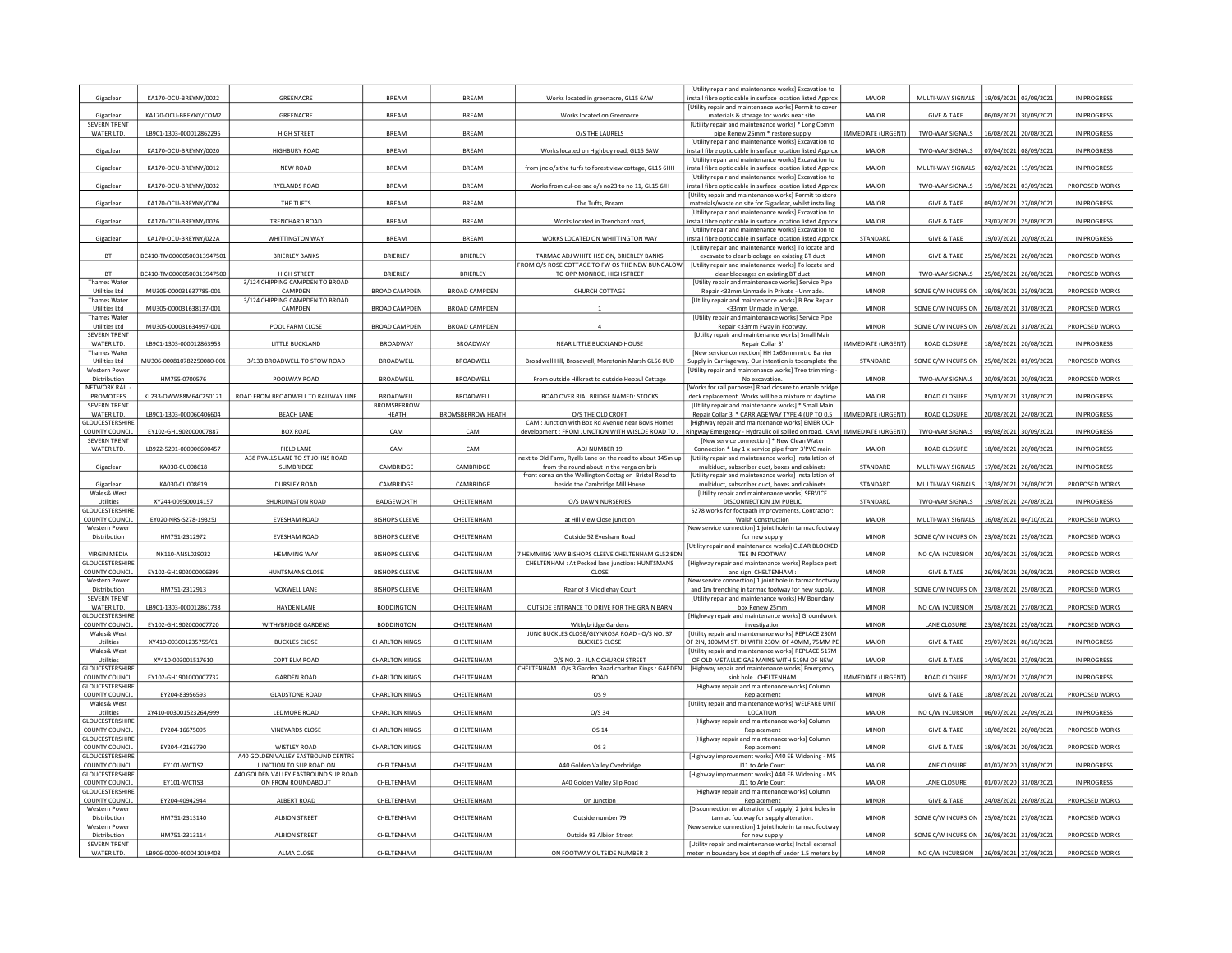| Gigaclear | KA170-OCU-BREYNY/0022 | GREENACRE | BREAM | BREAM | Works located in greenacre, GL15 6AW | [Utility repair and maintenance works] Excavation to install fibre optic cable in surface location listed Approx | MAJOR | MULTI-WAY SIGNALS | 19/08/2021 | 03/09/2021 | IN PROGRESS |
|---|---|---|---|---|---|---|---|---|---|---|---|
| Gigaclear | KA170-OCU-BREYNY/COM2 | GREENACRE | BREAM | BREAM | Works located on Greenacre | [Utility repair and maintenance works] Permit to cover materials & storage for works near site. | MAJOR | GIVE & TAKE | 06/08/2021 | 30/09/2021 | IN PROGRESS |
| SEVERN TRENT WATER LTD. | LB901-1303-000012862295 | HIGH STREET | BREAM | BREAM | O/S THE LAURELS | [Utility repair and maintenance works] * Long Comm pipe Renew 25mm * restore supply | IMMEDIATE (URGENT) | TWO-WAY SIGNALS | 16/08/2021 | 20/08/2021 | IN PROGRESS |
| Gigaclear | KA170-OCU-BREYNY/0020 | HIGHBURY ROAD | BREAM | BREAM | Works located on Highbuy road, GL15 6AW | [Utility repair and maintenance works] Excavation to install fibre optic cable in surface location listed Approx | MAJOR | TWO-WAY SIGNALS | 07/04/2021 | 08/09/2021 | IN PROGRESS |
| Gigaclear | KA170-OCU-BREYNY/0012 | NEW ROAD | BREAM | BREAM | from jnc o/s the turfs to forest view cottage, GL15 6HH | [Utility repair and maintenance works] Excavation to install fibre optic cable in surface location listed Approx | MAJOR | MULTI-WAY SIGNALS | 02/02/2021 | 13/09/2021 | IN PROGRESS |
| Gigaclear | KA170-OCU-BREYNY/0032 | RYELANDS ROAD | BREAM | BREAM | Works from cul-de-sac o/s no23 to no 11, GL15 6JH | [Utility repair and maintenance works] Excavation to install fibre optic cable in surface location listed Approx | MAJOR | TWO-WAY SIGNALS | 19/08/2021 | 03/09/2021 | PROPOSED WORKS |
| Gigaclear | KA170-OCU-BREYNY/COM | THE TUFTS | BREAM | BREAM | The Tufts, Bream | [Utility repair and maintenance works] Permit to store materials/waste on site for Gigaclear, whilst installing | MAJOR | GIVE & TAKE | 09/02/2021 | 27/08/2021 | IN PROGRESS |
| Gigaclear | KA170-OCU-BREYNY/0026 | TRENCHARD ROAD | BREAM | BREAM | Works located in Trenchard road, | [Utility repair and maintenance works] Excavation to install fibre optic cable in surface location listed Approx | MAJOR | GIVE & TAKE | 23/07/2021 | 25/08/2021 | IN PROGRESS |
| Gigaclear | KA170-OCU-BREYNY/022A | WHITTINGTON WAY | BREAM | BREAM | WORKS LOCATED ON WHITTINGTON WAY | [Utility repair and maintenance works] Excavation to install fibre optic cable in surface location listed Approx | STANDARD | GIVE & TAKE | 19/07/2021 | 20/08/2021 | IN PROGRESS |
| BT | BC410-TM00000500313947501 | BRIERLEY BANKS | BRIERLEY | BRIERLEY | TARMAC ADJ WHITE HSE ON, BRIERLEY BANKS | [Utility repair and maintenance works] To locate and excavate to clear blockage on existing BT duct | MINOR | GIVE & TAKE | 25/08/2021 | 26/08/2021 | PROPOSED WORKS |
| BT | BC410-TM00000500313947500 | HIGH STREET | BRIERLEY | BRIERLEY | FROM O/S ROSE COTTAGE TO FW OS THE NEW BUNGALOW TO OPP MONROE, HIGH STREET | [Utility repair and maintenance works] To locate and clear blockages on existing BT duct | MINOR | TWO-WAY SIGNALS | 25/08/2021 | 26/08/2021 | PROPOSED WORKS |
| Thames Water Utilities Ltd | MU305-000031637785-001 | 3/124 CHIPPING CAMPDEN TO BROAD CAMPDEN | BROAD CAMPDEN | BROAD CAMPDEN | CHURCH COTTAGE | [Utility repair and maintenance works] Service Pipe Repair <33mm Unmade in Private - Unmade. | MINOR | SOME C/W INCURSION | 19/08/2021 | 23/08/2021 | PROPOSED WORKS |
| Thames Water Utilities Ltd | MU305-000031638137-001 | 3/124 CHIPPING CAMPDEN TO BROAD CAMPDEN | BROAD CAMPDEN | BROAD CAMPDEN | 1 | [Utility repair and maintenance works] B Box Repair <33mm Unmade in Verge. | MINOR | SOME C/W INCURSION | 26/08/2021 | 31/08/2021 | PROPOSED WORKS |
| Thames Water Utilities Ltd | MU305-000031634997-001 | POOL FARM CLOSE | BROAD CAMPDEN | BROAD CAMPDEN | 4 | [Utility repair and maintenance works] Service Pipe Repair <33mm Fway in Footway. | MINOR | SOME C/W INCURSION | 26/08/2021 | 31/08/2021 | PROPOSED WORKS |
| SEVERN TRENT WATER LTD. | LB901-1303-000012863953 | LITTLE BUCKLAND | BROADWAY | BROADWAY | NEAR LITTLE BUCKLAND HOUSE | [Utility repair and maintenance works] Small Main Repair Collar 3' | IMMEDIATE (URGENT) | ROAD CLOSURE | 18/08/2021 | 20/08/2021 | IN PROGRESS |
| Thames Water Utilities Ltd | MU306-000810782250080-001 | 3/133 BROADWELL TO STOW ROAD | BROADWELL | BROADWELL | Broadwell Hill, Broadwell, Moretonin Marsh GL56 0UD | [New service connection] HH 1x63mm mtrd Barrier Supply in Carriageway. Our intention is tocomplete the | STANDARD | SOME C/W INCURSION | 25/08/2021 | 01/09/2021 | PROPOSED WORKS |
| Western Power Distribution | HM755-0700576 | POOLWAY ROAD | BROADWELL | BROADWELL | From outside Hillcrest to outside Hepaul Cottage | [Utility repair and maintenance works] Tree trimming - No excavation. | MINOR | TWO-WAY SIGNALS | 20/08/2021 | 20/08/2021 | PROPOSED WORKS |
| NETWORK RAIL - PROMOTERS | KL233-OWW88M64C250121 | ROAD FROM BROADWELL TO RAILWAY LINE | BROADWELL | BROADWELL | ROAD OVER RIAL BRIDGE NAMED: STOCKS | [Works for rail purposes] Road closure to enable bridge deck replacement. Works will be a mixture of daytime | MAJOR | ROAD CLOSURE | 25/01/2021 | 31/08/2021 | IN PROGRESS |
| SEVERN TRENT WATER LTD. | LB901-1303-000060406604 | BEACH LANE | BROMSBERROW HEATH | BROMSBERROW HEATH | O/S THE OLD CROFT | [Utility repair and maintenance works] * Small Main Repair Collar 3' * CARRIAGEWAY TYPE 4 (UP TO 0.5 | IMMEDIATE (URGENT) | ROAD CLOSURE | 20/08/2021 | 24/08/2021 | IN PROGRESS |
| GLOUCESTERSHIRE COUNTY COUNCIL | EY102-GH1902000007887 | BOX ROAD | CAM | CAM | CAM : Junction with Box Rd Avenue near Bovis Homes development : FROM JUNCTION WITH WISLOE ROAD TO J | [Highway repair and maintenance works] EMER OOH Ringway Emergency - Hydraulic oil spilled on road. CAM | IMMEDIATE (URGENT) | TWO-WAY SIGNALS | 09/08/2021 | 30/09/2021 | IN PROGRESS |
| SEVERN TRENT WATER LTD. | LB922-5201-000006600457 | FIELD LANE | CAM | CAM | ADJ NUMBER 19 | [New service connection] * New Clean Water Connection * Lay 1 x service pipe from 3'PVC main | MAJOR | ROAD CLOSURE | 18/08/2021 | 20/08/2021 | IN PROGRESS |
| Gigaclear | KA030-CU008618 | A38 RYALLS LANE TO ST JOHNS ROAD SLIMBRIDGE | CAMBRIDGE | CAMBRIDGE | next to Old Farm, Ryalls Lane on the road to about 145m up from the round about in the verga on bris | [Utility repair and maintenance works] Installation of multiduct, subscriber duct, boxes and cabinets | STANDARD | MULTI-WAY SIGNALS | 17/08/2021 | 26/08/2021 | IN PROGRESS |
| Gigaclear | KA030-CU008619 | DURSLEY ROAD | CAMBRIDGE | CAMBRIDGE | front corna on the Wellington Cottag on Bristol Road to beside the Cambridge Mill House | [Utility repair and maintenance works] Installation of multiduct, subscriber duct, boxes and cabinets | STANDARD | MULTI-WAY SIGNALS | 13/08/2021 | 26/08/2021 | PROPOSED WORKS |
| Wales& West Utilities | XY244-009500014157 | SHURDINGTON ROAD | BADGEWORTH | CHELTENHAM | O/S DAWN NURSERIES | [Utility repair and maintenance works] SERVICE DISCONNECTION 1M PUBLIC | STANDARD | TWO-WAY SIGNALS | 19/08/2021 | 24/08/2021 | IN PROGRESS |
| GLOUCESTERSHIRE COUNTY COUNCIL | EY020-NRS-S278-19325J | EVESHAM ROAD | BISHOPS CLEEVE | CHELTENHAM | at Hill View Close junction | S278 works for footpath improvements, Contractor: Walsh Construction | MAJOR | MULTI-WAY SIGNALS | 16/08/2021 | 04/10/2021 | PROPOSED WORKS |
| Western Power Distribution | HM751-2312972 | EVESHAM ROAD | BISHOPS CLEEVE | CHELTENHAM | Outside 52 Evesham Road | [New service connection] 1 joint hole in tarmac footway for new supply | MINOR | SOME C/W INCURSION | 23/08/2021 | 25/08/2021 | PROPOSED WORKS |
| VIRGIN MEDIA | NK110-ANSL029032 | HEMMING WAY | BISHOPS CLEEVE | CHELTENHAM | 7 HEMMING WAY BISHOPS CLEEVE CHELTENHAM GL52 8DN | [Utility repair and maintenance works] CLEAR BLOCKED TEE IN FOOTWAY | MINOR | NO C/W INCURSION | 20/08/2021 | 23/08/2021 | PROPOSED WORKS |
| GLOUCESTERSHIRE COUNTY COUNCIL | EY102-GH1902000006399 | HUNTSMANS CLOSE | BISHOPS CLEEVE | CHELTENHAM | CHELTENHAM : At Pecked lane junction: HUNTSMANS CLOSE | [Highway repair and maintenance works] Replace post and sign CHELTENHAM : | MINOR | GIVE & TAKE | 26/08/2021 | 26/08/2021 | PROPOSED WORKS |
| Western Power Distribution | HM751-2312913 | VOXWELL LANE | BISHOPS CLEEVE | CHELTENHAM | Rear of 3 Middlehay Court | [New service connection] 1 joint hole in tarmac footway and 1m trenching in tarmac footway for new supply. | MINOR | SOME C/W INCURSION | 23/08/2021 | 25/08/2021 | PROPOSED WORKS |
| SEVERN TRENT WATER LTD. | LB901-1303-000012861738 | HAYDEN LANE | BODDINGTON | CHELTENHAM | OUTSIDE ENTRANCE TO DRIVE FOR THE GRAIN BARN | [Utility repair and maintenance works] HV Boundary box Renew 25mm | MINOR | NO C/W INCURSION | 25/08/2021 | 27/08/2021 | PROPOSED WORKS |
| GLOUCESTERSHIRE COUNTY COUNCIL | EY102-GH1902000007720 | WITHYBRIDGE GARDENS | BODDINGTON | CHELTENHAM | Withybridge Gardens | [Highway repair and maintenance works] Groundwork investigation | MINOR | LANE CLOSURE | 23/08/2021 | 25/08/2021 | PROPOSED WORKS |
| Wales& West Utilities | XY410-003001235755/01 | BUCKLES CLOSE | CHARLTON KINGS | CHELTENHAM | JUNC BUCKLES CLOSE/GLYNROSA ROAD - O/S NO. 37 BUCKLES CLOSE | [Utility repair and maintenance works] REPLACE 230M OF 2IN, 100MM ST, DI WITH 230M OF 40MM, 75MM PE | MAJOR | GIVE & TAKE | 29/07/2021 | 06/10/2021 | IN PROGRESS |
| Wales& West Utilities | XY410-003001517610 | COPT ELM ROAD | CHARLTON KINGS | CHELTENHAM | O/S NO. 2 - JUNC CHURCH STREET | [Utility repair and maintenance works] REPLACE 517M OF OLD METALLIC GAS MAINS WITH 519M OF NEW | MAJOR | GIVE & TAKE | 14/05/2021 | 27/08/2021 | IN PROGRESS |
| GLOUCESTERSHIRE COUNTY COUNCIL | EY102-GH1901000007732 | GARDEN ROAD | CHARLTON KINGS | CHELTENHAM | CHELTENHAM : O/s 3 Garden Road charlton Kings : GARDEN ROAD | [Highway repair and maintenance works] Emergency sink hole CHELTENHAM | IMMEDIATE (URGENT) | ROAD CLOSURE | 28/07/2021 | 27/08/2021 | IN PROGRESS |
| GLOUCESTERSHIRE COUNTY COUNCIL | EY204-83956593 | GLADSTONE ROAD | CHARLTON KINGS | CHELTENHAM | OS 9 | [Highway repair and maintenance works] Column Replacement | MINOR | GIVE & TAKE | 18/08/2021 | 20/08/2021 | PROPOSED WORKS |
| Wales& West Utilities | XY410-003001523264/999 | LEDMORE ROAD | CHARLTON KINGS | CHELTENHAM | O/S 34 | [Utility repair and maintenance works] WELFARE UNIT LOCATION | MAJOR | NO C/W INCURSION | 06/07/2021 | 24/09/2021 | IN PROGRESS |
| GLOUCESTERSHIRE COUNTY COUNCIL | EY204-16675095 | VINEYARDS CLOSE | CHARLTON KINGS | CHELTENHAM | OS 14 | [Highway repair and maintenance works] Column Replacement | MINOR | GIVE & TAKE | 18/08/2021 | 20/08/2021 | PROPOSED WORKS |
| GLOUCESTERSHIRE COUNTY COUNCIL | EY204-42163790 | WISTLEY ROAD | CHARLTON KINGS | CHELTENHAM | OS 3 | [Highway repair and maintenance works] Column Replacement | MINOR | GIVE & TAKE | 18/08/2021 | 20/08/2021 | PROPOSED WORKS |
| GLOUCESTERSHIRE COUNTY COUNCIL | EY101-WCTIS2 | A40 GOLDEN VALLEY EASTBOUND CENTRE JUNCTION TO SLIP ROAD ON | CHELTENHAM | CHELTENHAM | A40 Golden Valley Overbridge | [Highway improvement works] A40 EB Widening - M5 J11 to Arle Court | MAJOR | LANE CLOSURE | 01/07/2020 | 31/08/2021 | IN PROGRESS |
| GLOUCESTERSHIRE COUNTY COUNCIL | EY101-WCTIS3 | A40 GOLDEN VALLEY EASTBOUND SLIP ROAD ON FROM ROUNDABOUT | CHELTENHAM | CHELTENHAM | A40 Golden Valley Slip Road | [Highway improvement works] A40 EB Widening - M5 J11 to Arle Court | MAJOR | LANE CLOSURE | 01/07/2020 | 31/08/2021 | IN PROGRESS |
| GLOUCESTERSHIRE COUNTY COUNCIL | EY204-40942944 | ALBERT ROAD | CHELTENHAM | CHELTENHAM | On Junction | [Highway repair and maintenance works] Column Replacement | MINOR | GIVE & TAKE | 24/08/2021 | 26/08/2021 | PROPOSED WORKS |
| Western Power Distribution | HM751-2313140 | ALBION STREET | CHELTENHAM | CHELTENHAM | Outside number 79 | [Disconnection or alteration of supply] 2 joint holes in tarmac footway for supply alteration. | MINOR | SOME C/W INCURSION | 25/08/2021 | 27/08/2021 | PROPOSED WORKS |
| Western Power Distribution | HM751-2313114 | ALBION STREET | CHELTENHAM | CHELTENHAM | Outside 93 Albion Street | [New service connection] 1 joint hole in tarmac footway for new supply | MINOR | SOME C/W INCURSION | 26/08/2021 | 31/08/2021 | PROPOSED WORKS |
| SEVERN TRENT WATER LTD. | LB906-0000-000041019408 | ALMA CLOSE | CHELTENHAM | CHELTENHAM | ON FOOTWAY OUTSIDE NUMBER 2 | [Utility repair and maintenance works] Install external meter in boundary box at depth of under 1.5 meters by | MINOR | NO C/W INCURSION | 26/08/2021 | 27/08/2021 | PROPOSED WORKS |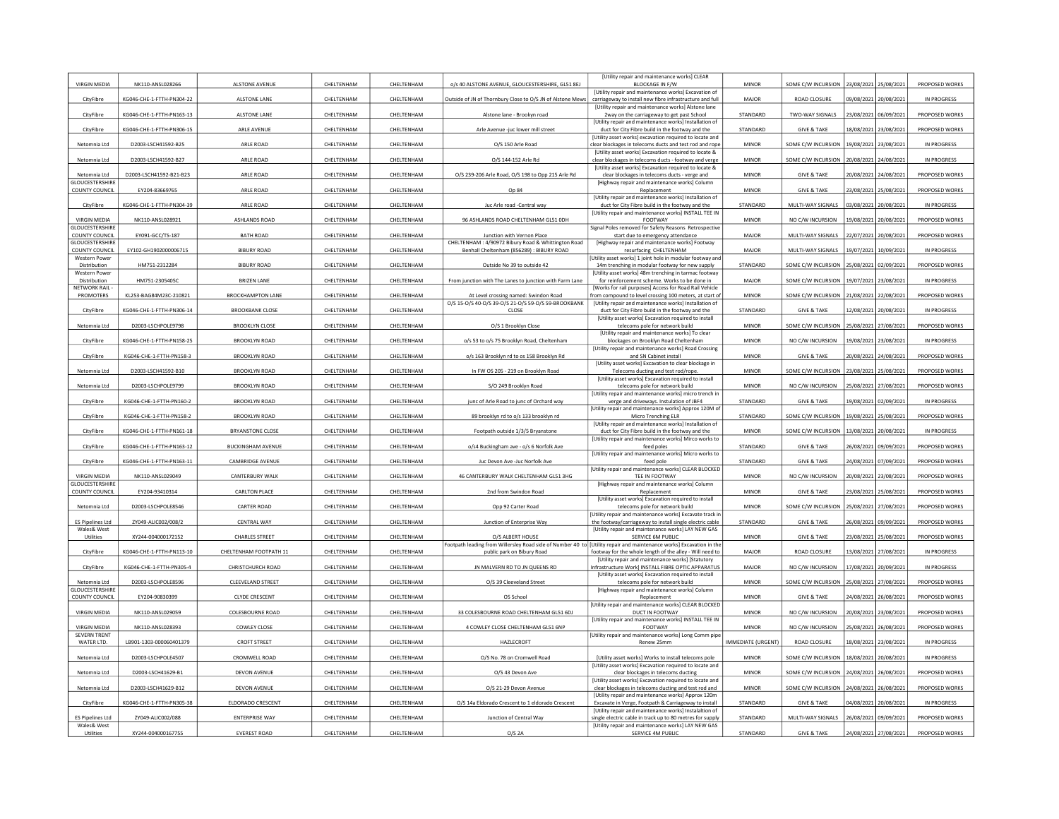| VIRGIN MEDIA | NK110-ANSL028266 | ALSTONE AVENUE | CHELTENHAM | CHELTENHAM | o/s 40 ALSTONE AVENUE, GLOUCESTERSHIRE, GL51 8EJ | [Utility repair and maintenance works] CLEAR BLOCKAGE IN F/W | MINOR | SOME C/W INCURSION | 23/08/2021 | 25/08/2021 | PROPOSED WORKS |
|---|---|---|---|---|---|---|---|---|---|---|---|
| CityFibre | KG046-CHE-1-FTTH-PN304-22 | ALSTONE LANE | CHELTENHAM | CHELTENHAM | Outside of JN of Thornbury Close to O/S JN of Alstone Mews | [Utility repair and maintenance works] Excavation of carriageway to install new fibre infrastructure and full | MAJOR | ROAD CLOSURE | 09/08/2021 | 20/08/2021 | IN PROGRESS |
| CityFibre | KG046-CHE-1-FTTH-PN163-13 | ALSTONE LANE | CHELTENHAM | CHELTENHAM | Alstone lane - Brookyn road | [Utility repair and maintenance works] Alstone lane 2way on the carriageway to get past School | STANDARD | TWO-WAY SIGNALS | 23/08/2021 | 06/09/2021 | PROPOSED WORKS |
| CityFibre | KG046-CHE-1-FTTH-PN306-15 | ARLE AVENUE | CHELTENHAM | CHELTENHAM | Arle Avenue -juc lower mill street | [Utility repair and maintenance works] Installation of duct for City Fibre build in the footway and the | STANDARD | GIVE & TAKE | 18/08/2021 | 23/08/2021 | PROPOSED WORKS |
| Netomnia Ltd | D2003-LSCH41592-B25 | ARLE ROAD | CHELTENHAM | CHELTENHAM | O/S 150 Arle Road | [Utility asset works] excavation required to locate and clear blockages in telecoms ducts and test rod and rope | MINOR | SOME C/W INCURSION | 19/08/2021 | 23/08/2021 | IN PROGRESS |
| Netomnia Ltd | D2003-LSCH41592-B27 | ARLE ROAD | CHELTENHAM | CHELTENHAM | O/S 144-152 Arle Rd | [Utility asset works] Excavation required to locate & clear blockages in telecoms ducts - footway and verge | MINOR | SOME C/W INCURSION | 20/08/2021 | 24/08/2021 | IN PROGRESS |
| Netomnia Ltd | D2003-LSCH41592-B21-B23 | ARLE ROAD | CHELTENHAM | CHELTENHAM | O/S 239-206 Arle Road, O/S 198 to Opp 215 Arle Rd | [Utility asset works] Excavation required to locate & clear blockages in telecoms ducts - verge and | MINOR | GIVE & TAKE | 20/08/2021 | 24/08/2021 | PROPOSED WORKS |
| GLOUCESTERSHIRE COUNTY COUNCIL | EY204-83669765 | ARLE ROAD | CHELTENHAM | CHELTENHAM | Op 84 | [Highway repair and maintenance works] Column Replacement | MINOR | GIVE & TAKE | 23/08/2021 | 25/08/2021 | PROPOSED WORKS |
| CityFibre | KG046-CHE-1-FTTH-PN304-39 | ARLE ROAD | CHELTENHAM | CHELTENHAM | Juc Arle road -Central way | [Utility repair and maintenance works] Installation of duct for City Fibre build in the footway and the | STANDARD | MULTI-WAY SIGNALS | 03/08/2021 | 20/08/2021 | IN PROGRESS |
| VIRGIN MEDIA | NK110-ANSL028921 | ASHLANDS ROAD | CHELTENHAM | CHELTENHAM | 96 ASHLANDS ROAD CHELTENHAM GL51 0DH | [Utility repair and maintenance works] INSTALL TEE IN FOOTWAY | MINOR | NO C/W INCURSION | 19/08/2021 | 20/08/2021 | PROPOSED WORKS |
| GLOUCESTERSHIRE COUNTY COUNCIL | EY091-GCC/TS-187 | BATH ROAD | CHELTENHAM | CHELTENHAM | Junction with Vernon Place | Signal Poles removed for Safety Reasons Retrospective start due to emergency attendance | MAJOR | MULTI-WAY SIGNALS | 22/07/2021 | 20/08/2021 | PROPOSED WORKS |
| GLOUCESTERSHIRE COUNTY COUNCIL | EY102-GH1902000006715 | BIBURY ROAD | CHELTENHAM | CHELTENHAM | CHELTENHAM : 4/90972 Bibury Road & Whittington Road Benhall Cheltenham (856289) : BIBURY ROAD | [Highway repair and maintenance works] Footway resurfacing CHELTENHAM | MAJOR | MULTI-WAY SIGNALS | 19/07/2021 | 10/09/2021 | IN PROGRESS |
| Western Power Distribution | HM751-2312284 | BIBURY ROAD | CHELTENHAM | CHELTENHAM | Outside No 39 to outside 42 | [Utility asset works] 1 joint hole in modular footway and 14m trenching in modular footway for new supply | STANDARD | SOME C/W INCURSION | 25/08/2021 | 02/09/2021 | PROPOSED WORKS |
| Western Power Distribution | HM751-2305405C | BRIZEN LANE | CHELTENHAM | CHELTENHAM | From junction with The Lanes to junction with Farm Lane | [Utility asset works] 48m trenching in tarmac footway for reinforcement scheme. Works to be done in | MAJOR | SOME C/W INCURSION | 19/07/2021 | 23/08/2021 | IN PROGRESS |
| NETWORK RAIL - PROMOTERS | KL253-BAG84M23C-210821 | BROCKHAMPTON LANE | CHELTENHAM | CHELTENHAM | At Level crossing named: Swindon Road | [Works for rail purposes] Access for Road Rail Vehicle from compound to level crossing 100 meters, at start of | MINOR | SOME C/W INCURSION | 21/08/2021 | 22/08/2021 | PROPOSED WORKS |
| CityFibre | KG046-CHE-1-FTTH-PN306-14 | BROOKBANK CLOSE | CHELTENHAM | CHELTENHAM | O/S 15-O/S 40-O/S 39-O/S 21-O/S 59-O/S 59-BROOKBANK CLOSE | [Utility repair and maintenance works] Installation of duct for City Fibre build in the footway and the | STANDARD | GIVE & TAKE | 12/08/2021 | 20/08/2021 | IN PROGRESS |
| Netomnia Ltd | D2003-LSCHPOLE9798 | BROOKLYN CLOSE | CHELTENHAM | CHELTENHAM | O/S 1 Brooklyn Close | [Utility asset works] Excavation required to install telecoms pole for network build | MINOR | SOME C/W INCURSION | 25/08/2021 | 27/08/2021 | PROPOSED WORKS |
| CityFibre | KG046-CHE-1-FTTH-PN158-25 | BROOKLYN ROAD | CHELTENHAM | CHELTENHAM | o/s 53 to o/s 75 Brooklyn Road, Cheltenham | [Utility repair and maintenance works] To clear blockages on Brooklyn Road Cheltenham | MINOR | NO C/W INCURSION | 19/08/2021 | 23/08/2021 | IN PROGRESS |
| CityFibre | KG046-CHE-1-FTTH-PN158-3 | BROOKLYN ROAD | CHELTENHAM | CHELTENHAM | o/s 163 Brooklyn rd to os 158 Brooklyn Rd | [Utility repair and maintenance works] Road Crossing and SN Cabinet install | MINOR | GIVE & TAKE | 20/08/2021 | 24/08/2021 | PROPOSED WORKS |
| Netomnia Ltd | D2003-LSCH41592-B10 | BROOKLYN ROAD | CHELTENHAM | CHELTENHAM | In FW OS 205 - 219 on Brooklyn Road | [Utility asset works] Excavation to clear blockage in Telecoms ducting and test rod/rope. | MINOR | SOME C/W INCURSION | 23/08/2021 | 25/08/2021 | PROPOSED WORKS |
| Netomnia Ltd | D2003-LSCHPOLE9799 | BROOKLYN ROAD | CHELTENHAM | CHELTENHAM | S/O 249 Brooklyn Road | [Utility asset works] Excavation required to install telecoms pole for network build | MINOR | NO C/W INCURSION | 25/08/2021 | 27/08/2021 | PROPOSED WORKS |
| CityFibre | KG046-CHE-1-FTTH-PN160-2 | BROOKLYN ROAD | CHELTENHAM | CHELTENHAM | junc of Arle Road to junc of Orchard way | [Utility repair and maintenance works] micro trench in verge and driveways. Instulation of JBF4 | STANDARD | GIVE & TAKE | 19/08/2021 | 02/09/2021 | IN PROGRESS |
| CityFibre | KG046-CHE-1-FTTH-PN158-2 | BROOKLYN ROAD | CHELTENHAM | CHELTENHAM | 89 brooklyn rd to o/s 133 brooklyn rd | [Utility repair and maintenance works] Approx 120M of Micro Trenching ELR | STANDARD | SOME C/W INCURSION | 19/08/2021 | 25/08/2021 | PROPOSED WORKS |
| CityFibre | KG046-CHE-1-FTTH-PN161-18 | BRYANSTONE CLOSE | CHELTENHAM | CHELTENHAM | Footpath outside 1/3/5 Bryanstone | [Utility repair and maintenance works] Installation of duct for City Fibre build in the footway and the | MINOR | SOME C/W INCURSION | 13/08/2021 | 20/08/2021 | IN PROGRESS |
| CityFibre | KG046-CHE-1-FTTH-PN163-12 | BUCKINGHAM AVENUE | CHELTENHAM | CHELTENHAM | o/s4 Buckingham ave - o/s 6 Norfolk Ave | [Utility repair and maintenance works] Mirco works to feed poles | STANDARD | GIVE & TAKE | 26/08/2021 | 09/09/2021 | PROPOSED WORKS |
| CityFibre | KG046-CHE-1-FTTH-PN163-11 | CAMBRIDGE AVENUE | CHELTENHAM | CHELTENHAM | Juc Devon Ave -Juc Norfolk Ave | [Utility repair and maintenance works] Micro works to feed pole | STANDARD | GIVE & TAKE | 24/08/2021 | 07/09/2021 | PROPOSED WORKS |
| VIRGIN MEDIA | NK110-ANSL029049 | CANTERBURY WALK | CHELTENHAM | CHELTENHAM | 46 CANTERBURY WALK CHELTENHAM GL51 3HG | [Utility repair and maintenance works] CLEAR BLOCKED TEE IN FOOTWAY | MINOR | NO C/W INCURSION | 20/08/2021 | 23/08/2021 | PROPOSED WORKS |
| GLOUCESTERSHIRE COUNTY COUNCIL | EY204-93410314 | CARLTON PLACE | CHELTENHAM | CHELTENHAM | 2nd from Swindon Road | [Highway repair and maintenance works] Column Replacement | MINOR | GIVE & TAKE | 23/08/2021 | 25/08/2021 | PROPOSED WORKS |
| Netomnia Ltd | D2003-LSCHPOLE8546 | CARTER ROAD | CHELTENHAM | CHELTENHAM | Opp 92 Carter Road | [Utility asset works] Excavation required to install telecoms pole for network build | MINOR | SOME C/W INCURSION | 25/08/2021 | 27/08/2021 | PROPOSED WORKS |
| ES Pipelines Ltd | ZY049-ALIC002/008/2 | CENTRAL WAY | CHELTENHAM | CHELTENHAM | Junction of Enterprise Way | [Utility repair and maintenance works] Excavate track in the footway/carriageway to install single electric cable | STANDARD | GIVE & TAKE | 26/08/2021 | 09/09/2021 | PROPOSED WORKS |
| Wales& West Utilities | XY244-004000172152 | CHARLES STREET | CHELTENHAM | CHELTENHAM | O/S ALBERT HOUSE | [Utility repair and maintenance works] LAY NEW GAS SERVICE 6M PUBLIC | MINOR | GIVE & TAKE | 23/08/2021 | 25/08/2021 | PROPOSED WORKS |
| CityFibre | KG046-CHE-1-FTTH-PN113-10 | CHELTENHAM FOOTPATH 11 | CHELTENHAM | CHELTENHAM | Footpath leading from Willersley Road side of Number 40 to public park on Bibury Road | [Utility repair and maintenance works] Excavation in the footway for the whole length of the alley - Will need to | MAJOR | ROAD CLOSURE | 13/08/2021 | 27/08/2021 | IN PROGRESS |
| CityFibre | KG046-CHE-1-FTTH-PN305-4 | CHRISTCHURCH ROAD | CHELTENHAM | CHELTENHAM | JN MALVERN RD TO JN QUEENS RD | [Utility repair and maintenance works] [Statutory Infrastructure Work] INSTALL FIBRE OPTIC APPARATUS | MAJOR | NO C/W INCURSION | 17/08/2021 | 20/09/2021 | IN PROGRESS |
| Netomnia Ltd | D2003-LSCHPOLE8596 | CLEEVELAND STREET | CHELTENHAM | CHELTENHAM | O/S 39 Cleeveland Street | [Utility asset works] Excavation required to install telecoms pole for network build | MINOR | SOME C/W INCURSION | 25/08/2021 | 27/08/2021 | PROPOSED WORKS |
| GLOUCESTERSHIRE COUNTY COUNCIL | EY204-90830399 | CLYDE CRESCENT | CHELTENHAM | CHELTENHAM | OS School | [Highway repair and maintenance works] Column Replacement | MINOR | GIVE & TAKE | 24/08/2021 | 26/08/2021 | PROPOSED WORKS |
| VIRGIN MEDIA | NK110-ANSL029059 | COLESBOURNE ROAD | CHELTENHAM | CHELTENHAM | 33 COLESBOURNE ROAD CHELTENHAM GL51 6DJ | [Utility repair and maintenance works] CLEAR BLOCKED DUCT IN FOOTWAY | MINOR | NO C/W INCURSION | 20/08/2021 | 23/08/2021 | PROPOSED WORKS |
| VIRGIN MEDIA | NK110-ANSL028393 | COWLEY CLOSE | CHELTENHAM | CHELTENHAM | 4 COWLEY CLOSE CHELTENHAM GL51 6NP | [Utility repair and maintenance works] INSTALL TEE IN FOOTWAY | MINOR | NO C/W INCURSION | 25/08/2021 | 26/08/2021 | PROPOSED WORKS |
| SEVERN TRENT WATER LTD. | LB901-1303-000060401379 | CROFT STREET | CHELTENHAM | CHELTENHAM | HAZLECROFT | [Utility repair and maintenance works] Long Comm pipe Renew 25mm | IMMEDIATE (URGENT) | ROAD CLOSURE | 18/08/2021 | 23/08/2021 | IN PROGRESS |
| Netomnia Ltd | D2003-LSCHPOLE4507 | CROMWELL ROAD | CHELTENHAM | CHELTENHAM | O/S No. 78 on Cromwell Road | [Utility asset works] Works to install telecoms pole | MINOR | SOME C/W INCURSION | 18/08/2021 | 20/08/2021 | IN PROGRESS |
| Netomnia Ltd | D2003-LSCH41629-B1 | DEVON AVENUE | CHELTENHAM | CHELTENHAM | O/S 43 Devon Ave | [Utility asset works] Excavation required to locate and clear blockages in telecoms ducting | MINOR | SOME C/W INCURSION | 24/08/2021 | 26/08/2021 | PROPOSED WORKS |
| Netomnia Ltd | D2003-LSCH41629-B12 | DEVON AVENUE | CHELTENHAM | CHELTENHAM | O/S 21-29 Devon Avenue | [Utility asset works] Excavation required to locate and clear blockages in telecoms ducting and test rod and | MINOR | SOME C/W INCURSION | 24/08/2021 | 26/08/2021 | PROPOSED WORKS |
| CityFibre | KG046-CHE-1-FTTH-PN305-38 | ELDORADO CRESCENT | CHELTENHAM | CHELTENHAM | O/S 14a Eldorado Crescent to 1 eldorado Crescent | [Utility repair and maintenance works] Approx 120m Excavate in Verge, Footpath & Carriageway to install | STANDARD | GIVE & TAKE | 04/08/2021 | 20/08/2021 | IN PROGRESS |
| ES Pipelines Ltd | ZY049-ALIC002/088 | ENTERPRISE WAY | CHELTENHAM | CHELTENHAM | Junction of Central Way | [Utility repair and maintenance works] Installation of single electric cable in track up to 80 metres for supply | STANDARD | MULTI-WAY SIGNALS | 26/08/2021 | 09/09/2021 | PROPOSED WORKS |
| Wales& West Utilities | XY244-004000167755 | EVEREST ROAD | CHELTENHAM | CHELTENHAM | O/S 2A | [Utility repair and maintenance works] LAY NEW GAS SERVICE 4M PUBLIC | STANDARD | GIVE & TAKE | 24/08/2021 | 27/08/2021 | PROPOSED WORKS |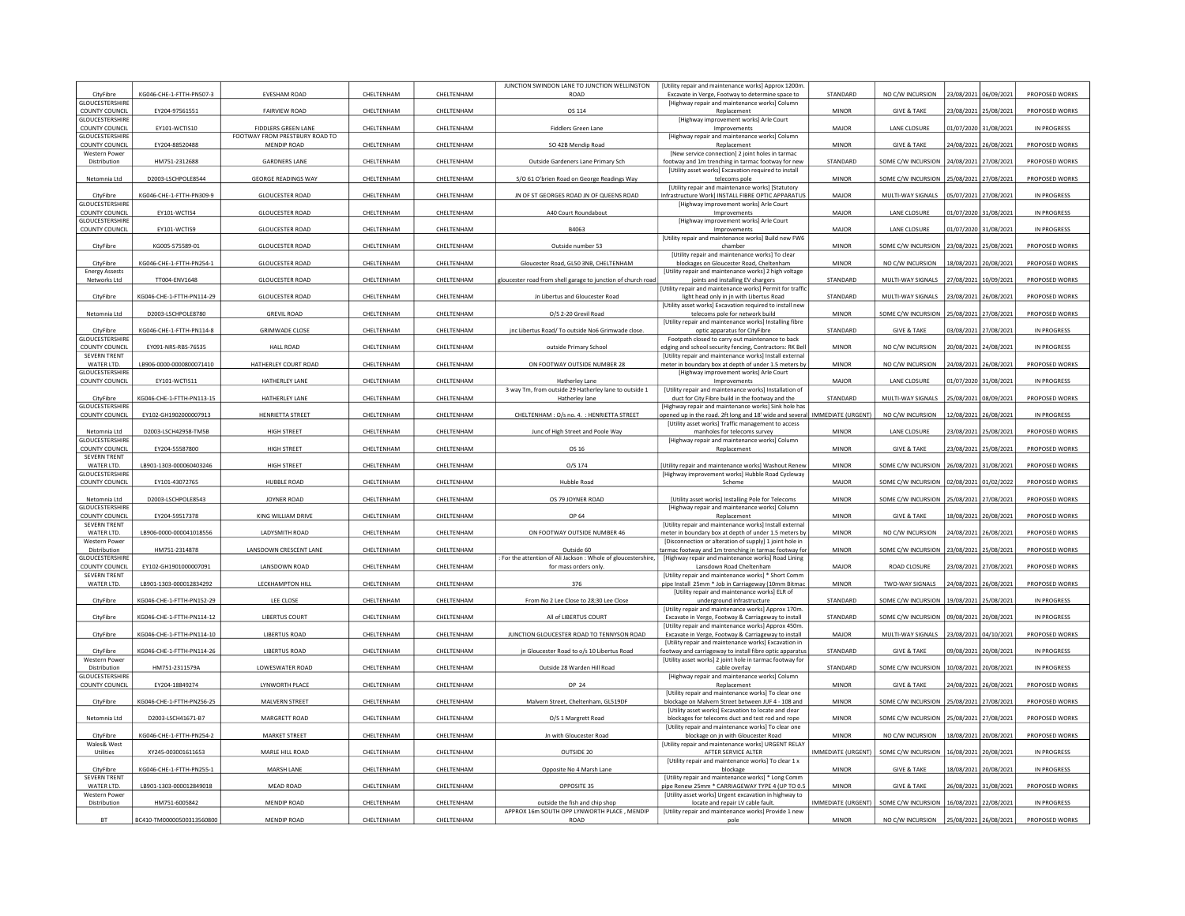| CityFibre | KG046-CHE-1-FTTH-PN507-3 | EVESHAM ROAD | CHELTENHAM | CHELTENHAM | JUNCTION SWINDON LANE TO JUNCTION WELLINGTON ROAD | [Utility repair and maintenance works] Approx 1200m. Excavate in Verge, Footway to determine space to | STANDARD | NO C/W INCURSION | 23/08/2021 | 06/09/2021 | PROPOSED WORKS |
|---|---|---|---|---|---|---|---|---|---|---|---|
| GLOUCESTERSHIRE COUNTY COUNCIL | EY204-97561551 | FAIRVIEW ROAD | CHELTENHAM | CHELTENHAM | OS 114 | [Highway repair and maintenance works] Column Replacement | MINOR | GIVE & TAKE | 23/08/2021 | 25/08/2021 | PROPOSED WORKS |
| GLOUCESTERSHIRE COUNTY COUNCIL | EY101-WCTIS10 | FIDDLERS GREEN LANE | CHELTENHAM | CHELTENHAM | Fiddlers Green Lane | [Highway improvement works] Arle Court Improvements | MAJOR | LANE CLOSURE | 01/07/2020 | 31/08/2021 | IN PROGRESS |
| GLOUCESTERSHIRE COUNTY COUNCIL | EY204-88520488 | FOOTWAY FROM PRESTBURY ROAD TO MENDIP ROAD | CHELTENHAM | CHELTENHAM | SO 42B Mendip Road | [Highway repair and maintenance works] Column Replacement | MINOR | GIVE & TAKE | 24/08/2021 | 26/08/2021 | PROPOSED WORKS |
| Western Power Distribution | HM751-2312688 | GARDNERS LANE | CHELTENHAM | CHELTENHAM | Outside Gardeners Lane Primary Sch | [New service connection] 2 joint holes in tarmac footway and 1m trenching in tarmac footway for new | STANDARD | SOME C/W INCURSION | 24/08/2021 | 27/08/2021 | PROPOSED WORKS |
| Netomnia Ltd | D2003-LSCHPOLE8544 | GEORGE READINGS WAY | CHELTENHAM | CHELTENHAM | S/O 61 O'brien Road on George Readings Way | [Utility asset works] Excavation required to install telecoms pole | MINOR | SOME C/W INCURSION | 25/08/2021 | 27/08/2021 | PROPOSED WORKS |
| CityFibre | KG046-CHE-1-FTTH-PN309-9 | GLOUCESTER ROAD | CHELTENHAM | CHELTENHAM | JN OF ST GEORGES ROAD JN OF QUEENS ROAD | [Utility repair and maintenance works] [Statutory Infrastructure Work] INSTALL FIBRE OPTIC APPARATUS | MAJOR | MULTI-WAY SIGNALS | 05/07/2021 | 27/08/2021 | IN PROGRESS |
| GLOUCESTERSHIRE COUNTY COUNCIL | EY101-WCTIS4 | GLOUCESTER ROAD | CHELTENHAM | CHELTENHAM | A40 Court Roundabout | [Highway improvement works] Arle Court Improvements | MAJOR | LANE CLOSURE | 01/07/2020 | 31/08/2021 | IN PROGRESS |
| GLOUCESTERSHIRE COUNTY COUNCIL | EY101-WCTIS9 | GLOUCESTER ROAD | CHELTENHAM | CHELTENHAM | B4063 | [Highway improvement works] Arle Court Improvements | MAJOR | LANE CLOSURE | 01/07/2020 | 31/08/2021 | IN PROGRESS |
| CityFibre | KG005-S75589-01 | GLOUCESTER ROAD | CHELTENHAM | CHELTENHAM | Outside number 53 | [Utility repair and maintenance works] Build new FW6 chamber | MINOR | SOME C/W INCURSION | 23/08/2021 | 25/08/2021 | PROPOSED WORKS |
| CityFibre | KG046-CHE-1-FTTH-PN254-1 | GLOUCESTER ROAD | CHELTENHAM | CHELTENHAM | Gloucester Road, GL50 3NB, CHELTENHAM | [Utility repair and maintenance works] To clear blockages on Gloucester Road, Cheltenham | MINOR | NO C/W INCURSION | 18/08/2021 | 20/08/2021 | PROPOSED WORKS |
| Energy Assests Networks Ltd | TT004-ENV1648 | GLOUCESTER ROAD | CHELTENHAM | CHELTENHAM | gloucester road from shell garage to junction of church road | [Utility repair and maintenance works] 2 high voltage joints and installing EV chargers | STANDARD | MULTI-WAY SIGNALS | 27/08/2021 | 10/09/2021 | PROPOSED WORKS |
| CityFibre | KG046-CHE-1-FTTH-PN114-29 | GLOUCESTER ROAD | CHELTENHAM | CHELTENHAM | Jn Libertus and Gloucester Road | [Utility repair and maintenance works] Permit for traffic light head only in jn with Libertus Road | STANDARD | MULTI-WAY SIGNALS | 23/08/2021 | 26/08/2021 | PROPOSED WORKS |
| Netomnia Ltd | D2003-LSCHPOLE8780 | GREVIL ROAD | CHELTENHAM | CHELTENHAM | O/S 2-20 Grevil Road | [Utility asset works] Excavation required to install new telecoms pole for network build | MINOR | SOME C/W INCURSION | 25/08/2021 | 27/08/2021 | PROPOSED WORKS |
| CityFibre | KG046-CHE-1-FTTH-PN114-8 | GRIMWADE CLOSE | CHELTENHAM | CHELTENHAM | jnc Libertus Road/ To outside No6 Grimwade close. | [Utility repair and maintenance works] Installing fibre optic apparatus for CityFibre | STANDARD | GIVE & TAKE | 03/08/2021 | 27/08/2021 | IN PROGRESS |
| GLOUCESTERSHIRE COUNTY COUNCIL | EY091-NRS-RBS-76535 | HALL ROAD | CHELTENHAM | CHELTENHAM | outside Primary School | Footpath closed to carry out maintenance to back edging and school security fencing, Contractors: RK Bell | MINOR | NO C/W INCURSION | 20/08/2021 | 24/08/2021 | IN PROGRESS |
| SEVERN TRENT WATER LTD. | LB906-0000-0000800071410 | HATHERLEY COURT ROAD | CHELTENHAM | CHELTENHAM | ON FOOTWAY OUTSIDE NUMBER 28 | [Utility repair and maintenance works] Install external meter in boundary box at depth of under 1.5 meters by | MINOR | NO C/W INCURSION | 24/08/2021 | 26/08/2021 | PROPOSED WORKS |
| GLOUCESTERSHIRE COUNTY COUNCIL | EY101-WCTIS11 | HATHERLEY LANE | CHELTENHAM | CHELTENHAM | Hatherley Lane | [Highway improvement works] Arle Court Improvements | MAJOR | LANE CLOSURE | 01/07/2020 | 31/08/2021 | IN PROGRESS |
| CityFibre | KG046-CHE-1-FTTH-PN113-15 | HATHERLEY LANE | CHELTENHAM | CHELTENHAM | 3 way Tm, from outside 29 Hatherley lane to outside 1 Hatherley lane | [Utility repair and maintenance works] Installation of duct for City Fibre build in the footway and the | STANDARD | MULTI-WAY SIGNALS | 25/08/2021 | 08/09/2021 | PROPOSED WORKS |
| GLOUCESTERSHIRE COUNTY COUNCIL | EY102-GH1902000007913 | HENRIETTA STREET | CHELTENHAM | CHELTENHAM | CHELTENHAM : O/s no. 4. : HENRIETTA STREET | [Highway repair and maintenance works] Sink hole has opened up in the road. 2ft long and 18' wide and several | IMMEDIATE (URGENT) | NO C/W INCURSION | 12/08/2021 | 26/08/2021 | IN PROGRESS |
| Netomnia Ltd | D2003-LSCH42958-TMSB | HIGH STREET | CHELTENHAM | CHELTENHAM | Junc of High Street and Poole Way | [Utility asset works] Traffic management to access manholes for telecoms survey | MINOR | LANE CLOSURE | 23/08/2021 | 25/08/2021 | PROPOSED WORKS |
| GLOUCESTERSHIRE COUNTY COUNCIL | EY204-55587800 | HIGH STREET | CHELTENHAM | CHELTENHAM | OS 16 | [Highway repair and maintenance works] Column Replacement | MINOR | GIVE & TAKE | 23/08/2021 | 25/08/2021 | PROPOSED WORKS |
| SEVERN TRENT WATER LTD. | LB901-1303-000060403246 | HIGH STREET | CHELTENHAM | CHELTENHAM | O/S 174 | [Utility repair and maintenance works] Washout Renew | MINOR | SOME C/W INCURSION | 26/08/2021 | 31/08/2021 | PROPOSED WORKS |
| GLOUCESTERSHIRE COUNTY COUNCIL | EY101-43072765 | HUBBLE ROAD | CHELTENHAM | CHELTENHAM | Hubble Road | [Highway improvement works] Hubble Road Cycleway Scheme | MAJOR | SOME C/W INCURSION | 02/08/2021 | 01/02/2022 | PROPOSED WORKS |
| Netomnia Ltd | D2003-LSCHPOLE8543 | JOYNER ROAD | CHELTENHAM | CHELTENHAM | OS 79 JOYNER ROAD | [Utility asset works] Installing Pole for Telecoms | MINOR | SOME C/W INCURSION | 25/08/2021 | 27/08/2021 | PROPOSED WORKS |
| GLOUCESTERSHIRE COUNTY COUNCIL | EY204-59517378 | KING WILLIAM DRIVE | CHELTENHAM | CHELTENHAM | OP 64 | [Highway repair and maintenance works] Column Replacement | MINOR | GIVE & TAKE | 18/08/2021 | 20/08/2021 | PROPOSED WORKS |
| SEVERN TRENT WATER LTD. | LB906-0000-000041018556 | LADYSMITH ROAD | CHELTENHAM | CHELTENHAM | ON FOOTWAY OUTSIDE NUMBER 46 | [Utility repair and maintenance works] Install external meter in boundary box at depth of under 1.5 meters by | MINOR | NO C/W INCURSION | 24/08/2021 | 26/08/2021 | PROPOSED WORKS |
| Western Power Distribution | HM751-2314878 | LANSDOWN CRESCENT LANE | CHELTENHAM | CHELTENHAM | Outside 60 | [Disconnection or alteration of supply] 1 joint hole in tarmac footway and 1m trenching in tarmac footway for | MINOR | SOME C/W INCURSION | 23/08/2021 | 25/08/2021 | PROPOSED WORKS |
| GLOUCESTERSHIRE COUNTY COUNCIL | EY102-GH1901000007091 | LANSDOWN ROAD | CHELTENHAM | CHELTENHAM | : For the attention of Ali Jackson : Whole of gloucestershire, for mass orders only. | [Highway repair and maintenance works] Road Lining Lansdown Road Cheltenham | MAJOR | ROAD CLOSURE | 23/08/2021 | 27/08/2021 | PROPOSED WORKS |
| SEVERN TRENT WATER LTD. | LB901-1303-000012834292 | LECKHAMPTON HILL | CHELTENHAM | CHELTENHAM | 376 | [Utility repair and maintenance works] * Short Comm pipe Install 25mm * Job in Carriageway (10mm Bitmac | MINOR | TWO-WAY SIGNALS | 24/08/2021 | 26/08/2021 | PROPOSED WORKS |
| CityFibre | KG046-CHE-1-FTTH-PN152-29 | LEE CLOSE | CHELTENHAM | CHELTENHAM | From No 2 Lee Close to 28;30 Lee Close | [Utility repair and maintenance works] ELR of underground infrastructure | STANDARD | SOME C/W INCURSION | 19/08/2021 | 25/08/2021 | IN PROGRESS |
| CityFibre | KG046-CHE-1-FTTH-PN114-12 | LIBERTUS COURT | CHELTENHAM | CHELTENHAM | All of LIBERTUS COURT | [Utility repair and maintenance works] Approx 170m. Excavate in Verge, Footway & Carriageway to install | STANDARD | SOME C/W INCURSION | 09/08/2021 | 20/08/2021 | IN PROGRESS |
| CityFibre | KG046-CHE-1-FTTH-PN114-10 | LIBERTUS ROAD | CHELTENHAM | CHELTENHAM | JUNCTION GLOUCESTER ROAD TO TENNYSON ROAD | [Utility repair and maintenance works] Approx 450m. Excavate in Verge, Footway & Carriageway to install | MAJOR | MULTI-WAY SIGNALS | 23/08/2021 | 04/10/2021 | PROPOSED WORKS |
| CityFibre | KG046-CHE-1-FTTH-PN114-26 | LIBERTUS ROAD | CHELTENHAM | CHELTENHAM | jn Gloucester Road to o/s 10 Libertus Road | [Utility repair and maintenance works] Excavation in footway and carriageway to install fibre optic apparatus | STANDARD | GIVE & TAKE | 09/08/2021 | 20/08/2021 | IN PROGRESS |
| Western Power Distribution | HM751-2311579A | LOWESWATER ROAD | CHELTENHAM | CHELTENHAM | Outside 28 Warden Hill Road | [Utility asset works] 2 joint hole in tarmac footway for cable overlay | STANDARD | SOME C/W INCURSION | 10/08/2021 | 20/08/2021 | IN PROGRESS |
| GLOUCESTERSHIRE COUNTY COUNCIL | EY204-18849274 | LYNWORTH PLACE | CHELTENHAM | CHELTENHAM | OP 24 | [Highway repair and maintenance works] Column Replacement | MINOR | GIVE & TAKE | 24/08/2021 | 26/08/2021 | PROPOSED WORKS |
| CityFibre | KG046-CHE-1-FTTH-PN256-25 | MALVERN STREET | CHELTENHAM | CHELTENHAM | Malvern Street, Cheltenham, GL519DF | [Utility repair and maintenance works] To clear one blockage on Malvern Street between JUF 4 - 108 and | MINOR | SOME C/W INCURSION | 25/08/2021 | 27/08/2021 | PROPOSED WORKS |
| Netomnia Ltd | D2003-LSCH41671-B7 | MARGRETT ROAD | CHELTENHAM | CHELTENHAM | O/S 1 Margrett Road | [Utility asset works] Excavation to locate and clear blockages for telecoms duct and test rod and rope | MINOR | SOME C/W INCURSION | 25/08/2021 | 27/08/2021 | PROPOSED WORKS |
| CityFibre | KG046-CHE-1-FTTH-PN254-2 | MARKET STREET | CHELTENHAM | CHELTENHAM | Jn with Gloucester Road | [Utility repair and maintenance works] To clear one blockage on jn with Gloucester Road | MINOR | NO C/W INCURSION | 18/08/2021 | 20/08/2021 | PROPOSED WORKS |
| Wales& West Utilities | XY245-003001611653 | MARLE HILL ROAD | CHELTENHAM | CHELTENHAM | OUTSIDE 20 | [Utility repair and maintenance works] URGENT RELAY AFTER SERVICE ALTER | IMMEDIATE (URGENT) | SOME C/W INCURSION | 16/08/2021 | 20/08/2021 | IN PROGRESS |
| CityFibre | KG046-CHE-1-FTTH-PN255-1 | MARSH LANE | CHELTENHAM | CHELTENHAM | Opposite No 4 Marsh Lane | [Utility repair and maintenance works] To clear 1 x blockage | MINOR | GIVE & TAKE | 18/08/2021 | 20/08/2021 | IN PROGRESS |
| SEVERN TRENT WATER LTD. | LB901-1303-000012849018 | MEAD ROAD | CHELTENHAM | CHELTENHAM | OPPOSITE 35 | [Utility repair and maintenance works] * Long Comm pipe Renew 25mm * CARRIAGEWAY TYPE 4 (UP TO 0.5 | MINOR | GIVE & TAKE | 26/08/2021 | 31/08/2021 | PROPOSED WORKS |
| Western Power Distribution | HM751-6005842 | MENDIP ROAD | CHELTENHAM | CHELTENHAM | outside the fish and chip shop | [Utility asset works] Urgent excavation in highway to locate and repair LV cable fault. | IMMEDIATE (URGENT) | SOME C/W INCURSION | 16/08/2021 | 22/08/2021 | IN PROGRESS |
| BT | BC410-TM00000500313560800 | MENDIP ROAD | CHELTENHAM | CHELTENHAM | APPROX 16m SOUTH OPP LYNWORTH PLACE , MENDIP ROAD | [Utility repair and maintenance works] Provide 1 new pole | MINOR | NO C/W INCURSION | 25/08/2021 | 26/08/2021 | PROPOSED WORKS |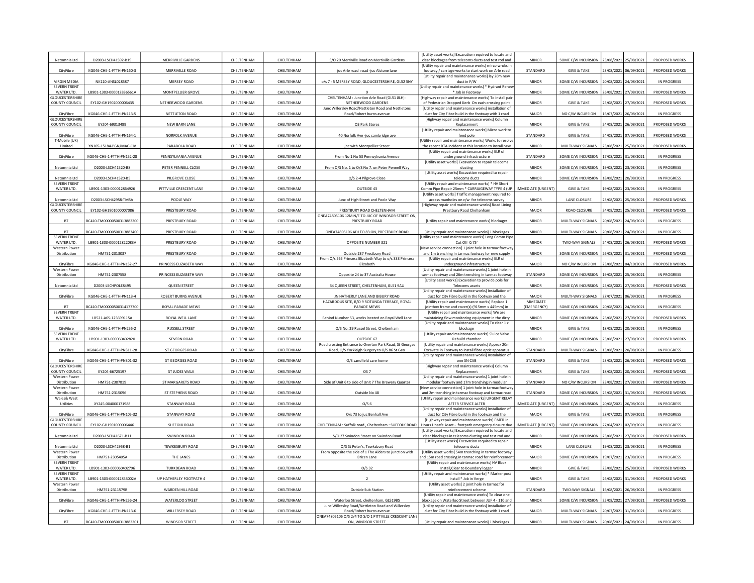| Netomnia Ltd | D2003-LSCH41592-B19 | MERRIVILLE GARDENS | CHELTENHAM | CHELTENHAM | S/O 20 Merriville Road on Merriville Gardens | [Utility asset works] Excavation required to locate and clear blockages from telecoms ducts and test rod and | MINOR | SOME C/W INCURSION | 23/08/2021 | 25/08/2021 | PROPOSED WORKS |
|---|---|---|---|---|---|---|---|---|---|---|---|
| CityFibre | KG046-CHE-1-FTTH-PN160-3 | MERRIVILLE ROAD | CHELTENHAM | CHELTENHAM | juc Arle road road -juc Alstone lane | [Utility repair and maintenance works] mirco works in footway / carriage works to start work on Arle road | STANDARD | GIVE & TAKE | 23/08/2021 | 06/09/2021 | PROPOSED WORKS |
| VIRGIN MEDIA | NK110-ANSL028587 | MERSEY ROAD | CHELTENHAM | CHELTENHAM | o/s 7 - 5 MERSEY ROAD, GLOUCESTERSHIRE, GL52 5NY | [Utility repair and maintenance works] lay 20m new duct in F/W | MINOR | SOME C/W INCURSION | 20/08/2021 | 24/08/2021 | IN PROGRESS |
| SEVERN TRENT WATER LTD. | LB901-1303-000012836561A | MONTPELLIER GROVE | CHELTENHAM | CHELTENHAM | 9 | [Utility repair and maintenance works] * Hydrant Renew * Job in Footway | MINOR | SOME C/W INCURSION | 26/08/2021 | 27/08/2021 | PROPOSED WORKS |
| GLOUCESTERSHIRE COUNTY COUNCIL | EY102-GH1902000006435 | NETHERWOOD GARDENS | CHELTENHAM | CHELTENHAM | CHELTENHAM : Junction Arle Road (GL51 8LH) : NETHERWOOD GARDENS | [Highway repair and maintenance works] To install pair of Pedestrian Dropped Kerb On each crossing point | MINOR | GIVE & TAKE | 25/08/2021 | 27/08/2021 | PROPOSED WORKS |
| CityFibre | KG046-CHE-1-FTTH-PN113-5 | NETTLETON ROAD | CHELTENHAM | CHELTENHAM | Junc Willersley Road/Nettleton Road and Nettletons Road/Robert burns avenue | [Utility repair and maintenance works] installation of duct for City Fibre build in the footway with 1 road | MAJOR | NO C/W INCURSION | 16/07/2021 | 26/08/2021 | IN PROGRESS |
| GLOUCESTERSHIRE COUNTY COUNCIL | EY204-69313489 | NEW BARN LANE | CHELTENHAM | CHELTENHAM | OS Park Stores | [Highway repair and maintenance works] Column Replacement | MINOR | GIVE & TAKE | 24/08/2021 | 26/08/2021 | PROPOSED WORKS |
| CityFibre | KG046-CHE-1-FTTH-PN164-1 | NORFOLK AVENUE | CHELTENHAM | CHELTENHAM | 40 Norfolk Ave -juc cambridge ave | [Utility repair and maintenance works] Micro work to feed pole | STANDARD | GIVE & TAKE | 24/08/2021 | 07/09/2021 | PROPOSED WORKS |
| T-Mobile (UK) Limited | YN105-15184-PGN/MAC-CIV | PARABOLA ROAD | CHELTENHAM | CHELTENHAM | jnc with Montpellier Street | [Utility repair and maintenance works] Works to resolve the recent RTA incident at this location to install new | MINOR | MULTI-WAY SIGNALS | 23/08/2021 | 25/08/2021 | PROPOSED WORKS |
| CityFibre | KG046-CHE-1-FTTH-PN152-28 | PENNSYLVANIA AVENUE | CHELTENHAM | CHELTENHAM | From No 1 No 53 Pennsylvania Avenue | [Utility repair and maintenance works] ELR of underground infrastructure | STANDARD | SOME C/W INCURSION | 17/08/2021 | 31/08/2021 | IN PROGRESS |
| Netomnia Ltd | D2003-LSCH41520-B8 | PETER PENNELL CLOSE | CHELTENHAM | CHELTENHAM | From O/S No. 1 to O/S No 7. on Peter Pennell Way | [Utility asset works] Excavation to repair telecoms ducting | MINOR | SOME C/W INCURSION | 19/08/2021 | 23/08/2021 | IN PROGRESS |
| Netomnia Ltd | D2003-LSCH41520-B5 | PILGROVE CLOSE | CHELTENHAM | CHELTENHAM | O/S 2-4 Pilgrove Close | [Utility asset works] Excavation required to repair telecoms ducts | MINOR | SOME C/W INCURSION | 18/08/2021 | 20/08/2021 | IN PROGRESS |
| SEVERN TRENT WATER LTD. | LB901-1303-000012864926 | PITTVILLE CRESCENT LANE | CHELTENHAM | CHELTENHAM | OUTSIDE 43 | [Utility repair and maintenance works] * HV Short Comm Pipe Repair 25mm * CARRIAGEWAY TYPE 4 (UP | IMMEDIATE (URGENT) | GIVE & TAKE | 19/08/2021 | 23/08/2021 | IN PROGRESS |
| Netomnia Ltd | D2003-LSCH42958-TMSA | POOLE WAY | CHELTENHAM | CHELTENHAM | Junc of High Street and Poole Way | [Utility asset works] Traffic management required to access manholes on c/w for telecoms survey | MINOR | LANE CLOSURE | 23/08/2021 | 25/08/2021 | PROPOSED WORKS |
| GLOUCESTERSHIRE COUNTY COUNCIL | EY102-GH1901000007086 | PRESTBURY ROAD | CHELTENHAM | CHELTENHAM | PRESTBURY ROAD CHELTENHAM | [Highway repair and maintenance works] Road Lining Prestbury Road Cheltenham | MAJOR | ROAD CLOSURE | 24/08/2021 | 25/08/2021 | PROPOSED WORKS |
| BT | BC410-TM00000500313882200 | PRESTBURY ROAD | CHELTENHAM | CHELTENHAM | ONEA74805106 12M N/E TO JUC OF WINDSOR STREET ON, PRESTBURY ROAD | [Utility repair and maintenance works] blockages | MINOR | MULTI-WAY SIGNALS | 20/08/2021 | 24/08/2021 | IN PROGRESS |
| BT | BC410-TM00000500313883400 | PRESTBURY ROAD | CHELTENHAM | CHELTENHAM | ONEA74805106 ADJ TO 83 ON, PRESTBURY ROAD | [Utility repair and maintenance works] 1 blockages | MINOR | MULTI-WAY SIGNALS | 20/08/2021 | 24/08/2021 | IN PROGRESS |
| SEVERN TRENT WATER LTD. | LB901-1303-000012822083A | PRESTBURY ROAD | CHELTENHAM | CHELTENHAM | OPPOSITE NUMBER 321 | [Utility repair and maintenance works] Long Comm Pipe Cut Off 0.75' | MINOR | TWO-WAY SIGNALS | 24/08/2021 | 26/08/2021 | PROPOSED WORKS |
| Western Power Distribution | HM751-2313037 | PRESTBURY ROAD | CHELTENHAM | CHELTENHAM | Outside 237 Prestbury Road | [New service connection] 1 joint hole in tarmac footway and 1m trenching in tarmac footway for new supply | MINOR | SOME C/W INCURSION | 26/08/2021 | 31/08/2021 | PROPOSED WORKS |
| CityFibre | KG046-CHE-1-FTTH-PN152-27 | PRINCESS ELIZABETH WAY | CHELTENHAM | CHELTENHAM | From O/s 565 Princess Elizabeth Way to o/s 333 Princess Elizabeth | [Utility repair and maintenance works] ELR of underground infrastructure | MAJOR | NO C/W INCURSION | 23/08/2021 | 04/10/2021 | PROPOSED WORKS |
| Western Power Distribution | HM751-2307558 | PRINCESS ELIZABETH WAY | CHELTENHAM | CHELTENHAM | Opposite 24 to 37 Australia House | [Utility repair and maintenance works] 1 joint hole in tarmac footway and 26m trenching in tarmac footway | STANDARD | SOME C/W INCURSION | 19/08/2021 | 25/08/2021 | IN PROGRESS |
| Netomnia Ltd | D2003-LSCHPOLE8495 | QUEEN STREET | CHELTENHAM | CHELTENHAM | 34 QUEEN STREET, CHELTENHAM, GL51 9AU | [Utility asset works] Excavation to provide pole for Telecoms assets | MINOR | SOME C/W INCURSION | 25/08/2021 | 27/08/2021 | PROPOSED WORKS |
| CityFibre | KG046-CHE-1-FTTH-PN113-4 | ROBERT BURNS AVENUE | CHELTENHAM | CHELTENHAM | JN HATHERLY LANE AND BIBURY ROAD | [Utility repair and maintenance works] Installation of duct for City Fibre build in the footway and the | MAJOR | MULTI-WAY SIGNALS | 27/07/2021 | 06/09/2021 | IN PROGRESS |
| BT | BC410-TM00000500314177700 | ROYAL PARADE MEWS | CHELTENHAM | CHELTENHAM | HAZARDOUS SITE, R/O 9 ROTUNDA TERRACE, ROYAL PARADE MEWS | [Utility repair and maintenance works] Replace 1 jointbox frame and cover(s) (915mm x 445mm) in | IMMEDIATE (EMERGENCY) | SOME C/W INCURSION | 20/08/2021 | 24/08/2021 | IN PROGRESS |
| SEVERN TRENT WATER LTD. | LB521-A6S-125699115A | ROYAL WELL LANE | CHELTENHAM | CHELTENHAM | Behind Number 53, works located on Royal Well Lane | [Utility repair and maintenance works] We are maintaining flow monitoring equipment in the dirty | MINOR | SOME C/W INCURSION | 26/08/2021 | 27/08/2021 | PROPOSED WORKS |
| CityFibre | KG046-CHE-1-FTTH-PN255-2 | RUSSELL STREET | CHELTENHAM | CHELTENHAM | O/S No. 29 Russel Street, Cheltenham | [Utility repair and maintenance works] To clear 1 x blockage | MINOR | GIVE & TAKE | 18/08/2021 | 20/08/2021 | IN PROGRESS |
| SEVERN TRENT WATER LTD. | LB901-1303-000060402820 | SEVERN ROAD | CHELTENHAM | CHELTENHAM | OUTSIDE 67 | [Utility repair and maintenance works] Sluice Valve Rebuild chamber | MINOR | SOME C/W INCURSION | 25/08/2021 | 27/08/2021 | PROPOSED WORKS |
| CityFibre | KG046-CHE-1-FTTH-PN311-28 | ST GEORGES ROAD | CHELTENHAM | CHELTENHAM | Road crossing Entrance to Overton Park Road, St Georges Road, O/S Yorkleigh Surgery to O/S 86 St Geo | [Utility repair and maintenance works] Approx 20m Excavate in Footway to install fibre optic apparatus | STANDARD | MULTI-WAY SIGNALS | 13/08/2021 | 20/08/2021 | IN PROGRESS |
| CityFibre | KG046-CHE-1-FTTH-PN301-32 | ST GEORGES ROAD | CHELTENHAM | CHELTENHAM | O/S sandfield care home | [Utility repair and maintenance works] Instalaltion of one SN CAB | STANDARD | GIVE & TAKE | 23/08/2021 | 26/08/2021 | PROPOSED WORKS |
| GLOUCESTERSHIRE COUNTY COUNCIL | EY204-66725197 | ST JUDES WALK | CHELTENHAM | CHELTENHAM | OS 7 | [Highway repair and maintenance works] Column Replacement | MINOR | GIVE & TAKE | 18/08/2021 | 20/08/2021 | IN PROGRESS |
| Western Power Distribution | HM751-2307819 | ST MARGARETS ROAD | CHELTENHAM | CHELTENHAM | Side of Unit 6 to side of Unit 7 The Brewery Quarter | [Utility repair and maintenance works] 1 joint hole in modular footway and 17m trenching in modular | STANDARD | NO C/W INCURSION | 23/08/2021 | 27/08/2021 | PROPOSED WORKS |
| Western Power Distribution | HM751-2315096 | ST STEPHENS ROAD | CHELTENHAM | CHELTENHAM | Outside No 48 | [New service connection] 1 joint hole in tarmac footway and 2m trenching in tarmac footway and tarmac road | STANDARD | SOME C/W INCURSION | 25/08/2021 | 31/08/2021 | PROPOSED WORKS |
| Wales& West Utilities | XY245-004000171988 | STANWAY ROAD | CHELTENHAM | CHELTENHAM | O/S 6 | [Utility repair and maintenance works] URGENT RELAY AFTER SERVICE ALTER | IMMEDIATE (URGENT) | SOME C/W INCURSION | 20/08/2021 | 26/08/2021 | IN PROGRESS |
| CityFibre | KG046-CHE-1-FTTH-PN105-32 | STANWAY ROAD | CHELTENHAM | CHELTENHAM | O/s 73 to juc Benhall Ave | [Utility repair and maintenance works] Installation of duct for City Fibre build in the footway and the | MAJOR | GIVE & TAKE | 28/07/2021 | 07/09/2021 | IN PROGRESS |
| GLOUCESTERSHIRE COUNTY COUNCIL | EY102-GH1901000006446 | SUFFOLK ROAD | CHELTENHAM | CHELTENHAM | CHELTENHAM : Suffolk road , Cheltenham : SUFFOLK ROAD | [Highway repair and maintenance works] EMER In Hours Unsafe Asset - footpath emergency closure due | IMMEDIATE (URGENT) | SOME C/W INCURSION | 27/04/2021 | 02/09/2021 | IN PROGRESS |
| Netomnia Ltd | D2003-LSCH41671-B11 | SWINDON ROAD | CHELTENHAM | CHELTENHAM | S/O 27 Swindon Street on Swindon Road | [Utility asset works] Excavation required to locate and clear blockages in telecoms ducting and test rod and | MINOR | SOME C/W INCURSION | 25/08/2021 | 27/08/2021 | PROPOSED WORKS |
| Netomnia Ltd | D2003-LSCH42958-B1 | TEWKESBURY ROAD | CHELTENHAM | CHELTENHAM | O/S St Peter's, Tewksbury Road | [Utility asset works] Excavation required to repair telecoms ducts | MINOR | LANE CLOSURE | 19/08/2021 | 23/08/2021 | IN PROGRESS |
| Western Power Distribution | HM751-2305405A | THE LANES | CHELTENHAM | CHELTENHAM | From opposite the side of 1 The Alders to junction with Brizen Lane | [Utility asset works] 54m trenching in tarmac footway and 15m road crossing in tarmac road for reinforcement | MAJOR | SOME C/W INCURSION | 19/07/2021 | 23/08/2021 | IN PROGRESS |
| SEVERN TRENT WATER LTD. | LB901-1303-000060402796 | TURKDEAN ROAD | CHELTENHAM | CHELTENHAM | O/S 32 | [Utility repair and maintenance works] HV Bbox Install,Clear to Boundary logger | MINOR | GIVE & TAKE | 23/08/2021 | 25/08/2021 | PROPOSED WORKS |
| SEVERN TRENT WATER LTD. | LB901-1303-000012853002A | UP HATHERLEY FOOTPATH 4 | CHELTENHAM | CHELTENHAM | 2 | [Utility repair and maintenance works] * Marker post Install * Job in Verge | MINOR | GIVE & TAKE | 26/08/2021 | 31/08/2021 | PROPOSED WORKS |
| Western Power Distribution | HM751-2311579B | WARDEN HILL ROAD | CHELTENHAM | CHELTENHAM | Outside Sub Station | [Utility asset works] 2 joint hole in tarmac for reinforcement scheme | STANDARD | TWO-WAY SIGNALS | 16/08/2021 | 26/08/2021 | IN PROGRESS |
| CityFibre | KG046-CHE-1-FTTH-PN256-24 | WATERLOO STREET | CHELTENHAM | CHELTENHAM | Waterloo Street, cheltenham, GL519BS | [Utility repair and maintenance works] To clear one blockage on Waterloo Street between JUF 4 - 110 and | MINOR | SOME C/W INCURSION | 25/08/2021 | 27/08/2021 | PROPOSED WORKS |
| CityFibre | KG046-CHE-1-FTTH-PN113-6 | WILLERSEY ROAD | CHELTENHAM | CHELTENHAM | Junc Willersley Road/Nettleton Road and Willersley Road/Robert burns avenue | [Utility repair and maintenance works] installation of duct for City Fibre build in the footway with 1 road | MAJOR | MULTI-WAY SIGNALS | 20/07/2021 | 31/08/2021 | IN PROGRESS |
| BT | BC410-TM00000500313882201 | WINDSOR STREET | CHELTENHAM | CHELTENHAM | ONEA74805106 O/S 2/4 TO S/O 1 PITTVILLE CRESCENT LANE ON, WINDSOR STREET | [Utility repair and maintenance works] 1 blockages | MINOR | MULTI-WAY SIGNALS | 20/08/2021 | 24/08/2021 | IN PROGRESS |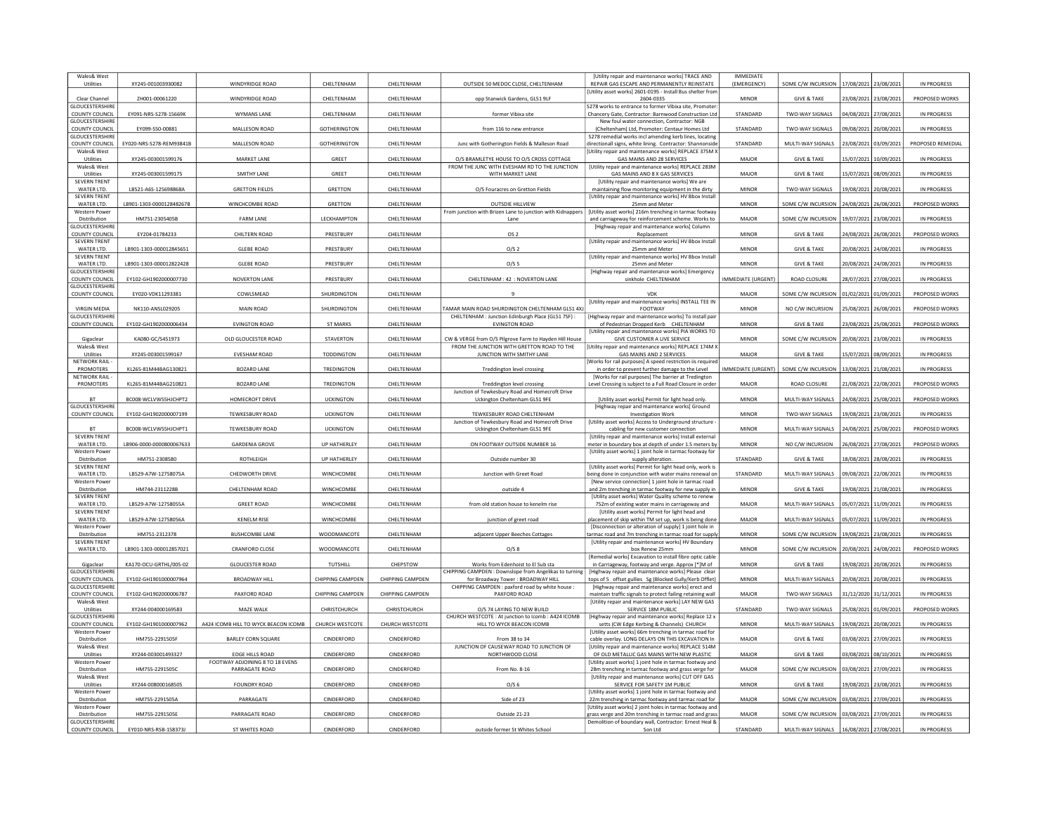| Wales& West Utilities | XY245-001003930082 | WINDYRIDGE ROAD | CHELTENHAM | CHELTENHAM | OUTSIDE 50 MEDOC CLOSE, CHELTENHAM | [Utility repair and maintenance works] TRACE AND REPAIR GAS ESCAPE AND PERMANENTLY REINSTATE | IMMEDIATE (EMERGENCY) | SOME C/W INCURSION | 17/08/2021 | 23/08/2021 | IN PROGRESS |
|---|---|---|---|---|---|---|---|---|---|---|---|
| Clear Channel | ZH001-00061220 | WINDYRIDGE ROAD | CHELTENHAM | CHELTENHAM | opp Stanwick Gardens, GL51 9LF | [Utility asset works] 2601-0195 - Install Bus shelter from 2604-0335 | MINOR | GIVE & TAKE | 23/08/2021 | 23/08/2021 | PROPOSED WORKS |
| GLOUCESTERSHIRE COUNTY COUNCIL | EY091-NRS-S278-15669K | WYMANS LANE | CHELTENHAM | CHELTENHAM | former Vibixa site | S278 works to entrance to former Vibixa site, Promoter: Chancery Gate, Contractor: Barnwood Construction Ltd | STANDARD | TWO-WAY SIGNALS | 04/08/2021 | 27/08/2021 | IN PROGRESS |
| GLOUCESTERSHIRE COUNTY COUNCIL | EY099-S50-00881 | MALLESON ROAD | GOTHERINGTON | CHELTENHAM | from 116 to new entrance | New foul water connection, Contractor: NGB (Cheltenham) Ltd, Promoter: Centaur Homes Ltd | STANDARD | TWO-WAY SIGNALS | 09/08/2021 | 20/08/2021 | IN PROGRESS |
| GLOUCESTERSHIRE COUNTY COUNCIL | EY020-NRS-S278-REM93841B | MALLESON ROAD | GOTHERINGTON | CHELTENHAM | Junc with Gotherington Fields & Malleson Road | S278 remedial works incl amending kerb lines, locating directional signs, white lining. Contractor: Shannonside | STANDARD | MULTI-WAY SIGNALS | 23/08/2021 | 03/09/2021 | PROPOSED REMEDIAL |
| Wales& West Utilities | XY245-003001599176 | MARKET LANE | GREET | CHELTENHAM | O/S BRAMLETYE HOUSE TO O/S CROSS COTTAGE | [Utility repair and maintenance works] REPLACE 375M X GAS MAINS AND 28 SERVICES | MAJOR | GIVE & TAKE | 15/07/2021 | 10/09/2021 | IN PROGRESS |
| Wales& West Utilities | XY245-003001599175 | SMITHY LANE | GREET | CHELTENHAM | FROM THE JUNC WITH EVESHAM RD TO THE JUNCTION WITH MARKET LANE | [Utility repair and maintenance works] REPLACE 283M GAS MAINS AND 8 X GAS SERVICES | MAJOR | GIVE & TAKE | 15/07/2021 | 08/09/2021 | IN PROGRESS |
| SEVERN TRENT WATER LTD. | LB521-A6S-125698868A | GRETTON FIELDS | GRETTON | CHELTENHAM | O/S Fouracres on Gretton Fields | [Utility repair and maintenance works] We are maintaining flow monitoring equipment in the dirty | MINOR | TWO-WAY SIGNALS | 19/08/2021 | 20/08/2021 | IN PROGRESS |
| SEVERN TRENT WATER LTD. | LB901-1303-000012848267B | WINCHCOMBE ROAD | GRETTON | CHELTENHAM | OUTSDIE HILLVIEW | [Utility repair and maintenance works] HV Bbox Install 25mm and Meter | MINOR | SOME C/W INCURSION | 24/08/2021 | 26/08/2021 | PROPOSED WORKS |
| Western Power Distribution | HM751-2305405B | FARM LANE | LECKHAMPTON | CHELTENHAM | From junction with Brizen Lane to junction with Kidnappers Lane | [Utility asset works] 216m trenching in tarmac footway and carriageway for reinforcement scheme. Works to | MAJOR | SOME C/W INCURSION | 19/07/2021 | 23/08/2021 | IN PROGRESS |
| GLOUCESTERSHIRE COUNTY COUNCIL | EY204-01784233 | CHILTERN ROAD | PRESTBURY | CHELTENHAM | OS 2 | [Highway repair and maintenance works] Column Replacement | MINOR | GIVE & TAKE | 24/08/2021 | 26/08/2021 | PROPOSED WORKS |
| SEVERN TRENT WATER LTD. | LB901-1303-000012845651 | GLEBE ROAD | PRESTBURY | CHELTENHAM | O/S 2 | [Utility repair and maintenance works] HV Bbox Install 25mm and Meter | MINOR | GIVE & TAKE | 20/08/2021 | 24/08/2021 | IN PROGRESS |
| SEVERN TRENT WATER LTD. | LB901-1303-000012822428 | GLEBE ROAD | PRESTBURY | CHELTENHAM | O/S 5 | [Utility repair and maintenance works] HV Bbox Install 25mm and Meter | MINOR | GIVE & TAKE | 20/08/2021 | 24/08/2021 | IN PROGRESS |
| GLOUCESTERSHIRE COUNTY COUNCIL | EY102-GH1902000007730 | NOVERTON LANE | PRESTBURY | CHELTENHAM | CHELTENHAM : 42 : NOVERTON LANE | [Highway repair and maintenance works] Emergency sinkhole CHELTENHAM | IMMEDIATE (URGENT) | ROAD CLOSURE | 28/07/2021 | 27/08/2021 | IN PROGRESS |
| GLOUCESTERSHIRE COUNTY COUNCIL | EY020-VDK11293381 | COWLSMEAD | SHURDINGTON | CHELTENHAM | 9 | VDK | MAJOR | SOME C/W INCURSION | 01/02/2021 | 01/09/2021 | PROPOSED WORKS |
| VIRGIN MEDIA | NK110-ANSL029205 | MAIN ROAD | SHURDINGTON | CHELTENHAM | TAMAR MAIN ROAD SHURDINGTON CHELTENHAM GL51 4XJ | [Utility repair and maintenance works] INSTALL TEE IN FOOTWAY | MINOR | NO C/W INCURSION | 25/08/2021 | 26/08/2021 | PROPOSED WORKS |
| GLOUCESTERSHIRE COUNTY COUNCIL | EY102-GH1902000006434 | EVINGTON ROAD | ST MARKS | CHELTENHAM | CHELTENHAM : Junction Edinburgh Place (GL51 7SF) : EVINGTON ROAD | [Highway repair and maintenance works] To install pair of Pedestrian Dropped Kerb CHELTENHAM | MINOR | GIVE & TAKE | 23/08/2021 | 25/08/2021 | PROPOSED WORKS |
| Gigaclear | KA080-GC/S451973 | OLD GLOUCESTER ROAD | STAVERTON | CHELTENHAM | CW & VERGE from O/S Pilgrove Farm to Hayden Hill House | [Utility repair and maintenance works] PIA WORKS TO GIVE CUSTOMER A LIVE SERVICE | MINOR | SOME C/W INCURSION | 20/08/2021 | 23/08/2021 | IN PROGRESS |
| Wales& West Utilities | XY245-003001599167 | EVESHAM ROAD | TODDINGTON | CHELTENHAM | FROM THE JUNCTION WITH GRETTON ROAD TO THE JUNCTION WITH SMITHY LANE | [Utility repair and maintenance works] REPLACE 174M X GAS MAINS AND 2 SERVICES | MAJOR | GIVE & TAKE | 15/07/2021 | 08/09/2021 | IN PROGRESS |
| NETWORK RAIL - PROMOTERS | KL265-81M44BAG130821 | BOZARD LANE | TREDINGTON | CHELTENHAM | Treddington level crossing | [Works for rail purposes] A speed restriction iis required in order to prevent further damage to the Level | IMMEDIATE (URGENT) | SOME C/W INCURSION | 13/08/2021 | 21/08/2021 | IN PROGRESS |
| NETWORK RAIL - PROMOTERS | KL265-81M44BAG210821 | BOZARD LANE | TREDINGTON | CHELTENHAM | Treddington level crossing | [Works for rail purposes] The barrier at Tredington Level Crossing is subject to a Full Road Closure in order | MAJOR | ROAD CLOSURE | 21/08/2021 | 22/08/2021 | PROPOSED WORKS |
| BT | BC008-WCLVW55HJCHPT2 | HOMECROFT DRIVE | UCKINGTON | CHELTENHAM | Junction of Tewkesbury Road and Homecroft Drive Uckington Cheltenham GL51 9FE | [Utility asset works] Permit for light head only. | MINOR | MULTI-WAY SIGNALS | 24/08/2021 | 25/08/2021 | PROPOSED WORKS |
| GLOUCESTERSHIRE COUNTY COUNCIL | EY102-GH1902000007199 | TEWKESBURY ROAD | UCKINGTON | CHELTENHAM | TEWKESBURY ROAD CHELTENHAM | [Highway repair and maintenance works] Ground Investigation Work | MINOR | TWO-WAY SIGNALS | 19/08/2021 | 23/08/2021 | IN PROGRESS |
| BT | BC008-WCLVW55HJCHPT1 | TEWKESBURY ROAD | UCKINGTON | CHELTENHAM | Junction of Tewkesbury Road and Homecroft Drive Uckington Cheltenham GL51 9FE | [Utility asset works] Access to Underground structure - cabling for new customer connection | MINOR | MULTI-WAY SIGNALS | 24/08/2021 | 25/08/2021 | PROPOSED WORKS |
| SEVERN TRENT WATER LTD. | LB906-0000-0000800067633 | GARDENIA GROVE | UP HATHERLEY | CHELTENHAM | ON FOOTWAY OUTSIDE NUMBER 16 | [Utility repair and maintenance works] Install external meter in boundary box at depth of under 1.5 meters by | MINOR | NO C/W INCURSION | 26/08/2021 | 27/08/2021 | PROPOSED WORKS |
| Western Power Distribution | HM751-2308580 | ROTHLEIGH | UP HATHERLEY | CHELTENHAM | Outside number 30 | [Utility asset works] 1 joint hole in tarmac footway for supply alteration. | STANDARD | GIVE & TAKE | 18/08/2021 | 28/08/2021 | IN PROGRESS |
| SEVERN TRENT WATER LTD. | LB529-A7W-12758075A | CHEDWORTH DRIVE | WINCHCOMBE | CHELTENHAM | Junction with Greet Road | [Utility asset works] Permit for light head only, work is being done in conjunction with water mains renewal on | STANDARD | MULTI-WAY SIGNALS | 09/08/2021 | 22/08/2021 | IN PROGRESS |
| Western Power Distribution | HM744-2311228B | CHELTENHAM ROAD | WINCHCOMBE | CHELTENHAM | outside 4 | [New service connection] 1 joint hole in tarmac road and 2m trenching in tarmac footway for new supply in | MINOR | GIVE & TAKE | 19/08/2021 | 21/08/2021 | IN PROGRESS |
| SEVERN TRENT WATER LTD. | LB529-A7W-12758055A | GREET ROAD | WINCHCOMBE | CHELTENHAM | from old station house to kenelm rise | [Utility asset works] Water Quality scheme to renew 752m of existing water mains in carriageway and | MAJOR | MULTI-WAY SIGNALS | 05/07/2021 | 11/09/2021 | IN PROGRESS |
| SEVERN TRENT WATER LTD. | LB529-A7W-12758056A | KENELM RISE | WINCHCOMBE | CHELTENHAM | junction of greet road | [Utility asset works] Permit for light head and placement of skip within TM set up, work is being done | MAJOR | MULTI-WAY SIGNALS | 05/07/2021 | 11/09/2021 | IN PROGRESS |
| Western Power Distribution | HM751-2312378 | BUSHCOMBE LANE | WOODMANCOTE | CHELTENHAM | adjacent Upper Beeches Cottages | [Disconnection or alteration of supply] 1 joint hole in tarmac road and 7m trenching in tarmac road for supply | MINOR | SOME C/W INCURSION | 19/08/2021 | 23/08/2021 | IN PROGRESS |
| SEVERN TRENT WATER LTD. | LB901-1303-000012857021 | CRANFORD CLOSE | WOODMANCOTE | CHELTENHAM | O/S 8 | [Utility repair and maintenance works] HV Boundary box Renew 25mm | MINOR | SOME C/W INCURSION | 20/08/2021 | 24/08/2021 | PROPOSED WORKS |
| Gigaclear | KA170-OCU-GRTHL/005-02 | GLOUCESTER ROAD | TUTSHILL | CHEPSTOW | Works from Edenhoist to El Sub sta | [Remedial works] Excavation to install fibre optic cable in Carriageway, footway and verge. Approx [*]M of | MINOR | GIVE & TAKE | 19/08/2021 | 20/08/2021 | IN PROGRESS |
| GLOUCESTERSHIRE COUNTY COUNCIL | EY102-GH1901000007964 | BROADWAY HILL | CHIPPING CAMPDEN | CHIPPING CAMPDEN | CHIPPING CAMPDEN : Downslope from Angelikas to turning for Broadway Tower : BROADWAY HILL | [Highway repair and maintenance works] Please clear tops of 5 offset gullies 5g (Blocked Gully/Kerb Offlet) | MINOR | MULTI-WAY SIGNALS | 20/08/2021 | 20/08/2021 | IN PROGRESS |
| GLOUCESTERSHIRE COUNTY COUNCIL | EY102-GH1902000006787 | PAXFORD ROAD | CHIPPING CAMPDEN | CHIPPING CAMPDEN | CHIPPING CAMPDEN : paxford road by white house : PAXFORD ROAD | [Highway repair and maintenance works] erect and maintain traffic signals to protect failing retaining wall | MAJOR | TWO-WAY SIGNALS | 31/12/2020 | 31/12/2021 | IN PROGRESS |
| Wales& West Utilities | XY244-004000169583 | MAZE WALK | CHRISTCHURCH | CHRISTCHURCH | O/S 74 LAYING TO NEW BUILD | [Utility repair and maintenance works] LAY NEW GAS SERVICE 18M PUBLIC | STANDARD | TWO-WAY SIGNALS | 25/08/2021 | 01/09/2021 | PROPOSED WORKS |
| GLOUCESTERSHIRE COUNTY COUNCIL | EY102-GH1901000007962 | A424 ICOMB HILL TO WYCK BEACON ICOMB | CHURCH WESTCOTE | CHURCH WESTCOTE | CHURCH WESTCOTE : At junction to Icomb : A424 ICOMB HILL TO WYCK BEACON ICOMB | [Highway repair and maintenance works] Replace 12 x setts (CW Edge Kerbing & Channels) CHURCH | MINOR | MULTI-WAY SIGNALS | 19/08/2021 | 20/08/2021 | IN PROGRESS |
| Western Power Distribution | HM755-2291505F | BARLEY CORN SQUARE | CINDERFORD | CINDERFORD | From 38 to 34 | [Utility asset works] 66m trenching in tarmac road for cable overlay. LONG DELAYS ON THIS EXCAVATION In | MAJOR | GIVE & TAKE | 03/08/2021 | 27/09/2021 | IN PROGRESS |
| Wales& West Utilities | XY244-003001493327 | EDGE HILLS ROAD | CINDERFORD | CINDERFORD | JUNCTION OF CAUSEWAY ROAD TO JUNCTION OF NORTHWOOD CLOSE | [Utility repair and maintenance works] REPLACE 514M OF OLD METALLIC GAS MAINS WITH NEW PLASTIC | MAJOR | GIVE & TAKE | 03/08/2021 | 08/10/2021 | IN PROGRESS |
| Western Power Distribution | HM755-2291505C | FOOTWAY ADJOINING 8 TO 18 EVENS PARRAGATE ROAD | CINDERFORD | CINDERFORD | From No. 8-16 | [Utility asset works] 1 joint hole in tarmac footway and 28m trenching in tarmac footway and grass verge for | MAJOR | SOME C/W INCURSION | 03/08/2021 | 27/09/2021 | IN PROGRESS |
| Wales& West Utilities | XY244-008000168505 | FOUNDRY ROAD | CINDERFORD | CINDERFORD | O/S 6 | [Utility repair and maintenance works] CUT OFF GAS SERVICE FOR SAFETY 1M PUBLIC | MINOR | GIVE & TAKE | 19/08/2021 | 23/08/2021 | IN PROGRESS |
| Western Power Distribution | HM755-2291505A | PARRAGATE | CINDERFORD | CINDERFORD | Side of 23 | [Utility asset works] 1 joint hole in tarmac footway and 22m trenching in tarmac footway and tarmac road for | MAJOR | SOME C/W INCURSION | 03/08/2021 | 27/09/2021 | IN PROGRESS |
| Western Power Distribution | HM755-2291505E | PARRAGATE ROAD | CINDERFORD | CINDERFORD | Outside 21-23 | [Utility asset works] 2 joint holes in tarmac footway and grass verge and 20m trenching in tarmac road and grass | MAJOR | SOME C/W INCURSION | 03/08/2021 | 27/09/2021 | IN PROGRESS |
| GLOUCESTERSHIRE COUNTY COUNCIL | EY010-NRS-RSB-158373J | ST WHITES ROAD | CINDERFORD | CINDERFORD | outside former St Whites School | Demolition of boundary wall, Contractor: Ernest Heal & Son Ltd | STANDARD | MULTI-WAY SIGNALS | 16/08/2021 | 27/08/2021 | IN PROGRESS |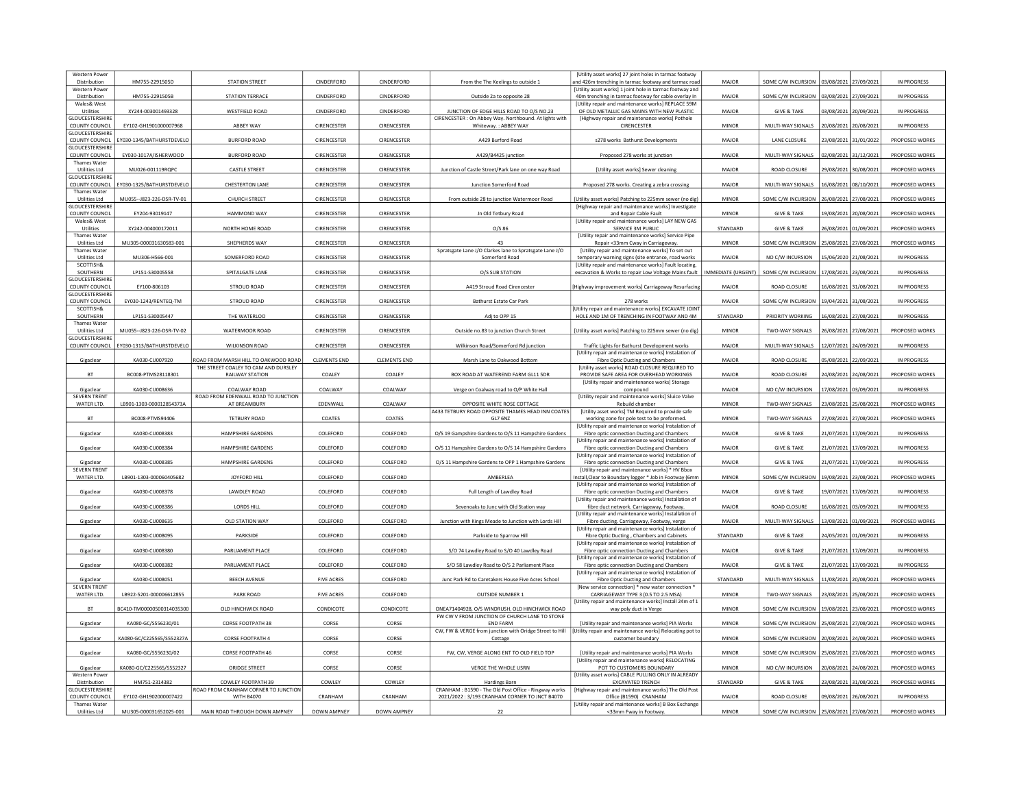| Western Power Distribution | HM755-2291505D | STATION STREET | CINDERFORD | CINDERFORD | From the The Keelings to outside 1 | [Utility asset works] 27 joint holes in tarmac footway and 426m trenching in tarmac footway and tarmac road | MAJOR | SOME C/W INCURSION | 03/08/2021 | 27/09/2021 | IN PROGRESS |
|---|---|---|---|---|---|---|---|---|---|---|---|
| Western Power Distribution | HM755-2291505B | STATION TERRACE | CINDERFORD | CINDERFORD | Outside 2a to opposite 28 | [Utility asset works] 1 joint hole in tarmac footway and 40m trenching in tarmac footway for cable overlay In | MAJOR | SOME C/W INCURSION | 03/08/2021 | 27/09/2021 | IN PROGRESS |
| Wales& West Utilities | XY244-003001493328 | WESTFIELD ROAD | CINDERFORD | CINDERFORD | JUNCTION OF EDGE HILLS ROAD TO O/S NO.23 | [Utility repair and maintenance works] REPLACE 59M OF OLD METALLIC GAS MAINS WITH NEW PLASTIC | MAJOR | GIVE & TAKE | 03/08/2021 | 20/09/2021 | IN PROGRESS |
| GLOUCESTERSHIRE COUNTY COUNCIL | EY102-GH1901000007968 | ABBEY WAY | CIRENCESTER | CIRENCESTER | CIRENCESTER : On Abbey Way. Northbound. At lights with Whiteway. : ABBEY WAY | [Highway repair and maintenance works] Pothole CIRENCESTER | MINOR | MULTI-WAY SIGNALS | 20/08/2021 | 20/08/2021 | IN PROGRESS |
| GLOUCESTERSHIRE COUNTY COUNCIL | EY030-1345/BATHURSTDEVELO | BURFORD ROAD | CIRENCESTER | CIRENCESTER | A429 Burford Road | s278 works Bathurst Developments | MAJOR | LANE CLOSURE | 23/08/2021 | 31/01/2022 | PROPOSED WORKS |
| GLOUCESTERSHIRE COUNTY COUNCIL | EY030-1017A/ISHERWOOD | BURFORD ROAD | CIRENCESTER | CIRENCESTER | A429/B4425 junction | Proposed 278 works at junction | MAJOR | MULTI-WAY SIGNALS | 02/08/2021 | 31/12/2021 | PROPOSED WORKS |
| Thames Water Utilities Ltd | MU026-001119RQPC | CASTLE STREET | CIRENCESTER | CIRENCESTER | Junction of Castle Street/Park lane on one way Road | [Utility asset works] Sewer cleaning | MAJOR | ROAD CLOSURE | 29/08/2021 | 30/08/2021 | PROPOSED WORKS |
| GLOUCESTERSHIRE COUNTY COUNCIL | EY030-1325/BATHURSTDEVELO | CHESTERTON LANE | CIRENCESTER | CIRENCESTER | Junction Somerford Road | Proposed 278 works. Creating a zebra crossing | MAJOR | MULTI-WAY SIGNALS | 16/08/2021 | 08/10/2021 | PROPOSED WORKS |
| Thames Water Utilities Ltd | MU055--J823-226-DSR-TV-01 | CHURCH STREET | CIRENCESTER | CIRENCESTER | From outside 28 to junction Watermoor Road | [Utility asset works] Patching to 225mm sewer (no dig) | MINOR | SOME C/W INCURSION | 26/08/2021 | 27/08/2021 | PROPOSED WORKS |
| GLOUCESTERSHIRE COUNTY COUNCIL | EY204-93019147 | HAMMOND WAY | CIRENCESTER | CIRENCESTER | Jn Old Tetbury Road | [Highway repair and maintenance works] Investigate and Repair Cable Fault | MINOR | GIVE & TAKE | 19/08/2021 | 20/08/2021 | PROPOSED WORKS |
| Wales& West Utilities | XY242-004000172011 | NORTH HOME ROAD | CIRENCESTER | CIRENCESTER | O/S 86 | [Utility repair and maintenance works] LAY NEW GAS SERVICE 3M PUBLIC | STANDARD | GIVE & TAKE | 26/08/2021 | 01/09/2021 | PROPOSED WORKS |
| Thames Water Utilities Ltd | MU305-000031630583-001 | SHEPHERDS WAY | CIRENCESTER | CIRENCESTER | 43 | [Utility repair and maintenance works] Service Pipe Repair <33mm Cway in Carriageway. | MINOR | SOME C/W INCURSION | 25/08/2021 | 27/08/2021 | PROPOSED WORKS |
| Thames Water Utilities Ltd | MU306-HS66-001 | SOMERFORD ROAD | CIRENCESTER | CIRENCESTER | Spratsgate Lane J/O Clarkes lane to Spratsgate Lane J/O Somerford Road | [Utility repair and maintenance works] To set out temporary warning signs (site entrance, road works | MAJOR | NO C/W INCURSION | 15/06/2020 | 21/08/2021 | IN PROGRESS |
| SCOTTISH& SOUTHERN | LP151-S30005558 | SPITALGATE LANE | CIRENCESTER | CIRENCESTER | O/S SUB STATION | [Utility repair and maintenance works] Fault locating, excavation & Works to repair Low Voltage Mains fault | IMMEDIATE (URGENT) | SOME C/W INCURSION | 17/08/2021 | 23/08/2021 | IN PROGRESS |
| GLOUCESTERSHIRE COUNTY COUNCIL | EY100-806103 | STROUD ROAD | CIRENCESTER | CIRENCESTER | A419 Stroud Road Cirencester | [Highway improvement works] Carriageway Resurfacing | MAJOR | ROAD CLOSURE | 16/08/2021 | 31/08/2021 | IN PROGRESS |
| GLOUCESTERSHIRE COUNTY COUNCIL | EY030-1243/RENTEQ-TM | STROUD ROAD | CIRENCESTER | CIRENCESTER | Bathurst Estate Car Park | 278 works | MAJOR | SOME C/W INCURSION | 19/04/2021 | 31/08/2021 | IN PROGRESS |
| SCOTTISH& SOUTHERN | LP151-S30005447 | THE WATERLOO | CIRENCESTER | CIRENCESTER | Adj to OPP 15 | [Utility repair and maintenance works] EXCAVATE JOINT HOLE AND 1M OF TRENCHING IN FOOTWAY AND 4M | STANDARD | PRIORITY WORKING | 16/08/2021 | 27/08/2021 | IN PROGRESS |
| Thames Water Utilities Ltd | MU055--J823-226-DSR-TV-02 | WATERMOOR ROAD | CIRENCESTER | CIRENCESTER | Outside no.83 to junction Church Street | [Utility asset works] Patching to 225mm sewer (no dig) | MINOR | TWO-WAY SIGNALS | 26/08/2021 | 27/08/2021 | PROPOSED WORKS |
| GLOUCESTERSHIRE COUNTY COUNCIL | EY030-1313/BATHURSTDEVELO | WILKINSON ROAD | CIRENCESTER | CIRENCESTER | Wilkinson Road/Somerford Rd junction | Traffic Lights for Bathurst Development works | MAJOR | MULTI-WAY SIGNALS | 12/07/2021 | 24/09/2021 | IN PROGRESS |
| Gigaclear | KA030-CU007920 | ROAD FROM MARSH HILL TO OAKWOOD ROAD | CLEMENTS END | CLEMENTS END | Marsh Lane to Oakwood Bottom | [Utility repair and maintenance works] Instalation of Fibre Optic Ducting and Chambers | MAJOR | ROAD CLOSURE | 05/08/2021 | 22/09/2021 | IN PROGRESS |
| BT | BC008-PTMS28118301 | THE STREET COALEY TO CAM AND DURSLEY RAILWAY STATION | COALEY | COALEY | BOX ROAD AT WATEREND FARM GL11 5DR | [Utility asset works] ROAD CLOSURE REQUIRED TO PROVIDE SAFE AREA FOR OVERHEAD WORKINGS | MAJOR | ROAD CLOSURE | 24/08/2021 | 24/08/2021 | PROPOSED WORKS |
| Gigaclear | KA030-CU008636 | COALWAY ROAD | COALWAY | COALWAY | Verge on Coalway road to O/P White Hall | [Utility repair and maintenance works] Storage compound | MAJOR | NO C/W INCURSION | 17/08/2021 | 03/09/2021 | IN PROGRESS |
| SEVERN TRENT WATER LTD. | LB901-1303-000012854373A | ROAD FROM EDENWALL ROAD TO JUNCTION AT BREAMBURY | EDENWALL | COALWAY | OPPOSITE WHITE ROSE COTTAGE | [Utility repair and maintenance works] Sluice Valve Rebuild chamber | MINOR | TWO-WAY SIGNALS | 23/08/2021 | 25/08/2021 | PROPOSED WORKS |
| BT | BC008-PTMS94406 | TETBURY ROAD | COATES | COATES | A433 TETBURY ROAD OPPOSITE THAMES HEAD INN COATES GL7 6NZ | [Utility asset works] TM Required to provide safe working zone for pole test to be preformed. | MINOR | TWO-WAY SIGNALS | 27/08/2021 | 27/08/2021 | PROPOSED WORKS |
| Gigaclear | KA030-CU008383 | HAMPSHIRE GARDENS | COLEFORD | COLEFORD | O/S 19 Gampshire Gardens to O/S 11 Hampshire Gardens | [Utility repair and maintenance works] Instalation of Fibre optic connection Ducting and Chambers | MAJOR | GIVE & TAKE | 21/07/2021 | 17/09/2021 | IN PROGRESS |
| Gigaclear | KA030-CU008384 | HAMPSHIRE GARDENS | COLEFORD | COLEFORD | O/S 11 Hampshire Gardens to O/S 14 Hampshire Gardens | [Utility repair and maintenance works] Instalation of Fibre optic connection Ducting and Chambers | MAJOR | GIVE & TAKE | 21/07/2021 | 17/09/2021 | IN PROGRESS |
| Gigaclear | KA030-CU008385 | HAMPSHIRE GARDENS | COLEFORD | COLEFORD | O/S 11 Hampshire Gardens to OPP 1 Hampshire Gardens | [Utility repair and maintenance works] Instalation of Fibre optic connection Ducting and Chambers | MAJOR | GIVE & TAKE | 21/07/2021 | 17/09/2021 | IN PROGRESS |
| SEVERN TRENT WATER LTD. | LB901-1303-000060405682 | JOYFORD HILL | COLEFORD | COLEFORD | AMBERLEA | [Utility repair and maintenance works] * HV Bbox Install,Clear to Boundary logger * Job in Footway (6mm | MINOR | SOME C/W INCURSION | 19/08/2021 | 23/08/2021 | PROPOSED WORKS |
| Gigaclear | KA030-CU008378 | LAWDLEY ROAD | COLEFORD | COLEFORD | Full Length of Lawdley Road | [Utility repair and maintenance works] Instalation of Fibre optic connection Ducting and Chambers | MAJOR | GIVE & TAKE | 19/07/2021 | 17/09/2021 | IN PROGRESS |
| Gigaclear | KA030-CU008386 | LORDS HILL | COLEFORD | COLEFORD | Sevenoaks to Junc with Old Station way | [Utility repair and maintenance works] Installation of fibre duct network. Carriageway, Footway. | MAJOR | ROAD CLOSURE | 16/08/2021 | 03/09/2021 | IN PROGRESS |
| Gigaclear | KA030-CU008635 | OLD STATION WAY | COLEFORD | COLEFORD | Junction with Kings Meade to Junction with Lords Hill | [Utility repair and maintenance works] Installation of Fibre ducting. Carriageway, Footway, verge | MAJOR | MULTI-WAY SIGNALS | 13/08/2021 | 01/09/2021 | PROPOSED WORKS |
| Gigaclear | KA030-CU008095 | PARKSIDE | COLEFORD | COLEFORD | Parkside to Sparrow Hill | [Utility repair and maintenance works] Instalation of Fibre Optic Ducting , Chambers and Cabinets | STANDARD | GIVE & TAKE | 24/05/2021 | 01/09/2021 | IN PROGRESS |
| Gigaclear | KA030-CU008380 | PARLIAMENT PLACE | COLEFORD | COLEFORD | S/O 74 Lawdley Road to S/O 40 Lawdley Road | [Utility repair and maintenance works] Instalation of Fibre optic connection Ducting and Chambers | MAJOR | GIVE & TAKE | 21/07/2021 | 17/09/2021 | IN PROGRESS |
| Gigaclear | KA030-CU008382 | PARLIAMENT PLACE | COLEFORD | COLEFORD | S/O 58 Lawdley Road to O/S 2 Parliament Place | [Utility repair and maintenance works] Instalation of Fibre optic connection Ducting and Chambers | MAJOR | GIVE & TAKE | 21/07/2021 | 17/09/2021 | IN PROGRESS |
| Gigaclear | KA030-CU008051 | BEECH AVENUE | FIVE ACRES | COLEFORD | Junc Park Rd to Caretakers House Five Acres School | [Utility repair and maintenance works] Instalation of Fibre Optic Ducting and Chambers | STANDARD | MULTI-WAY SIGNALS | 11/08/2021 | 20/08/2021 | PROPOSED WORKS |
| SEVERN TRENT WATER LTD. | LB922-5201-000066612855 | PARK ROAD | FIVE ACRES | COLEFORD | OUTSIDE NUMBER 1 | [New service connection] * new water connection * CARRIAGEWAY TYPE 3 (0.5 TO 2.5 MSA) | MINOR | TWO-WAY SIGNALS | 23/08/2021 | 25/08/2021 | PROPOSED WORKS |
| BT | BC410-TM00000500314035300 | OLD HINCHWICK ROAD | CONDICOTE | CONDICOTE | ONEA71404928, O/S WINDRUSH, OLD HINCHWICK ROAD | [Utility repair and maintenance works] Install 24m of 1 way poly duct in Verge | MINOR | SOME C/W INCURSION | 19/08/2021 | 23/08/2021 | PROPOSED WORKS |
| Gigaclear | KA080-GC/S556230/01 | CORSE FOOTPATH 38 | CORSE | CORSE | FW CW V FROM JUNCTION OF CHURCH LANE TO STONE END FARM | [Utility repair and maintenance works] PIA Works | MINOR | SOME C/W INCURSION | 25/08/2021 | 27/08/2021 | PROPOSED WORKS |
| Gigaclear | KA080-GC/C225565/S552327A | CORSE FOOTPATH 4 | CORSE | CORSE | CW, FW & VERGE from junction with Oridge Street to Hill Cottage | [Utility repair and maintenance works] Relocating pot to customer boundary | MINOR | SOME C/W INCURSION | 20/08/2021 | 24/08/2021 | PROPOSED WORKS |
| Gigaclear | KA080-GC/S556230/02 | CORSE FOOTPATH 46 | CORSE | CORSE | FW, CW, VERGE ALONG ENT TO OLD FIELD TOP | [Utility repair and maintenance works] PIA Works | MINOR | SOME C/W INCURSION | 25/08/2021 | 27/08/2021 | PROPOSED WORKS |
| Gigaclear | KA080-GC/C225565/S552327 | ORIDGE STREET | CORSE | CORSE | VERGE THE WHOLE USRN | [Utility repair and maintenance works] RELOCATING POT TO CUSTOMERS BOUNDARY | MINOR | NO C/W INCURSION | 20/08/2021 | 24/08/2021 | PROPOSED WORKS |
| Western Power Distribution | HM751-2314382 | COWLEY FOOTPATH 39 | COWLEY | COWLEY | Hardings Barn | [Utility asset works] CABLE PULLING ONLY IN ALREADY EXCAVATED TRENCH | STANDARD | GIVE & TAKE | 23/08/2021 | 31/08/2021 | PROPOSED WORKS |
| GLOUCESTERSHIRE COUNTY COUNCIL | EY102-GH1902000007422 | ROAD FROM CRANHAM CORNER TO JUNCTION WITH B4070 | CRANHAM | CRANHAM | CRANHAM : B1590 - The Old Post Office - Ringway works 2021/2022 : 3/193 CRANHAM CORNER TO JNCT B4070 | [Highway repair and maintenance works] The Old Post Office (B1590) CRANHAM | MAJOR | ROAD CLOSURE | 09/08/2021 | 26/08/2021 | IN PROGRESS |
| Thames Water Utilities Ltd | MU305-000031652025-001 | MAIN ROAD THROUGH DOWN AMPNEY | DOWN AMPNEY | DOWN AMPNEY | 22 | [Utility repair and maintenance works] B Box Exchange <33mm Fway in Footway. | MINOR | SOME C/W INCURSION | 25/08/2021 | 27/08/2021 | PROPOSED WORKS |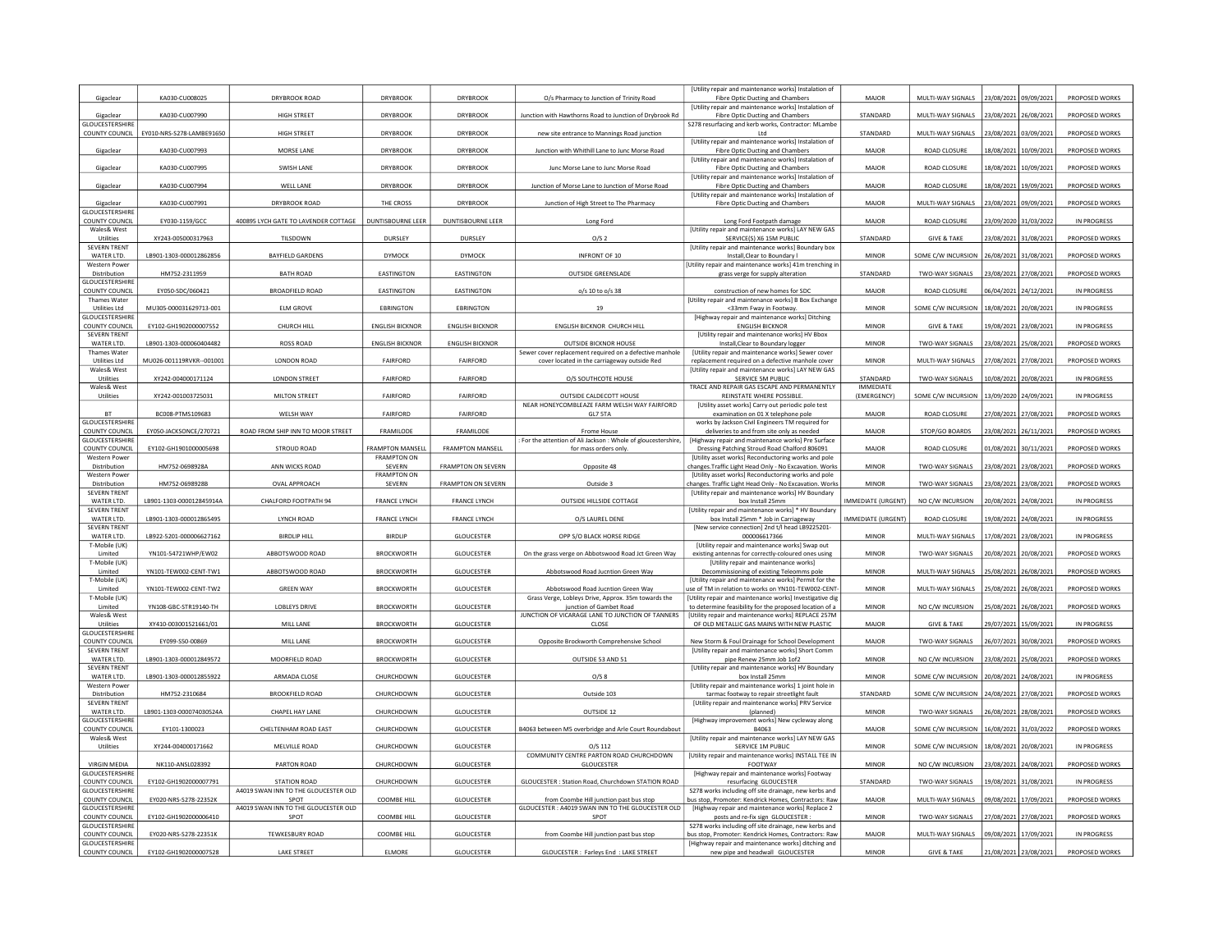| | | | | | | | | | | | |
|---|---|---|---|---|---|---|---|---|---|---|---|
| Gigaclear | KA030-CU008025 | DRYBROOK ROAD | DRYBROOK | DRYBROOK | O/s Pharmacy to Junction of Trinity Road | [Utility repair and maintenance works] Instalation of Fibre Optic Ducting and Chambers | MAJOR | MULTI-WAY SIGNALS | 23/08/2021 | 09/09/2021 | PROPOSED WORKS |
| Gigaclear | KA030-CU007990 | HIGH STREET | DRYBROOK | DRYBROOK | Junction with Hawthorns Road to Junction of Drybrook Rd | [Utility repair and maintenance works] Instalation of Fibre Optic Ducting and Chambers | STANDARD | MULTI-WAY SIGNALS | 23/08/2021 | 26/08/2021 | PROPOSED WORKS |
| GLOUCESTERSHIRE COUNTY COUNCIL | EY010-NRS-S278-LAMBE91650 | HIGH STREET | DRYBROOK | DRYBROOK | new site entrance to Mannings Road junction | S278 resurfacing and kerb works, Contractor: MLambe Ltd | STANDARD | MULTI-WAY SIGNALS | 23/08/2021 | 03/09/2021 | PROPOSED WORKS |
| Gigaclear | KA030-CU007993 | MORSE LANE | DRYBROOK | DRYBROOK | Junction with Whithill Lane to Junc Morse Road | [Utility repair and maintenance works] Instalation of Fibre Optic Ducting and Chambers | MAJOR | ROAD CLOSURE | 18/08/2021 | 10/09/2021 | PROPOSED WORKS |
| Gigaclear | KA030-CU007995 | SWISH LANE | DRYBROOK | DRYBROOK | Junc Morse Lane to Junc Morse Road | [Utility repair and maintenance works] Instalation of Fibre Optic Ducting and Chambers | MAJOR | ROAD CLOSURE | 18/08/2021 | 10/09/2021 | PROPOSED WORKS |
| Gigaclear | KA030-CU007994 | WELL LANE | DRYBROOK | DRYBROOK | Junction of Morse Lane to Junction of Morse Road | [Utility repair and maintenance works] Instalation of Fibre Optic Ducting and Chambers | MAJOR | ROAD CLOSURE | 18/08/2021 | 19/09/2021 | PROPOSED WORKS |
| Gigaclear | KA030-CU007991 | DRYBROOK ROAD | THE CROSS | DRYBROOK | Junction of High Street to The Pharmacy | [Utility repair and maintenance works] Instalation of Fibre Optic Ducting and Chambers | MAJOR | MULTI-WAY SIGNALS | 23/08/2021 | 09/09/2021 | PROPOSED WORKS |
| GLOUCESTERSHIRE COUNTY COUNCIL | EY030-1159/GCC | 400895 LYCH GATE TO LAVENDER COTTAGE | DUNTISBOURNE LEER | DUNTISBOURNE LEER | Long Ford | Long Ford Footpath damage | MAJOR | ROAD CLOSURE | 23/09/2020 | 31/03/2022 | IN PROGRESS |
| Wales& West Utilities | XY243-005000317963 | TILSDOWN | DURSLEY | DURSLEY | O/S 2 | [Utility repair and maintenance works] LAY NEW GAS SERVICE(S) X6 15M PUBLIC | STANDARD | GIVE & TAKE | 23/08/2021 | 31/08/2021 | PROPOSED WORKS |
| SEVERN TRENT WATER LTD. | LB901-1303-000012862856 | BAYFIELD GARDENS | DYMOCK | DYMOCK | INFRONT OF 10 | [Utility repair and maintenance works] Boundary box Install,Clear to Boundary I | MINOR | SOME C/W INCURSION | 26/08/2021 | 31/08/2021 | PROPOSED WORKS |
| Western Power Distribution | HM752-2311959 | BATH ROAD | EASTINGTON | EASTINGTON | OUTSIDE GREENSLADE | [Utility repair and maintenance works] 41m trenching in grass verge for supply alteration | STANDARD | TWO-WAY SIGNALS | 23/08/2021 | 27/08/2021 | PROPOSED WORKS |
| GLOUCESTERSHIRE COUNTY COUNCIL | EY050-SDC/060421 | BROADFIELD ROAD | EASTINGTON | EASTINGTON | o/s 10 to o/s 38 | construction of new homes for SDC | MAJOR | ROAD CLOSURE | 06/04/2021 | 24/12/2021 | IN PROGRESS |
| Thames Water Utilities Ltd | MU305-000031629713-001 | ELM GROVE | EBRINGTON | EBRINGTON | 19 | [Utility repair and maintenance works] B Box Exchange <33mm Fway in Footway. | MINOR | SOME C/W INCURSION | 18/08/2021 | 20/08/2021 | IN PROGRESS |
| GLOUCESTERSHIRE COUNTY COUNCIL | EY102-GH1902000007552 | CHURCH HILL | ENGLISH BICKNOR | ENGLISH BICKNOR | ENGLISH BICKNOR CHURCH HILL | [Highway repair and maintenance works] Ditching ENGLISH BICKNOR | MINOR | GIVE & TAKE | 19/08/2021 | 23/08/2021 | IN PROGRESS |
| SEVERN TRENT WATER LTD. | LB901-1303-000060404482 | ROSS ROAD | ENGLISH BICKNOR | ENGLISH BICKNOR | OUTSIDE BICKNOR HOUSE | [Utility repair and maintenance works] HV Bbox Install,Clear to Boundary logger | MINOR | TWO-WAY SIGNALS | 23/08/2021 | 25/08/2021 | PROPOSED WORKS |
| Thames Water Utilities Ltd | MU026-001119RVKR--001001 | LONDON ROAD | FAIRFORD | FAIRFORD | Sewer cover replacement required on a defective manhole cover located in the carriageway outside Red | [Utility repair and maintenance works] Sewer cover replacement required on a defective manhole cover | MINOR | MULTI-WAY SIGNALS | 27/08/2021 | 27/08/2021 | PROPOSED WORKS |
| Wales& West Utilities | XY242-004000171124 | LONDON STREET | FAIRFORD | FAIRFORD | O/S SOUTHCOTE HOUSE | [Utility repair and maintenance works] LAY NEW GAS SERVICE 5M PUBLIC | STANDARD | TWO-WAY SIGNALS | 10/08/2021 | 20/08/2021 | IN PROGRESS |
| Wales& West Utilities | XY242-001003725031 | MILTON STREET | FAIRFORD | FAIRFORD | OUTSIDE CALDECOTT HOUSE | TRACE AND REPAIR GAS ESCAPE AND PERMANENTLY REINSTATE WHERE POSSIBLE. | IMMEDIATE (EMERGENCY) | SOME C/W INCURSION | 13/09/2020 | 24/09/2021 | IN PROGRESS |
| BT | BC008-PTMS109683 | WELSH WAY | FAIRFORD | FAIRFORD | NEAR HONEYCOMBLEAZE FARM WELSH WAY FAIRFORD GL7 5TA | [Utility asset works] Carry out periodic pole test examination on 01 X telephone pole | MAJOR | ROAD CLOSURE | 27/08/2021 | 27/08/2021 | PROPOSED WORKS |
| GLOUCESTERSHIRE COUNTY COUNCIL | EY050-JACKSONCE/270721 | ROAD FROM SHIP INN TO MOOR STREET | FRAMILODE | FRAMILODE | Frome House | works by Jackson Civil Engineers TM required for deliveries to and from site only as needed | MAJOR | STOP/GO BOARDS | 23/08/2021 | 26/11/2021 | PROPOSED WORKS |
| GLOUCESTERSHIRE COUNTY COUNCIL | EY102-GH1901000005698 | STROUD ROAD | FRAMPTON MANSELL | FRAMPTON MANSELL | : For the attention of Ali Jackson : Whole of gloucestershire, for mass orders only. | [Highway repair and maintenance works] Pre Surface Dressing Patching Stroud Road Chalford 806091 | MAJOR | ROAD CLOSURE | 01/08/2021 | 30/11/2021 | PROPOSED WORKS |
| Western Power Distribution | HM752-0698928A | ANN WICKS ROAD | FRAMPTON ON SEVERN | FRAMPTON ON SEVERN | Opposite 48 | [Utility asset works] Reconductoring works and pole changes.Traffic Light Head Only - No Excavation. Works | MINOR | TWO-WAY SIGNALS | 23/08/2021 | 23/08/2021 | PROPOSED WORKS |
| Western Power Distribution | HM752-0698928B | OVAL APPROACH | FRAMPTON ON SEVERN | FRAMPTON ON SEVERN | Outside 3 | [Utility asset works] Reconductoring works and pole changes.Traffic Light Head Only - No Excavation. Works | MINOR | TWO-WAY SIGNALS | 23/08/2021 | 23/08/2021 | PROPOSED WORKS |
| SEVERN TRENT WATER LTD. | LB901-1303-000012845914A | CHALFORD FOOTPATH 94 | FRANCE LYNCH | FRANCE LYNCH | OUTSIDE HILLSIDE COTTAGE | [Utility repair and maintenance works] HV Boundary box Install 25mm | IMMEDIATE (URGENT) | NO C/W INCURSION | 20/08/2021 | 24/08/2021 | IN PROGRESS |
| SEVERN TRENT WATER LTD. | LB901-1303-000012865495 | LYNCH ROAD | FRANCE LYNCH | FRANCE LYNCH | O/S LAUREL DENE | [Utility repair and maintenance works] * HV Boundary box Install 25mm * Job in Carriageway | IMMEDIATE (URGENT) | ROAD CLOSURE | 19/08/2021 | 24/08/2021 | IN PROGRESS |
| SEVERN TRENT WATER LTD. | LB922-5201-000006627162 | BIRDLIP HILL | BIRDLIP | GLOUCESTER | OPP S/O BLACK HORSE RIDGE | [New service connection] 2nd t/l head LB9225201-000006617366 | MINOR | MULTI-WAY SIGNALS | 17/08/2021 | 23/08/2021 | IN PROGRESS |
| T-Mobile (UK) Limited | YN101-54721WHP/EW02 | ABBOTSWOOD ROAD | BROCKWORTH | GLOUCESTER | On the grass verge on Abbotswood Road Jct Green Way | [Utility repair and maintenance works] Swap out existing antennas for correctly-coloured ones using | MINOR | TWO-WAY SIGNALS | 20/08/2021 | 20/08/2021 | PROPOSED WORKS |
| T-Mobile (UK) Limited | YN101-TEW002-CENT-TW1 | ABBOTSWOOD ROAD | BROCKWORTH | GLOUCESTER | Abbotswood Road Jucntion Green Way | [Utility repair and maintenance works] Decommissioning of existing Teleomms pole | MINOR | MULTI-WAY SIGNALS | 25/08/2021 | 26/08/2021 | PROPOSED WORKS |
| T-Mobile (UK) Limited | YN101-TEW002-CENT-TW2 | GREEN WAY | BROCKWORTH | GLOUCESTER | Abbotswood Road Jucntion Green Way | [Utility repair and maintenance works] Permit for the use of TM in relation to works on YN101-TEW002-CENT- | MINOR | MULTI-WAY SIGNALS | 25/08/2021 | 26/08/2021 | PROPOSED WORKS |
| T-Mobile (UK) Limited | YN108-GBC-STR19140-TH | LOBLEYS DRIVE | BROCKWORTH | GLOUCESTER | Grass Verge, Lobleys Drive, Approx. 35m towards the junction of Gambet Road | [Utility repair and maintenance works] Investigative dig to determine feasibility for the proposed location of a | MINOR | NO C/W INCURSION | 25/08/2021 | 26/08/2021 | PROPOSED WORKS |
| Wales& West Utilities | XY410-003001521661/01 | MILL LANE | BROCKWORTH | GLOUCESTER | JUNCTION OF VICARAGE LANE TO JUNCTION OF TANNERS CLOSE | [Utility repair and maintenance works] REPLACE 257M OF OLD METALLIC GAS MAINS WITH NEW PLASTIC | MAJOR | GIVE & TAKE | 29/07/2021 | 15/09/2021 | IN PROGRESS |
| GLOUCESTERSHIRE COUNTY COUNCIL | EY099-S50-00869 | MILL LANE | BROCKWORTH | GLOUCESTER | Opposite Brockworth Comprehensive School | New Storm & Foul Drainage for School Development | MAJOR | TWO-WAY SIGNALS | 26/07/2021 | 30/08/2021 | PROPOSED WORKS |
| SEVERN TRENT WATER LTD. | LB901-1303-000012849572 | MOORFIELD ROAD | BROCKWORTH | GLOUCESTER | OUTSIDE 53 AND 51 | [Utility repair and maintenance works] Short Comm pipe Renew 25mm Job 1of2 | MINOR | NO C/W INCURSION | 23/08/2021 | 25/08/2021 | PROPOSED WORKS |
| SEVERN TRENT WATER LTD. | LB901-1303-000012855922 | ARMADA CLOSE | CHURCHDOWN | GLOUCESTER | O/S 8 | [Utility repair and maintenance works] HV Boundary box Install 25mm | MINOR | SOME C/W INCURSION | 20/08/2021 | 24/08/2021 | IN PROGRESS |
| Western Power Distribution | HM752-2310684 | BROOKFIELD ROAD | CHURCHDOWN | GLOUCESTER | Outside 103 | [Utility repair and maintenance works] 1 joint hole in tarmac footway to repair streetlight fault | STANDARD | SOME C/W INCURSION | 24/08/2021 | 27/08/2021 | PROPOSED WORKS |
| SEVERN TRENT WATER LTD. | LB901-1303-000074030524A | CHAPEL HAY LANE | CHURCHDOWN | GLOUCESTER | OUTSIDE 12 | [Utility repair and maintenance works] PRV Service (planned) | MINOR | TWO-WAY SIGNALS | 26/08/2021 | 28/08/2021 | PROPOSED WORKS |
| GLOUCESTERSHIRE COUNTY COUNCIL | EY101-1300023 | CHELTENHAM ROAD EAST | CHURCHDOWN | GLOUCESTER | B4063 between M5 overbridge and Arle Court Roundabout | [Highway improvement works] New cycleway along B4063 | MAJOR | SOME C/W INCURSION | 16/08/2021 | 31/03/2022 | PROPOSED WORKS |
| Wales& West Utilities | XY244-004000171662 | MELVILLE ROAD | CHURCHDOWN | GLOUCESTER | O/S 112 | [Utility repair and maintenance works] LAY NEW GAS SERVICE 1M PUBLIC | MINOR | SOME C/W INCURSION | 18/08/2021 | 20/08/2021 | IN PROGRESS |
| VIRGIN MEDIA | NK110-ANSL028392 | PARTON ROAD | CHURCHDOWN | GLOUCESTER | COMMUNITY CENTRE PARTON ROAD CHURCHDOWN GLOUCESTER | [Utility repair and maintenance works] INSTALL TEE IN FOOTWAY | MINOR | NO C/W INCURSION | 23/08/2021 | 24/08/2021 | PROPOSED WORKS |
| GLOUCESTERSHIRE COUNTY COUNCIL | EY102-GH1902000007791 | STATION ROAD | CHURCHDOWN | GLOUCESTER | GLOUCESTER : Station Road, Churchdown STATION ROAD | [Highway repair and maintenance works] Footway resurfacing GLOUCESTER | STANDARD | TWO-WAY SIGNALS | 19/08/2021 | 31/08/2021 | IN PROGRESS |
| GLOUCESTERSHIRE COUNTY COUNCIL | EY020-NRS-S278-22352K | A4019 SWAN INN TO THE GLOUCESTER OLD SPOT | COOMBE HILL | GLOUCESTER | from Coombe Hill junction past bus stop | S278 works including off site drainage, new kerbs and bus stop, Promoter: Kendrick Homes, Contractors: Raw | MAJOR | MULTI-WAY SIGNALS | 09/08/2021 | 17/09/2021 | PROPOSED WORKS |
| GLOUCESTERSHIRE COUNTY COUNCIL | EY102-GH1902000006410 | A4019 SWAN INN TO THE GLOUCESTER OLD SPOT | COOMBE HILL | GLOUCESTER | GLOUCESTER : A4019 SWAN INN TO THE GLOUCESTER OLD SPOT | [Highway repair and maintenance works] Replace 2 posts and re-fix sign GLOUCESTER : | MINOR | TWO-WAY SIGNALS | 27/08/2021 | 27/08/2021 | PROPOSED WORKS |
| GLOUCESTERSHIRE COUNTY COUNCIL | EY020-NRS-S278-22351K | TEWKESBURY ROAD | COOMBE HILL | GLOUCESTER | from Coombe Hill junction past bus stop | S278 works including off site drainage, new kerbs and bus stop, Promoter: Kendrick Homes, Contractors: Raw | MAJOR | MULTI-WAY SIGNALS | 09/08/2021 | 17/09/2021 | IN PROGRESS |
| GLOUCESTERSHIRE COUNTY COUNCIL | EY102-GH1902000007528 | LAKE STREET | ELMORE | GLOUCESTER | GLOUCESTER : Farleys End : LAKE STREET | [Highway repair and maintenance works] ditching and new pipe and headwall GLOUCESTER | MINOR | GIVE & TAKE | 21/08/2021 | 23/08/2021 | PROPOSED WORKS |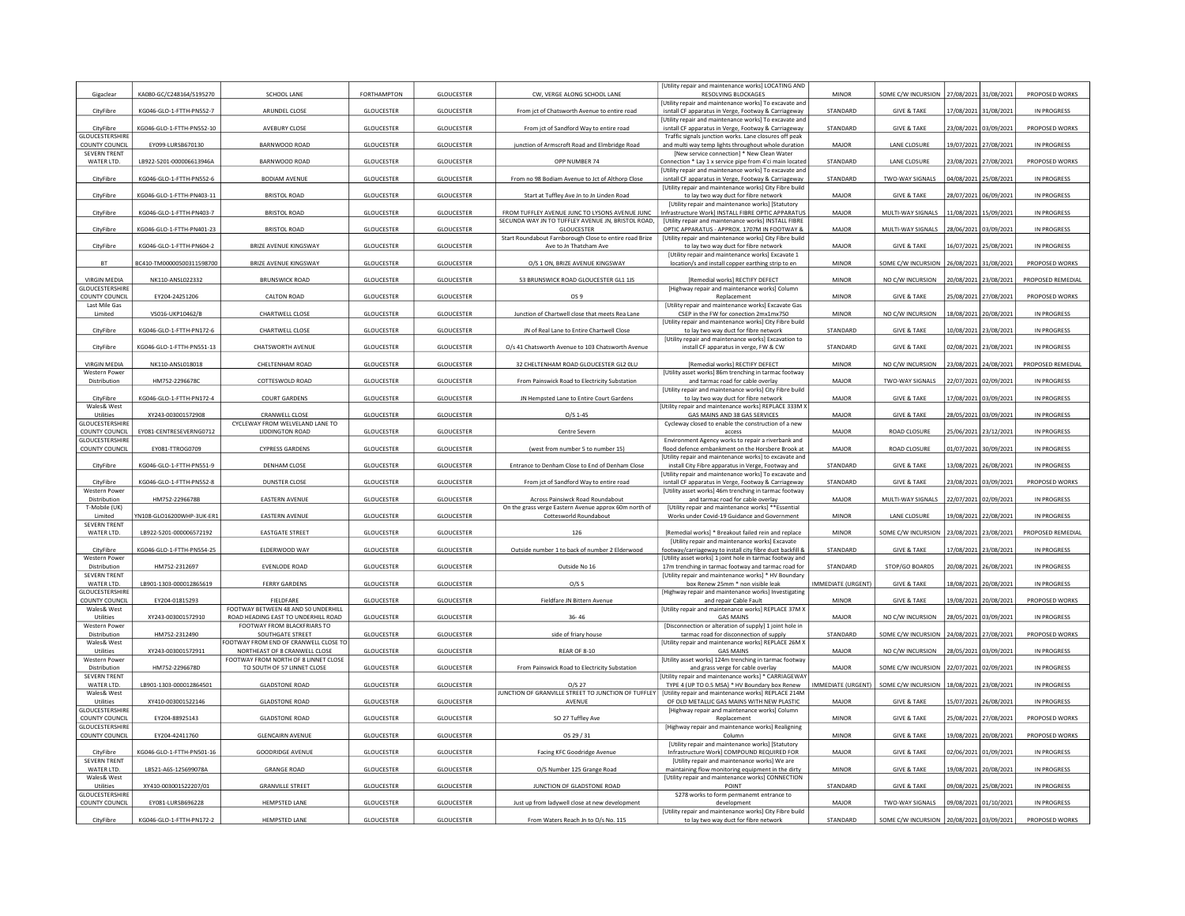| Gigaclear | KA080-GC/C248164/S195270 | SCHOOL LANE | FORTHAMPTON | GLOUCESTER | CW, VERGE ALONG SCHOOL LANE | [Utility repair and maintenance works] LOCATING AND RESOLVING BLOCKAGES | MINOR | SOME C/W INCURSION | 27/08/2021 | 31/08/2021 | PROPOSED WORKS |
|---|---|---|---|---|---|---|---|---|---|---|---|
| CityFibre | KG046-GLO-1-FTTH-PN552-7 | ARUNDEL CLOSE | GLOUCESTER | GLOUCESTER | From jct of Chatsworth Avenue to entire road | [Utility repair and maintenance works] To excavate and isntall CF apparatus in Verge, Footway & Carriageway | STANDARD | GIVE & TAKE | 17/08/2021 | 31/08/2021 | IN PROGRESS |
| CityFibre | KG046-GLO-1-FTTH-PN552-10 | AVEBURY CLOSE | GLOUCESTER | GLOUCESTER | From jct of Sandford Way to entire road | [Utility repair and maintenance works] To excavate and isntall CF apparatus in Verge, Footway & Carriageway | STANDARD | GIVE & TAKE | 23/08/2021 | 03/09/2021 | PROPOSED WORKS |
| GLOUCESTERSHIRE COUNTY COUNCIL | EY099-LURSB670130 | BARNWOOD ROAD | GLOUCESTER | GLOUCESTER | junction of Armscroft Road and Elmbridge Road | Traffic signals junction works. Lane closures off peak and multi way temp lights throughout whole duration | MAJOR | LANE CLOSURE | 19/07/2021 | 27/08/2021 | IN PROGRESS |
| SEVERN TRENT WATER LTD. | LB922-5201-000006613946A | BARNWOOD ROAD | GLOUCESTER | GLOUCESTER | OPP NUMBER 74 | [New service connection] * New Clean Water Connection * Lay 1 x service pipe from 4'ci main located | STANDARD | LANE CLOSURE | 23/08/2021 | 27/08/2021 | PROPOSED WORKS |
| CityFibre | KG046-GLO-1-FTTH-PN552-6 | BODIAM AVENUE | GLOUCESTER | GLOUCESTER | From no 98 Bodiam Avenue to Jct of Althorp Close | [Utility repair and maintenance works] To excavate and isntall CF apparatus in Verge, Footway & Carriageway | STANDARD | TWO-WAY SIGNALS | 04/08/2021 | 25/08/2021 | IN PROGRESS |
| CityFibre | KG046-GLO-1-FTTH-PN403-11 | BRISTOL ROAD | GLOUCESTER | GLOUCESTER | Start at Tuffley Ave Jn to Jn Linden Road | [Utility repair and maintenance works] City Fibre build to lay two way duct for fibre network | MAJOR | GIVE & TAKE | 28/07/2021 | 06/09/2021 | IN PROGRESS |
| CityFibre | KG046-GLO-1-FTTH-PN403-7 | BRISTOL ROAD | GLOUCESTER | GLOUCESTER | FROM TUFFLEY AVENUE JUNC TO LYSONS AVENUE JUNC | [Utility repair and maintenance works] [Statutory Infrastructure Work] INSTALL FIBRE OPTIC APPARATUS | MAJOR | MULTI-WAY SIGNALS | 11/08/2021 | 15/09/2021 | IN PROGRESS |
| CityFibre | KG046-GLO-1-FTTH-PN401-23 | BRISTOL ROAD | GLOUCESTER | GLOUCESTER | SECUNDA WAY JN TO TUFFLEY AVENUE JN, BRISTOL ROAD, GLOUCESTER | [Utility repair and maintenance works] INSTALL FIBRE OPTIC APPARATUS - APPROX. 1707M IN FOOTWAY & | MAJOR | MULTI-WAY SIGNALS | 28/06/2021 | 03/09/2021 | IN PROGRESS |
| CityFibre | KG046-GLO-1-FTTH-PN604-2 | BRIZE AVENUE KINGSWAY | GLOUCESTER | GLOUCESTER | Start Roundabout Farnborough Close to entire road Brize Ave to Jn Thatcham Ave | [Utility repair and maintenance works] City Fibre build to lay two way duct for fibre network | MAJOR | GIVE & TAKE | 16/07/2021 | 25/08/2021 | IN PROGRESS |
| BT | BC410-TM00000500311598700 | BRIZE AVENUE KINGSWAY | GLOUCESTER | GLOUCESTER | O/S 1 ON, BRIZE AVENUE KINGSWAY | [Utility repair and maintenance works] Excavate 1 location/s and install copper earthing strip to en | MINOR | SOME C/W INCURSION | 26/08/2021 | 31/08/2021 | PROPOSED WORKS |
| VIRGIN MEDIA | NK110-ANSL022332 | BRUNSWICK ROAD | GLOUCESTER | GLOUCESTER | 53 BRUNSWICK ROAD GLOUCESTER GL1 1JS | [Remedial works] RECTIFY DEFECT | MINOR | NO C/W INCURSION | 20/08/2021 | 23/08/2021 | PROPOSED REMEDIAL |
| GLOUCESTERSHIRE COUNTY COUNCIL | EY204-24251206 | CALTON ROAD | GLOUCESTER | GLOUCESTER | OS 9 | [Highway repair and maintenance works] Column Replacement | MINOR | GIVE & TAKE | 25/08/2021 | 27/08/2021 | PROPOSED WORKS |
| Last Mile Gas Limited | VS016-UKP10462/B | CHARTWELL CLOSE | GLOUCESTER | GLOUCESTER | Junction of Chartwell close that meets Rea Lane | [Utility repair and maintenance works] Excavate Gas CSEP in the FW for conection 2mx1mx750 | MINOR | NO C/W INCURSION | 18/08/2021 | 20/08/2021 | IN PROGRESS |
| CityFibre | KG046-GLO-1-FTTH-PN172-6 | CHARTWELL CLOSE | GLOUCESTER | GLOUCESTER | JN of Real Lane to Entire Chartwell Close | [Utility repair and maintenance works] City Fibre build to lay two way duct for fibre network | STANDARD | GIVE & TAKE | 10/08/2021 | 23/08/2021 | IN PROGRESS |
| CityFibre | KG046-GLO-1-FTTH-PN551-13 | CHATSWORTH AVENUE | GLOUCESTER | GLOUCESTER | O/s 41 Chatsworth Avenue to 103 Chatsworth Avenue | [Utility repair and maintenance works] Excavation to install CF apparatus in verge, FW & CW | STANDARD | GIVE & TAKE | 02/08/2021 | 23/08/2021 | IN PROGRESS |
| VIRGIN MEDIA | NK110-ANSL018018 | CHELTENHAM ROAD | GLOUCESTER | GLOUCESTER | 32 CHELTENHAM ROAD GLOUCESTER GL2 0LU | [Remedial works] RECTIFY DEFECT | MINOR | NO C/W INCURSION | 23/08/2021 | 24/08/2021 | PROPOSED REMEDIAL |
| Western Power Distribution | HM752-2296678C | COTTESWOLD ROAD | GLOUCESTER | GLOUCESTER | From Painswick Road to Electricity Substation | [Utility asset works] 86m trenching in tarmac footway and tarmac road for cable overlay | MAJOR | TWO-WAY SIGNALS | 22/07/2021 | 02/09/2021 | IN PROGRESS |
| CityFibre | KG046-GLO-1-FTTH-PN172-4 | COURT GARDENS | GLOUCESTER | GLOUCESTER | JN Hempsted Lane to Entire Court Gardens | [Utility repair and maintenance works] City Fibre build to lay two way duct for fibre network | MAJOR | GIVE & TAKE | 17/08/2021 | 03/09/2021 | IN PROGRESS |
| Wales& West Utilities | XY243-003001572908 | CRANWELL CLOSE | GLOUCESTER | GLOUCESTER | O/S 1-45 | [Utility repair and maintenance works] REPLACE 333M X GAS MAINS AND 38 GAS SERVICES | MAJOR | GIVE & TAKE | 28/05/2021 | 03/09/2021 | IN PROGRESS |
| GLOUCESTERSHIRE COUNTY COUNCIL | EY081-CENTRESEVERNG0712 | CYCLEWAY FROM WELVELAND LANE TO LIDDINGTON ROAD | GLOUCESTER | GLOUCESTER | Centre Severn | Cycleway closed to enable the construction of a new access | MAJOR | ROAD CLOSURE | 25/06/2021 | 23/12/2021 | IN PROGRESS |
| GLOUCESTERSHIRE COUNTY COUNCIL | EY081-TTROG0709 | CYPRESS GARDENS | GLOUCESTER | GLOUCESTER | (west from number 5 to number 15) | Environment Agency works to repair a riverbank and flood defence embankment on the Horsbere Brook at | MAJOR | ROAD CLOSURE | 01/07/2021 | 30/09/2021 | IN PROGRESS |
| CityFibre | KG046-GLO-1-FTTH-PN551-9 | DENHAM CLOSE | GLOUCESTER | GLOUCESTER | Entrance to Denham Close to End of Denham Close | [Utility repair and maintenance works] To excavate and install City Fibre apparatus in Verge, Footway and | STANDARD | GIVE & TAKE | 13/08/2021 | 26/08/2021 | IN PROGRESS |
| CityFibre | KG046-GLO-1-FTTH-PN552-8 | DUNSTER CLOSE | GLOUCESTER | GLOUCESTER | From jct of Sandford Way to entire road | [Utility repair and maintenance works] To excavate and isntall CF apparatus in Verge, Footway & Carriageway | STANDARD | GIVE & TAKE | 23/08/2021 | 03/09/2021 | PROPOSED WORKS |
| Western Power Distribution | HM752-2296678B | EASTERN AVENUE | GLOUCESTER | GLOUCESTER | Across Painsiwck Road Roundabout | [Utility asset works] 46m trenching in tarmac footway and tarmac road for cable overlay | MAJOR | MULTI-WAY SIGNALS | 22/07/2021 | 02/09/2021 | IN PROGRESS |
| T-Mobile (UK) Limited | YN108-GLO16200WHP-3UK-ER1 | EASTERN AVENUE | GLOUCESTER | GLOUCESTER | On the grass verge Eastern Avenue approx 60m north of Cotteswold Roundabout | [Utility repair and maintenance works] **Essential Works under Covid-19 Guidance and Government | MINOR | LANE CLOSURE | 19/08/2021 | 22/08/2021 | IN PROGRESS |
| SEVERN TRENT WATER LTD. | LB922-5201-000006572192 | EASTGATE STREET | GLOUCESTER | GLOUCESTER | 126 | [Remedial works] * Breakout failed rein and replace | MINOR | SOME C/W INCURSION | 23/08/2021 | 23/08/2021 | PROPOSED REMEDIAL |
| CityFibre | KG046-GLO-1-FTTH-PN554-25 | ELDERWOOD WAY | GLOUCESTER | GLOUCESTER | Outside number 1 to back of number 2 Elderwood | [Utility repair and maintenance works] Excavate footway/carriageway to install city fibre duct backfill & | STANDARD | GIVE & TAKE | 17/08/2021 | 23/08/2021 | IN PROGRESS |
| Western Power Distribution | HM752-2312697 | EVENLODE ROAD | GLOUCESTER | GLOUCESTER | Outside No 16 | [Utility asset works] 1 joint hole in tarmac footway and 17m trenching in tarmac footway and tarmac road for | STANDARD | STOP/GO BOARDS | 20/08/2021 | 26/08/2021 | IN PROGRESS |
| SEVERN TRENT WATER LTD. | LB901-1303-000012865619 | FERRY GARDENS | GLOUCESTER | GLOUCESTER | O/S 5 | [Utility repair and maintenance works] * HV Boundary box Renew 25mm * non visible leak | IMMEDIATE (URGENT) | GIVE & TAKE | 18/08/2021 | 20/08/2021 | IN PROGRESS |
| GLOUCESTERSHIRE COUNTY COUNCIL | EY204-01815293 | FIELDFARE | GLOUCESTER | GLOUCESTER | Fieldfare JN Bittern Avenue | [Highway repair and maintenance works] Investigating and repair Cable Fault | MINOR | GIVE & TAKE | 19/08/2021 | 20/08/2021 | PROPOSED WORKS |
| Wales& West Utilities | XY243-003001572910 | FOOTWAY BETWEEN 48 AND 50 UNDERHILL ROAD HEADING EAST TO UNDERHILL ROAD | GLOUCESTER | GLOUCESTER | 36- 46 | [Utility repair and maintenance works] REPLACE 37M X GAS MAINS | MAJOR | NO C/W INCURSION | 28/05/2021 | 03/09/2021 | IN PROGRESS |
| Western Power Distribution | HM752-2312490 | FOOTWAY FROM BLACKFRIARS TO SOUTHGATE STREET | GLOUCESTER | GLOUCESTER | side of friary house | [Disconnection or alteration of supply] 1 joint hole in tarmac road for disconnection of supply | STANDARD | SOME C/W INCURSION | 24/08/2021 | 27/08/2021 | PROPOSED WORKS |
| Wales& West Utilities | XY243-003001572911 | FOOTWAY FROM END OF CRANWELL CLOSE TO NORTHEAST OF 8 CRANWELL CLOSE | GLOUCESTER | GLOUCESTER | REAR OF 8-10 | [Utility repair and maintenance works] REPLACE 26M X GAS MAINS | MAJOR | NO C/W INCURSION | 28/05/2021 | 03/09/2021 | IN PROGRESS |
| Western Power Distribution | HM752-2296678D | FOOTWAY FROM NORTH OF 8 LINNET CLOSE TO SOUTH OF 57 LINNET CLOSE | GLOUCESTER | GLOUCESTER | From Painswick Road to Electricity Substation | [Utility asset works] 124m trenching in tarmac footway and grass verge for cable overlay | MAJOR | SOME C/W INCURSION | 22/07/2021 | 02/09/2021 | IN PROGRESS |
| SEVERN TRENT WATER LTD. | LB901-1303-000012864501 | GLADSTONE ROAD | GLOUCESTER | GLOUCESTER | O/S 27 | [Utility repair and maintenance works] * CARRIAGEWAY TYPE 4 (UP TO 0.5 MSA) * HV Boundary box Renew | IMMEDIATE (URGENT) | SOME C/W INCURSION | 18/08/2021 | 23/08/2021 | IN PROGRESS |
| Wales& West Utilities | XY410-003001522146 | GLADSTONE ROAD | GLOUCESTER | GLOUCESTER | JUNCTION OF GRANVILLE STREET TO JUNCTION OF TUFFLEY AVENUE | [Utility repair and maintenance works] REPLACE 214M OF OLD METALLIC GAS MAINS WITH NEW PLASTIC | MAJOR | GIVE & TAKE | 15/07/2021 | 26/08/2021 | IN PROGRESS |
| GLOUCESTERSHIRE COUNTY COUNCIL | EY204-88925143 | GLADSTONE ROAD | GLOUCESTER | GLOUCESTER | SO 27 Tuffley Ave | [Highway repair and maintenance works] Column Replacement | MINOR | GIVE & TAKE | 25/08/2021 | 27/08/2021 | PROPOSED WORKS |
| GLOUCESTERSHIRE COUNTY COUNCIL | EY204-42411760 | GLENCAIRN AVENUE | GLOUCESTER | GLOUCESTER | OS 29 / 31 | [Highway repair and maintenance works] Realigning Column | MINOR | GIVE & TAKE | 19/08/2021 | 20/08/2021 | PROPOSED WORKS |
| CityFibre | KG046-GLO-1-FTTH-PN501-16 | GOODRIDGE AVENUE | GLOUCESTER | GLOUCESTER | Facing KFC Goodridge Avenue | [Utility repair and maintenance works] [Statutory Infrastructure Work] COMPOUND REQUIRED FOR | MAJOR | GIVE & TAKE | 02/06/2021 | 01/09/2021 | IN PROGRESS |
| SEVERN TRENT WATER LTD. | LB521-A6S-125699078A | GRANGE ROAD | GLOUCESTER | GLOUCESTER | O/S Number 125 Grange Road | [Utility repair and maintenance works] We are maintaining flow monitoring equipment in the dirty | MINOR | GIVE & TAKE | 19/08/2021 | 20/08/2021 | IN PROGRESS |
| Wales& West Utilities | XY410-003001522207/01 | GRANVILLE STREET | GLOUCESTER | GLOUCESTER | JUNCTION OF GLADSTONE ROAD | [Utility repair and maintenance works] CONNECTION POINT | STANDARD | GIVE & TAKE | 09/08/2021 | 25/08/2021 | IN PROGRESS |
| GLOUCESTERSHIRE COUNTY COUNCIL | EY081-LURSB696228 | HEMPSTED LANE | GLOUCESTER | GLOUCESTER | Just up from ladywell close at new development | S278 works to form permanemt entrance to development | MAJOR | TWO-WAY SIGNALS | 09/08/2021 | 01/10/2021 | IN PROGRESS |
| CityFibre | KG046-GLO-1-FTTH-PN172-2 | HEMPSTED LANE | GLOUCESTER | GLOUCESTER | From Waters Reach Jn to O/s No. 115 | [Utility repair and maintenance works] City Fibre build to lay two way duct for fibre network | STANDARD | SOME C/W INCURSION | 20/08/2021 | 03/09/2021 | PROPOSED WORKS |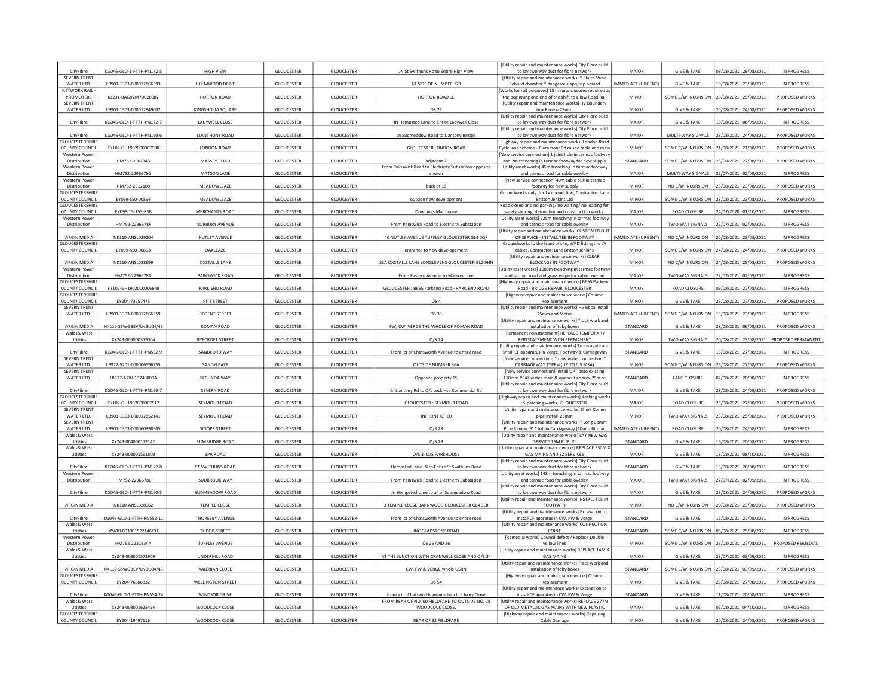| CityFibre | KG046-GLO-1-FTTH-PN172-5 | HIGH VIEW | GLOUCESTER | GLOUCESTER | JN St Swithuns Rd to Entire High View | [Utility repair and maintenance works] City Fibre build to lay two way duct for fibre network | MAJOR | GIVE & TAKE | 09/08/2021 | 26/08/2021 | IN PROGRESS |
|---|---|---|---|---|---|---|---|---|---|---|---|
| SEVERN TRENT WATER LTD. | LB901-1303-000012866593 | HOLMWOOD DRIVE | GLOUCESTER | GLOUCESTER | AT SIDE OF NUMBER 121 | [Utility repair and maintenance works] * Sluice Valve Rebuild chamber * dangerous app,trip hazard | IMMEDIATE (URGENT) | GIVE & TAKE | 19/08/2021 | 23/08/2021 | IN PROGRESS |
| NETWORK RAIL - PROMOTERS | KL231-BAG92M70C28082 | HORTON ROAD | GLOUCESTER | GLOUCESTER | HORTON ROAD LC | [Works for rail purposes] 15 minute closures required at the beginning and end of the shift to allow Road Rail | MINOR | SOME C/W INCURSION | 28/08/2021 | 29/08/2021 | PROPOSED WORKS |
| SEVERN TRENT WATER LTD. | LB901-1303-000012849002 | KINGSHOLM SQUARE | GLOUCESTER | GLOUCESTER | OS 21 | [Utility repair and maintenance works] HV Boundary box Renew 25mm | MINOR | GIVE & TAKE | 20/08/2021 | 24/08/2021 | PROPOSED WORKS |
| CityFibre | KG046-GLO-1-FTTH-PN172-7 | LADYWELL CLOSE | GLOUCESTER | GLOUCESTER | JN Hempsted Lane to Entire Ladywell Close | [Utility repair and maintenance works] City Fibre build to lay two way duct for fibre network | MAJOR | GIVE & TAKE | 19/08/2021 | 08/09/2021 | IN PROGRESS |
| CityFibre | KG046-GLO-1-FTTH-PN160-6 | LLANTHONY ROAD | GLOUCESTER | GLOUCESTER | Jn Sudmeadow Road to Llantony Bridge | [Utility repair and maintenance works] City Fibre build to lay two way duct for fibre network | MAJOR | MULTI-WAY SIGNALS | 23/08/2021 | 24/09/2021 | PROPOSED WORKS |
| GLOUCESTERSHIRE COUNTY COUNCIL | EY102-GH1902000007980 | LONDON ROAD | GLOUCESTER | GLOUCESTER | GLOUCESTER LONDON ROAD | [Highway repair and maintenance works] London Road Cycle lane scheme - Claremont Rd raised table and main | MINOR | SOME C/W INCURSION | 21/08/2021 | 21/08/2021 | PROPOSED WORKS |
| Western Power Distribution | HM752-2302343 | MASSEY ROAD | GLOUCESTER | GLOUCESTER | adjacent 2 | [New service connection] 1 joint hole in tarmac footway and 2m trenching in tarmac footway for new supply | STANDARD | SOME C/W INCURSION | 25/08/2021 | 27/08/2021 | PROPOSED WORKS |
| Western Power Distribution | HM752-2296678G | MATSON LANE | GLOUCESTER | GLOUCESTER | From Painswick Road to Electricity Substation opposite church | [Utility asset works] 45m trenching in tarmac footway and tarmac road for cable overlay | MAJOR | MULTI-WAY SIGNALS | 22/07/2021 | 02/09/2021 | IN PROGRESS |
| Western Power Distribution | HM752-2312108 | MEADOWLEAZE | GLOUCESTER | GLOUCESTER | back of 18 | [New service connection] 40m cable pull in tarmac footway for new supply | MINOR | NO C/W INCURSION | 23/08/2021 | 23/08/2021 | PROPOSED WORKS |
| GLOUCESTERSHIRE COUNTY COUNCIL | EY099-S50-00894 | MEADOWLEAZE | GLOUCESTER | GLOUCESTER | outside new development | Groundworks only for LV connection, Contractor: Lane Britton Jenkins Ltd | MINOR | SOME C/W INCURSION | 23/08/2021 | 23/08/2021 | PROPOSED WORKS |
| GLOUCESTERSHIRE COUNTY COUNCIL | EY099-15-153-RSB | MERCHANTS ROAD | GLOUCESTER | GLOUCESTER | Downings Malthouse | Road closed and no parking/ no waiting/ no loading for safety shoring, demolitionand construction works. | MAJOR | ROAD CLOSURE | 24/07/2020 | 01/10/2021 | IN PROGRESS |
| Western Power Distribution | HM752-2296678F | NORBURY AVENUE | GLOUCESTER | GLOUCESTER | From Painswick Road to Electricity Substation | [Utility asset works] 225m trenching in tarmac footway and tarmac road for cable overlay | MAJOR | TWO-WAY SIGNALS | 22/07/2021 | 02/09/2021 | IN PROGRESS |
| VIRGIN MEDIA | NK110-ANSL029204 | NUTLEY AVENUE | GLOUCESTER | GLOUCESTER | 40 NUTLEY AVENUE TUFFLEY GLOUCESTER GL4 0QP | [Utility repair and maintenance works] CUSTOMER OUT OF SERVICE - INSTALL TEE IN FOOTWAY | IMMEDIATE (URGENT) | NO C/W INCURSION | 20/08/2021 | 23/08/2021 | IN PROGRESS |
| GLOUCESTERSHIRE COUNTY COUNCIL | EY099-S50-00893 | OAKLEAZE | GLOUCESTER | GLOUCESTER | entrance to new developement | Groundworks to the front of site, WPD fitting the LV cables, Contractor: Lane Britton Jenkins | MINOR | SOME C/W INCURSION | 24/08/2021 | 24/08/2021 | PROPOSED WORKS |
| VIRGIN MEDIA | NK110-ANSL028699 | OXSTALLS LANE | GLOUCESTER | GLOUCESTER | 33A OXSTALLS LANE LONGLEVENS GLOUCESTER GL2 9HN | [Utility repair and maintenance works] CLEAR BLOCKAGE IN FOOTWAY | MINOR | NO C/W INCURSION | 24/08/2021 | 25/08/2021 | PROPOSED WORKS |
| Western Power Distribution | HM752-2296678A | PAINSWICK ROAD | GLOUCESTER | GLOUCESTER | From Eastern Avenue to Matson Lane | [Utility asset works] 1089m trenching in tarmac footway and tarmac road and grass verge for cable overlay | MAJOR | TWO-WAY SIGNALS | 22/07/2021 | 02/09/2021 | IN PROGRESS |
| GLOUCESTERSHIRE COUNTY COUNCIL | EY102-GH1902000006849 | PARK END ROAD | GLOUCESTER | GLOUCESTER | GLOUCESTER : B655 Parkend Road - PARK END ROAD | [Highway repair and maintenance works] B655 Parkend Road - BRIDGE REPAIR GLOUCESTER | MAJOR | ROAD CLOSURE | 09/08/2021 | 27/08/2021 | IN PROGRESS |
| GLOUCESTERSHIRE COUNTY COUNCIL | EY204-73757475 | PITT STREET | GLOUCESTER | GLOUCESTER | OS 4 | [Highway repair and maintenance works] Column Replacement | MINOR | GIVE & TAKE | 25/08/2021 | 27/08/2021 | PROPOSED WORKS |
| SEVERN TRENT WATER LTD. | LB901-1303-000012866359 | REGENT STREET | GLOUCESTER | GLOUCESTER | OS 33 | [Utility repair and maintenance works] HV Bbox Install 25mm and Meter | IMMEDIATE (URGENT) | SOME C/W INCURSION | 19/08/2021 | 23/08/2021 | IN PROGRESS |
| VIRGIN MEDIA | NK110-SSWGBEV/LNBU04/49 | ROMAN ROAD | GLOUCESTER | GLOUCESTER | FW, CW, VERGE THE WHOLE OF ROMAN ROAD | [Utility repair and maintenance works] Track work and installation of toby boxes | STANDARD | GIVE & TAKE | 23/08/2021 | 06/09/2021 | PROPOSED WORKS |
| Wales& West Utilities | XY243-005000319004 | RYECROFT STREET | GLOUCESTER | GLOUCESTER | O/S 24 | [Permanent reinstatement] REPLACE TEMPORARY REINSTATEMENT WITH PERMANENT | MINOR | TWO-WAY SIGNALS | 20/08/2021 | 23/08/2021 | PROPOSED PERMANENT |
| CityFibre | KG046-GLO-1-FTTH-PN552-9 | SANDFORD WAY | GLOUCESTER | GLOUCESTER | From jct of Chatsworth Avenue to entire road | [Utility repair and maintenance works] To excavate and isntall CF apparatus in Verge, Footway & Carriageway | STANDARD | GIVE & TAKE | 16/08/2021 | 27/08/2021 | IN PROGRESS |
| SEVERN TRENT WATER LTD. | LB922-5201-000006596255 | SANDYLEAZE | GLOUCESTER | GLOUCESTER | OUTSIDE NUMBER 36A | [New service connection] * new water connection * CARRIAGEWAY TYPE 4 (UP TO 0.5 MSA) | MINOR | SOME C/W INCURSION | 25/08/2021 | 27/08/2021 | PROPOSED WORKS |
| SEVERN TRENT WATER LTD. | LB517-A7W-13740009A | SECUNDA WAY | GLOUCESTER | GLOUCESTER | Opposite property 15 | [New service connection] Install UPT onto existing 110mm PEAL water main & opencut approx.25m of | STANDARD | LANE CLOSURE | 02/08/2021 | 20/08/2021 | IN PROGRESS |
| CityFibre | KG046-GLO-1-FTTH-PN160-7 | SEVERN ROAD | GLOUCESTER | GLOUCESTER | Jn Llantony Rd to O/s Lock Hse Commercial Rd | [Utility repair and maintenance works] City Fibre build to lay two way duct for fibre network | MAJOR | GIVE & TAKE | 23/08/2021 | 24/09/2021 | PROPOSED WORKS |
| GLOUCESTERSHIRE COUNTY COUNCIL | EY102-GH1902000007517 | SEYMOUR ROAD | GLOUCESTER | GLOUCESTER | GLOUCESTER : SEYMOUR ROAD | [Highway repair and maintenance works] Kerbing works & patching works. GLOUCESTER | MAJOR | ROAD CLOSURE | 23/08/2021 | 27/08/2021 | PROPOSED WORKS |
| SEVERN TRENT WATER LTD. | LB901-1303-000012852141 | SEYMOUR ROAD | GLOUCESTER | GLOUCESTER | INFRONT OF 60 | [Utility repair and maintenance works] Short Comm pipe Install 25mm | MINOR | TWO-WAY SIGNALS | 23/08/2021 | 25/08/2021 | PROPOSED WORKS |
| SEVERN TRENT WATER LTD. | LB901-1303-000060398905 | SINOPE STREET | GLOUCESTER | GLOUCESTER | O/S 28 | [Utility repair and maintenance works] * Long Comm Pipe Renew .5' * Job in Carriageway (10mm Bitmac | IMMEDIATE (URGENT) | ROAD CLOSURE | 20/08/2021 | 24/08/2021 | IN PROGRESS |
| Wales& West Utilities | XY243-004000172142 | SLIMBRIDGE ROAD | GLOUCESTER | GLOUCESTER | O/S 28 | [Utility repair and maintenance works] LAY NEW GAS SERVICE 16M PUBLIC | STANDARD | GIVE & TAKE | 16/08/2021 | 20/08/2021 | IN PROGRESS |
| Wales& West Utilities | XY243-003001561800 | SPA ROAD | GLOUCESTER | GLOUCESTER | O/S 3- O/S PARKHOUSE | [Utility repair and maintenance works] REPLACE 530M X GAS MAINS AND 32 SERVICES | MAJOR | GIVE & TAKE | 18/08/2021 | 08/10/2021 | IN PROGRESS |
| CityFibre | KG046-GLO-1-FTTH-PN172-8 | ST SWITHUNS ROAD | GLOUCESTER | GLOUCESTER | Hempsted Lane JN to Entire St Swithuns Road | [Utility repair and maintenance works] City Fibre build to lay two way duct for fibre network | STANDARD | GIVE & TAKE | 13/08/2021 | 26/08/2021 | IN PROGRESS |
| Western Power Distribution | HM752-2296678E | SUDBROOK WAY | GLOUCESTER | GLOUCESTER | From Painswick Road to Electricity Substation | [Utility asset works] 148m trenching in tarmac footway and tarmac road for cable overlay | MAJOR | TWO-WAY SIGNALS | 22/07/2021 | 02/09/2021 | IN PROGRESS |
| CityFibre | KG046-GLO-1-FTTH-PN160-5 | SUDMEADOW ROAD | GLOUCESTER | GLOUCESTER | Jn Hempsted Lane to all of Sudmeadow Road | [Utility repair and maintenance works] City Fibre build to lay two way duct for fibre network | MAJOR | GIVE & TAKE | 23/08/2021 | 24/09/2021 | PROPOSED WORKS |
| VIRGIN MEDIA | NK110-ANSL028962 | TEMPLE CLOSE | GLOUCESTER | GLOUCESTER | 3 TEMPLE CLOSE BARNWOOD GLOUCESTER GL4 3ER | [Utility repair and maintenance works] INSTALL TEE IN FOOTPATH | MINOR | NO C/W INCURSION | 20/08/2021 | 23/08/2021 | PROPOSED WORKS |
| CityFibre | KG046-GLO-1-FTTH-PN552-11 | THORESBY AVENUE | GLOUCESTER | GLOUCESTER | From jct of Chatsworth Avenue to entire road | [Utility repair and maintenance works] Excavation to install CF apparatus in CW, FW & Verge | STANDARD | GIVE & TAKE | 16/08/2021 | 27/08/2021 | IN PROGRESS |
| Wales& West Utilities | XY410-003001522146/01 | TUDOR STREET | GLOUCESTER | GLOUCESTER | JNC GLADSTONE ROAD | [Utility repair and maintenance works] CONNECTION POINT | STANDARD | SOME C/W INCURSION | 06/08/2021 | 25/08/2021 | IN PROGRESS |
| Western Power Distribution | HM752-2221634A | TUFFLEY AVENUE | GLOUCESTER | GLOUCESTER | OS 25 AND 26 | [Remedial works] Council defect / Replace Double yellow lines | MINOR | SOME C/W INCURSION | 26/08/2021 | 27/08/2021 | PROPOSED REMEDIAL |
| Wales& West Utilities | XY243-003001572909 | UNDERHILL ROAD | GLOUCESTER | GLOUCESTER | AT THE JUNCTION WITH CRANWELL CLOSE AND O/S 34 | [Utility repair and maintenance works] REPLACE 14M X GAS MAINS | MAJOR | GIVE & TAKE | 23/07/2021 | 03/09/2021 | IN PROGRESS |
| VIRGIN MEDIA | NK110-SSWGBEV/LNBU04/48 | VALERIAN CLOSE | GLOUCESTER | GLOUCESTER | CW, FW & VERGE whole USRN | [Utility repair and maintenance works] Track work and installation of toby boxes | STANDARD | SOME C/W INCURSION | 23/08/2021 | 03/09/2021 | PROPOSED WORKS |
| GLOUCESTERSHIRE COUNTY COUNCIL | EY204-76806832 | WELLINGTON STREET | GLOUCESTER | GLOUCESTER | OS 54 | [Highway repair and maintenance works] Column Replacement | MINOR | GIVE & TAKE | 25/08/2021 | 27/08/2021 | PROPOSED WORKS |
| CityFibre | KG046-GLO-1-FTTH-PN554-24 | WINDSOR DRIVE | GLOUCESTER | GLOUCESTER | from jct o Chatsworth avenue to jct of Ivory Close | [Utility repair and maintenance works] Excavation to install CF apparatus in CW, FW & Verge | STANDARD | GIVE & TAKE | 11/08/2021 | 20/08/2021 | IN PROGRESS |
| Wales& West Utilities | XY243-003001625454 | WOODCOCK CLOSE | GLOUCESTER | GLOUCESTER | FROM REAR OF NO. 60 FIELDFARE TO OUTSIDE NO. 78 WOODCOCK CLOSE. | [Utility repair and maintenance works] REPLACE 277M OF OLD METALLIC GAS MAINS WITH NEW PLASTIC | MAJOR | GIVE & TAKE | 02/08/2021 | 04/10/2021 | IN PROGRESS |
| GLOUCESTERSHIRE COUNTY COUNCIL | EY204-19497116 | WOODCOCK CLOSE | GLOUCESTER | GLOUCESTER | REAR OF 32 FIELDFARE | [Highway repair and maintenance works] Repairing Cable Damage | MINOR | GIVE & TAKE | 20/08/2021 | 24/08/2021 | PROPOSED WORKS |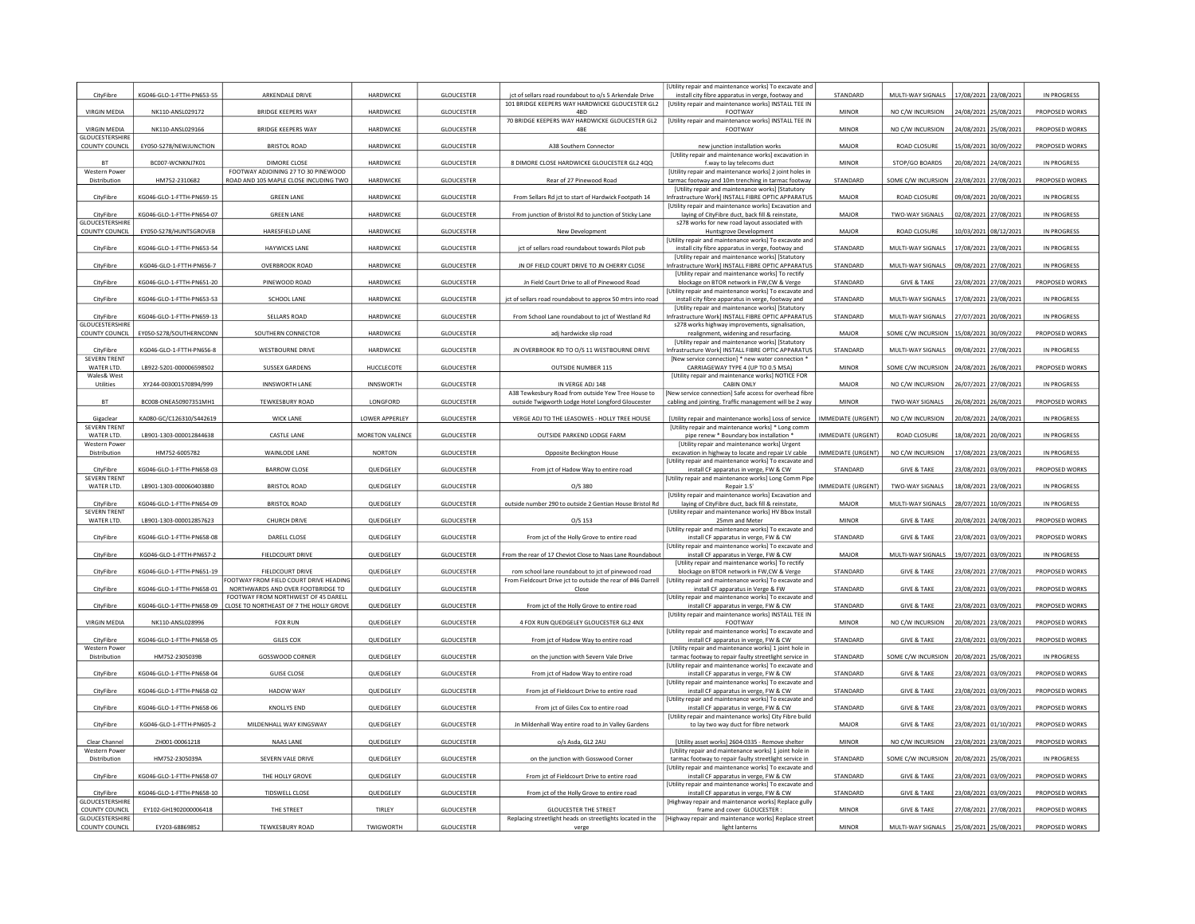| CityFibre | KG046-GLO-1-FTTH-PN653-55 | ARKENDALE DRIVE | HARDWICKE | GLOUCESTER | jct of sellars road roundabout to o/s 5 Arkendale Drive | [Utility repair and maintenance works] To excavate and install city fibre apparatus in verge, footway and | STANDARD | MULTI-WAY SIGNALS | 17/08/2021 | 23/08/2021 | IN PROGRESS |
|---|---|---|---|---|---|---|---|---|---|---|---|
| VIRGIN MEDIA | NK110-ANSL029172 | BRIDGE KEEPERS WAY | HARDWICKE | GLOUCESTER | 101 BRIDGE KEEPERS WAY HARDWICKE GLOUCESTER GL2 4BD | [Utility repair and maintenance works] INSTALL TEE IN FOOTWAY | MINOR | NO C/W INCURSION | 24/08/2021 | 25/08/2021 | PROPOSED WORKS |
| VIRGIN MEDIA | NK110-ANSL029166 | BRIDGE KEEPERS WAY | HARDWICKE | GLOUCESTER | 70 BRIDGE KEEPERS WAY HARDWICKE GLOUCESTER GL2 4BE | [Utility repair and maintenance works] INSTALL TEE IN FOOTWAY | MINOR | NO C/W INCURSION | 24/08/2021 | 25/08/2021 | PROPOSED WORKS |
| GLOUCESTERSHIRE COUNTY COUNCIL | EY050-S278/NEWJUNCTION | BRISTOL ROAD | HARDWICKE | GLOUCESTER | A38 Southern Connector | new junction installation works | MAJOR | ROAD CLOSURE | 15/08/2021 | 30/09/2022 | PROPOSED WORKS |
| BT | BC007-WCNKNJ7K01 | DIMORE CLOSE | HARDWICKE | GLOUCESTER | 8 DIMORE CLOSE HARDWICKE GLOUCESTER GL2 4QQ | [Utility repair and maintenance works] excavation in f.way to lay telecoms duct | MINOR | STOP/GO BOARDS | 20/08/2021 | 24/08/2021 | IN PROGRESS |
| Western Power Distribution | HM752-2310682 | FOOTWAY ADJOINING 27 TO 30 PINEWOOD ROAD AND 105 MAPLE CLOSE INCUDING TWO | HARDWICKE | GLOUCESTER | Rear of 27 Pinewood Road | [Utility repair and maintenance works] 2 joint holes in tarmac footway and 10m trenching in tarmac footway | STANDARD | SOME C/W INCURSION | 23/08/2021 | 27/08/2021 | PROPOSED WORKS |
| CityFibre | KG046-GLO-1-FTTH-PN659-15 | GREEN LANE | HARDWICKE | GLOUCESTER | From Sellars Rd jct to start of Hardwick Footpath 14 | [Utility repair and maintenance works] [Statutory Infrastructure Work] INSTALL FIBRE OPTIC APPARATUS | MAJOR | ROAD CLOSURE | 09/08/2021 | 20/08/2021 | IN PROGRESS |
| CityFibre | KG046-GLO-1-FTTH-PN654-07 | GREEN LANE | HARDWICKE | GLOUCESTER | From junction of Bristol Rd to junction of Sticky Lane | [Utility repair and maintenance works] Excavation and laying of CityFibre duct, back fill & reinstate, | MAJOR | TWO-WAY SIGNALS | 02/08/2021 | 27/08/2021 | IN PROGRESS |
| GLOUCESTERSHIRE COUNTY COUNCIL | EY050-S278/HUNTSGROVEB | HARESFIELD LANE | HARDWICKE | GLOUCESTER | New Development | s278 works for new road layout associated with Huntsgrove Development | MAJOR | ROAD CLOSURE | 10/03/2021 | 08/12/2021 | IN PROGRESS |
| CityFibre | KG046-GLO-1-FTTH-PN653-54 | HAYWICKS LANE | HARDWICKE | GLOUCESTER | jct of sellars road roundabout towards Pilot pub | [Utility repair and maintenance works] To excavate and install city fibre apparatus in verge, footway and | STANDARD | MULTI-WAY SIGNALS | 17/08/2021 | 23/08/2021 | IN PROGRESS |
| CityFibre | KG046-GLO-1-FTTH-PN656-7 | OVERBROOK ROAD | HARDWICKE | GLOUCESTER | JN OF FIELD COURT DRIVE TO JN CHERRY CLOSE | [Utility repair and maintenance works] [Statutory Infrastructure Work] INSTALL FIBRE OPTIC APPARATUS | STANDARD | MULTI-WAY SIGNALS | 09/08/2021 | 27/08/2021 | IN PROGRESS |
| CityFibre | KG046-GLO-1-FTTH-PN651-20 | PINEWOOD ROAD | HARDWICKE | GLOUCESTER | Jn Field Court Drive to all of Pinewood Road | [Utility repair and maintenance works] To rectify blockage on BTOR network in FW,CW & Verge | STANDARD | GIVE & TAKE | 23/08/2021 | 27/08/2021 | PROPOSED WORKS |
| CityFibre | KG046-GLO-1-FTTH-PN653-53 | SCHOOL LANE | HARDWICKE | GLOUCESTER | jct of sellars road roundabout to approx 50 mtrs into road | [Utility repair and maintenance works] To excavate and install city fibre apparatus in verge, footway and | STANDARD | MULTI-WAY SIGNALS | 17/08/2021 | 23/08/2021 | IN PROGRESS |
| CityFibre | KG046-GLO-1-FTTH-PN659-13 | SELLARS ROAD | HARDWICKE | GLOUCESTER | From School Lane roundabout to jct of Westland Rd | [Utility repair and maintenance works] [Statutory Infrastructure Work] INSTALL FIBRE OPTIC APPARATUS | STANDARD | MULTI-WAY SIGNALS | 27/07/2021 | 20/08/2021 | IN PROGRESS |
| GLOUCESTERSHIRE COUNTY COUNCIL | EY050-S278/SOUTHERNCONN | SOUTHERN CONNECTOR | HARDWICKE | GLOUCESTER | adj hardwicke slip road | s278 works highway improvements, signalisation, realignment, widening and resurfacing. | MAJOR | SOME C/W INCURSION | 15/08/2021 | 30/09/2022 | PROPOSED WORKS |
| CityFibre | KG046-GLO-1-FTTH-PN656-8 | WESTBOURNE DRIVE | HARDWICKE | GLOUCESTER | JN OVERBROOK RD TO O/S 11 WESTBOURNE DRIVE | [Utility repair and maintenance works] [Statutory Infrastructure Work] INSTALL FIBRE OPTIC APPARATUS | STANDARD | MULTI-WAY SIGNALS | 09/08/2021 | 27/08/2021 | IN PROGRESS |
| SEVERN TRENT WATER LTD. | LB922-5201-000006598502 | SUSSEX GARDENS | HUCCLECOTE | GLOUCESTER | OUTSIDE NUMBER 115 | [New service connection] * new water connection * CARRIAGEWAY TYPE 4 (UP TO 0.5 MSA) | MINOR | SOME C/W INCURSION | 24/08/2021 | 26/08/2021 | PROPOSED WORKS |
| Wales& West Utilities | XY244-003001570894/999 | INNSWORTH LANE | INNSWORTH | GLOUCESTER | IN VERGE ADJ 148 | [Utility repair and maintenance works] NOTICE FOR CABIN ONLY | MAJOR | NO C/W INCURSION | 26/07/2021 | 27/08/2021 | IN PROGRESS |
| BT | BC008-ONEA50907351MH1 | TEWKESBURY ROAD | LONGFORD | GLOUCESTER | A38 Tewkesbury Road from outside Yew Tree House to outside Twigworth Lodge Hotel Longford Gloucester | [New service connection] Safe access for overhead fibre cabling and jointing. Traffic management will be 2 way | MINOR | TWO-WAY SIGNALS | 26/08/2021 | 26/08/2021 | PROPOSED WORKS |
| Gigaclear | KA080-GC/C126310/S442619 | WICK LANE | LOWER APPERLEY | GLOUCESTER | VERGE ADJ TO THE LEASOWES - HOLLY TREE HOUSE | [Utility repair and maintenance works] Loss of service | IMMEDIATE (URGENT) | NO C/W INCURSION | 20/08/2021 | 24/08/2021 | IN PROGRESS |
| SEVERN TRENT WATER LTD. | LB901-1303-000012844638 | CASTLE LANE | MORETON VALENCE | GLOUCESTER | OUTSIDE PARKEND LODGE FARM | [Utility repair and maintenance works] * Long comm pipe renew * Boundary box installation * | IMMEDIATE (URGENT) | ROAD CLOSURE | 18/08/2021 | 20/08/2021 | IN PROGRESS |
| Western Power Distribution | HM752-6005782 | WAINLODE LANE | NORTON | GLOUCESTER | Opposite Beckington House | [Utility repair and maintenance works] Urgent excavation in highway to locate and repair LV cable | IMMEDIATE (URGENT) | NO C/W INCURSION | 17/08/2021 | 23/08/2021 | IN PROGRESS |
| CityFibre | KG046-GLO-1-FTTH-PN658-03 | BARROW CLOSE | QUEDGELEY | GLOUCESTER | From jct of Hadow Way to entire road | [Utility repair and maintenance works] To excavate and install CF apparatus in verge, FW & CW | STANDARD | GIVE & TAKE | 23/08/2021 | 03/09/2021 | PROPOSED WORKS |
| SEVERN TRENT WATER LTD. | LB901-1303-000060403880 | BRISTOL ROAD | QUEDGELEY | GLOUCESTER | O/S 380 | [Utility repair and maintenance works] Long Comm Pipe Repair 1.5' | IMMEDIATE (URGENT) | TWO-WAY SIGNALS | 18/08/2021 | 23/08/2021 | IN PROGRESS |
| CityFibre | KG046-GLO-1-FTTH-PN654-09 | BRISTOL ROAD | QUEDGELEY | GLOUCESTER | outside number 290 to outside 2 Gentian House Bristol Rd | [Utility repair and maintenance works] Excavation and laying of CityFibre duct, back fill & reinstate, | MAJOR | MULTI-WAY SIGNALS | 28/07/2021 | 10/09/2021 | IN PROGRESS |
| SEVERN TRENT WATER LTD. | LB901-1303-000012857623 | CHURCH DRIVE | QUEDGELEY | GLOUCESTER | O/S 153 | [Utility repair and maintenance works] HV Bbox Install 25mm and Meter | MINOR | GIVE & TAKE | 20/08/2021 | 24/08/2021 | PROPOSED WORKS |
| CityFibre | KG046-GLO-1-FTTH-PN658-08 | DARELL CLOSE | QUEDGELEY | GLOUCESTER | From jct of the Holly Grove to entire road | [Utility repair and maintenance works] To excavate and install CF apparatus in verge, FW & CW | STANDARD | GIVE & TAKE | 23/08/2021 | 03/09/2021 | PROPOSED WORKS |
| CityFibre | KG046-GLO-1-FTTH-PN657-2 | FIELDCOURT DRIVE | QUEDGELEY | GLOUCESTER | From the rear of 17 Cheviot Close to Naas Lane Roundabout | [Utility repair and maintenance works] To excavate and install CF apparatus in Verge, FW & CW | MAJOR | MULTI-WAY SIGNALS | 19/07/2021 | 03/09/2021 | IN PROGRESS |
| CityFibre | KG046-GLO-1-FTTH-PN651-19 | FIELDCOURT DRIVE | QUEDGELEY | GLOUCESTER | rom school lane roundabout to jct of pinewood road | [Utility repair and maintenance works] To rectify blockage on BTOR network in FW,CW & Verge | STANDARD | GIVE & TAKE | 23/08/2021 | 27/08/2021 | PROPOSED WORKS |
| CityFibre | KG046-GLO-1-FTTH-PN658-01 | FOOTWAY FROM FIELD COURT DRIVE HEADING NORTHWARDS AND OVER FOOTBRIDGE TO | QUEDGELEY | GLOUCESTER | From Fieldcourt Drive jct to outside the rear of #46 Darrell Close | [Utility repair and maintenance works] To excavate and install CF apparatus in Verge & FW | STANDARD | GIVE & TAKE | 23/08/2021 | 03/09/2021 | PROPOSED WORKS |
| CityFibre | KG046-GLO-1-FTTH-PN658-09 | FOOTWAY FROM NORTHWEST OF 45 DARELL CLOSE TO NORTHEAST OF 7 THE HOLLY GROVE | QUEDGELEY | GLOUCESTER | From jct of the Holly Grove to entire road | [Utility repair and maintenance works] To excavate and install CF apparatus in verge, FW & CW | STANDARD | GIVE & TAKE | 23/08/2021 | 03/09/2021 | PROPOSED WORKS |
| VIRGIN MEDIA | NK110-ANSL028996 | FOX RUN | QUEDGELEY | GLOUCESTER | 4 FOX RUN QUEDGELEY GLOUCESTER GL2 4NX | [Utility repair and maintenance works] INSTALL TEE IN FOOTWAY | MINOR | NO C/W INCURSION | 20/08/2021 | 23/08/2021 | PROPOSED WORKS |
| CityFibre | KG046-GLO-1-FTTH-PN658-05 | GILES COX | QUEDGELEY | GLOUCESTER | From jct of Hadow Way to entire road | [Utility repair and maintenance works] To excavate and install CF apparatus in verge, FW & CW | STANDARD | GIVE & TAKE | 23/08/2021 | 03/09/2021 | PROPOSED WORKS |
| Western Power Distribution | HM752-2305039B | GOSSWOOD CORNER | QUEDGELEY | GLOUCESTER | on the junction with Severn Vale Drive | [Utility repair and maintenance works] 1 joint hole in tarmac footway to repair faulty streetlight service in | STANDARD | SOME C/W INCURSION | 20/08/2021 | 25/08/2021 | IN PROGRESS |
| CityFibre | KG046-GLO-1-FTTH-PN658-04 | GUISE CLOSE | QUEDGELEY | GLOUCESTER | From jct of Hadow Way to entire road | [Utility repair and maintenance works] To excavate and install CF apparatus in verge, FW & CW | STANDARD | GIVE & TAKE | 23/08/2021 | 03/09/2021 | PROPOSED WORKS |
| CityFibre | KG046-GLO-1-FTTH-PN658-02 | HADOW WAY | QUEDGELEY | GLOUCESTER | From jct of Fieldcourt Drive to entire road | [Utility repair and maintenance works] To excavate and install CF apparatus in verge, FW & CW | STANDARD | GIVE & TAKE | 23/08/2021 | 03/09/2021 | PROPOSED WORKS |
| CityFibre | KG046-GLO-1-FTTH-PN658-06 | KNOLLYS END | QUEDGELEY | GLOUCESTER | From jct of Giles Cox to entire road | [Utility repair and maintenance works] To excavate and install CF apparatus in verge, FW & CW | STANDARD | GIVE & TAKE | 23/08/2021 | 03/09/2021 | PROPOSED WORKS |
| CityFibre | KG046-GLO-1-FTTH-PN605-2 | MILDENHALL WAY KINGSWAY | QUEDGELEY | GLOUCESTER | Jn Mildenhall Way entire road to Jn Valley Gardens | [Utility repair and maintenance works] City Fibre build to lay two way duct for fibre network | MAJOR | GIVE & TAKE | 23/08/2021 | 01/10/2021 | PROPOSED WORKS |
| Clear Channel | ZH001-00061218 | NAAS LANE | QUEDGELEY | GLOUCESTER | o/s Asda, GL2 2AU | [Utility asset works] 2604-0335 - Remove shelter | MINOR | NO C/W INCURSION | 23/08/2021 | 23/08/2021 | PROPOSED WORKS |
| Western Power Distribution | HM752-2305039A | SEVERN VALE DRIVE | QUEDGELEY | GLOUCESTER | on the junction with Gosswood Corner | [Utility repair and maintenance works] 1 joint hole in tarmac footway to repair faulty streetlight service in | STANDARD | SOME C/W INCURSION | 20/08/2021 | 25/08/2021 | IN PROGRESS |
| CityFibre | KG046-GLO-1-FTTH-PN658-07 | THE HOLLY GROVE | QUEDGELEY | GLOUCESTER | From jct of Fieldcourt Drive to entire road | [Utility repair and maintenance works] To excavate and install CF apparatus in verge, FW & CW | STANDARD | GIVE & TAKE | 23/08/2021 | 03/09/2021 | PROPOSED WORKS |
| CityFibre | KG046-GLO-1-FTTH-PN658-10 | TIDSWELL CLOSE | QUEDGELEY | GLOUCESTER | From jct of the Holly Grove to entire road | [Utility repair and maintenance works] To excavate and install CF apparatus in verge, FW & CW | STANDARD | GIVE & TAKE | 23/08/2021 | 03/09/2021 | PROPOSED WORKS |
| GLOUCESTERSHIRE COUNTY COUNCIL | EY102-GH1902000006418 | THE STREET | TIRLEY | GLOUCESTER | GLOUCESTER THE STREET | [Highway repair and maintenance works] Replace gully frame and cover GLOUCESTER : | MINOR | GIVE & TAKE | 27/08/2021 | 27/08/2021 | PROPOSED WORKS |
| GLOUCESTERSHIRE COUNTY COUNCIL | EY203-68869852 | TEWKESBURY ROAD | TWIGWORTH | GLOUCESTER | Replacing streetlight heads on streetlights located in the verge | [Highway repair and maintenance works] Replace street light lanterns | MINOR | MULTI-WAY SIGNALS | 25/08/2021 | 25/08/2021 | PROPOSED WORKS |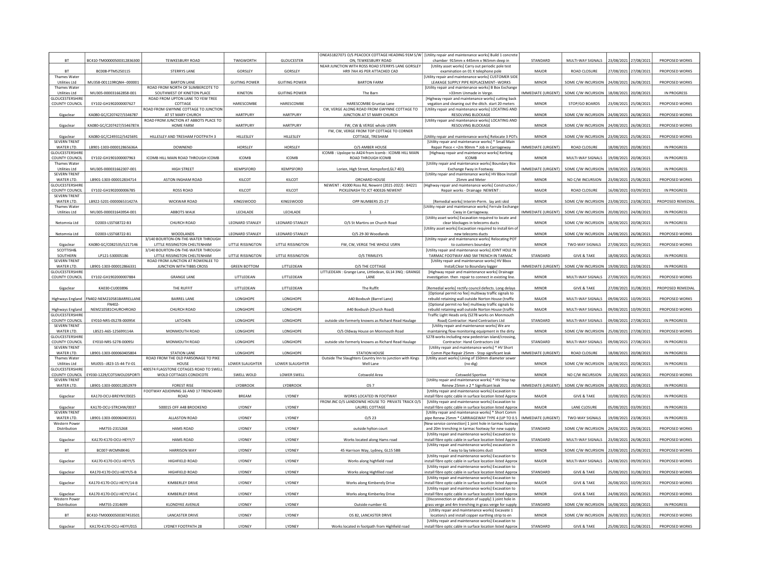| BT | BC410-TM00000500312836300 | TEWKESBURY ROAD | TWIGWORTH | GLOUCESTER | ONEA51827071 O/S PEACOCK COTTAGE HEADING 91M S/W ON, TEWKESBURY ROAD | [Utility repair and maintenance works] Build 1 concrete chamber 915mm x 445mm x 965mm deep in | STANDARD | MULTI-WAY SIGNALS | 23/08/2021 | 27/08/2021 | PROPOSED WORKS |
|---|---|---|---|---|---|---|---|---|---|---|---|
| BT | BC008-PTMS250115 | STERRYS LANE | GORSLEY | GORSLEY | NEAR JUNCTION WITH ROSS ROAD STERRYS LANE GORSLEY HR9 7AH AS PER ATTACHED CAD | [Utility asset works] Carry out periodic pole test examination on 01 X telephone pole | MAJOR | ROAD CLOSURE | 27/08/2021 | 27/08/2021 | PROPOSED WORKS |
| Thames Water Utilities Ltd | MU358-001119RQNH--000001 | BARTON LANE | GUITING POWER | GUITING POWER | BARTON FARM | [Utility repair and maintenance works] CUSTOMER SIDE LEAKAGE SUPPLY PIPE REPLACEMENT--WORKS | MINOR | SOME C/W INCURSION | 24/08/2021 | 26/08/2021 | PROPOSED WORKS |
| Thames Water Utilities Ltd | MU305-000031662858-001 | ROAD FROM NORTH OF SLIMBERCOTE TO SOUTHWEST OF KINETON PLACE | KINETON | GUITING POWER | The Barn | [Utility repair and maintenance works] B Box Exchange >33mm Unmade in Verge. | IMMEDIATE (URGENT) | SOME C/W INCURSION | 18/08/2021 | 20/08/2021 | IN PROGRESS |
| GLOUCESTERSHIRE COUNTY COUNCIL | EY102-GH1902000007627 | ROAD FROM UPTON LANE TO YEW TREE COTTAGE | HARESCOMBE | HARESCOMBE | HARESCOMBE Gruntas Lane | [Highway repair and maintenance works] cutting back vegation and cleaning out the ditch. start 20 meters | MINOR | STOP/GO BOARDS | 23/08/2021 | 25/08/2021 | PROPOSED WORKS |
| Gigaclear | KA080-GC/C207427/S546787 | ROAD FROM GWYNNE COTTAGE TO JUNCTION AT ST MARY CHURCH | HARTPURY | HARTPURY | CW, VERGE ALONG ROAD FROM GWYNNE COTTAGE TO JUNCTION AT ST MARY CHURCH | [Utility repair and maintenance works] LOCATING AND RESOLVING BLOCKAGE | MINOR | SOME C/W INCURSION | 24/08/2021 | 26/08/2021 | PROPOSED WORKS |
| Gigaclear | KA080-GC/C207427/S546787A | ROAD FROM JUNCTION AT ABBOTS PLACE TO HOME FARM | HARTPURY | HARTPURY | FW, CW & VERGE whole USRN | [Utility repair and maintenance works] LOCATING AND RESOLVING BLOCKAGE | MINOR | SOME C/W INCURSION | 24/08/2021 | 26/08/2021 | PROPOSED WORKS |
| Gigaclear | KA080-GC/C249312/S425691 | HILLESLEY AND TRESHAM FOOTPATH 3 | HILLESLEY | HILLESLEY | FW, CW, VERGE FROM TOP COTTAGE TO CORNER COTTAGE, TRESHAM | [Utility repair and maintenance works] Relocate 3 POTs | MINOR | SOME C/W INCURSION | 23/08/2021 | 25/08/2021 | PROPOSED WORKS |
| SEVERN TRENT WATER LTD. | LB901-1303-000012865636A | DOWNEND | HORSLEY | HORSLEY | O/S AMBER HOUSE | [Utility repair and maintenance works] * Small Main Repair Piece < =2m 90mm * Job in Carriageway | IMMEDIATE (URGENT) | ROAD CLOSURE | 18/08/2021 | 20/08/2021 | IN PROGRESS |
| GLOUCESTERSHIRE COUNTY COUNCIL | EY102-GH1901000007963 | ICOMB HILL MAIN ROAD THROUGH ICOMB | ICOMB | ICOMB | ICOMB : Upslope to A424 from Icomb : ICOMB HILL MAIN ROAD THROUGH ICOMB | [Highway repair and maintenance works] Kerbing ICOMB | MINOR | MULTI-WAY SIGNALS | 19/08/2021 | 20/08/2021 | IN PROGRESS |
| Thames Water Utilities Ltd | MU305-000031662307-001 | HIGH STREET | KEMPSFORD | KEMPSFORD | Lorien, High Street, Kempsford,GL7 4EQ | [Utility repair and maintenance works] Boundary Box Exchange Fway in Footway. | IMMEDIATE (URGENT) | SOME C/W INCURSION | 19/08/2021 | 23/08/2021 | IN PROGRESS |
| SEVERN TRENT WATER LTD. | LB901-1303-000012834714 | ASTON INGHAM ROAD | KILCOT | KILCOT | ORCHARD HOUSE | [Utility repair and maintenance works] HV Bbox Install 25mm and Meter | MINOR | NO C/W INCURSION | 23/08/2021 | 25/08/2021 | PROPOSED WORKS |
| GLOUCESTERSHIRE COUNTY COUNCIL | EY102-GH1902000006785 | ROSS ROAD | KILCOT | KILCOT | NEWENT : 41000 Ross Rd, Newent (2021-2022) : B4221 PICKLENASH TO JCT 400326 NEWENT | [Highway repair and maintenance works] Construction / Repair works - Drainage NEWENT : | MAJOR | ROAD CLOSURE | 16/08/2021 | 03/09/2021 | IN PROGRESS |
| SEVERN TRENT WATER LTD. | LB922-5201-000006531427A | WICKWAR ROAD | KINGSWOOD | KINGSWOOD | OPP NUMBERS 25-27 | [Remedial works] Interim-Perm. lay anti skid | MINOR | SOME C/W INCURSION | 23/08/2021 | 23/08/2021 | PROPOSED REMEDIAL |
| Thames Water Utilities Ltd | MU305-000031643954-001 | ABBOTS WALK | LECHLADE | LECHLADE | 1 | [Utility repair and maintenance works] Ferrule Exchange Cway in Carriageway. | IMMEDIATE (URGENT) | SOME C/W INCURSION | 20/08/2021 | 24/08/2021 | IN PROGRESS |
| Netomnia Ltd | D2003-LSST68722-B3 | CHURCH ROAD | LEONARD STANLEY | LEONARD STANLEY | O/S St Martins on Church Road | [Utility asset works] Excavation required to locate and clear blockages in telecoms ducts | MINOR | SOME C/W INCURSION | 18/08/2021 | 20/08/2021 | IN PROGRESS |
| Netomnia Ltd | D2003-LSST68722-B1 | WOODLANDS | LEONARD STANLEY | LEONARD STANLEY | O/S 29-30 Woodlands | [Utility asset works] Excavation required to install 6m of new telecoms ducts | MINOR | SOME C/W INCURSION | 24/08/2021 | 26/08/2021 | PROPOSED WORKS |
| Gigaclear | KA080-GC/C082535/S217146 | 3/140 BOURTON-ON-THE-WATER THROUGH LITTLE RISSINGTON CHELTENHAM | LITTLE RISSINGTON | LITTLE RISSINGTON | FW, CW, VERGE THE WHOLE USRN | [Utility repair and maintenance works] Relocating POT to customers boundary | MINOR | TWO-WAY SIGNALS | 27/08/2021 | 01/09/2021 | PROPOSED WORKS |
| SCOTTISH& SOUTHERN | LP121-S30005186 | 3/140 BOURTON-ON-THE-WATER THROUGH LITTLE RISSINGTON CHELTENHAM | LITTLE RISSINGTON | LITTLE RISSINGTON | O/S TRIMLEYS | [Utility repair and maintenance works] JOINT HOLE IN TARMAC FOOTWAY AND 5M TRENCH IN TARMAC | STANDARD | GIVE & TAKE | 18/08/2021 | 26/08/2021 | IN PROGRESS |
| SEVERN TRENT WATER LTD. | LB901-1303-000012866331 | ROAD FROM JUNCTION AT ROWENLEE TO JUNCTION WITH TIBBS CROSS | GREEN BOTTOM | LITTLEDEAN | O/S THE COTTAGE | [Utility repair and maintenance works] HV Bbox Install,Clear to Boundary logger | IMMEDIATE (URGENT) | SOME C/W INCURSION | 19/08/2021 | 23/08/2021 | IN PROGRESS |
| GLOUCESTERSHIRE COUNTY COUNCIL | EY102-GH1902000007884 | GRANGE LANE | LITTLEDEAN | LITTLEDEAN | LITTLEDEAN : Grange Lane, Littledean, GL14 3NQ : GRANGE LANE | [Highway repair and maintenance works] Drainage investigation. then repair to connect in existing line. | MINOR | MULTI-WAY SIGNALS | 27/08/2021 | 01/09/2021 | PROPOSED WORKS |
| Gigaclear | KA030-CU003896 | THE RUFFIT | LITTLEDEAN | LITTLEDEAN | The Ruffit | [Remedial works] rectify council defects. Long delays | MINOR | GIVE & TAKE | 27/08/2021 | 31/08/2021 | PROPOSED REMEDIAL |
| Highways England | FN402-NEM210581BARRELLANE | BARREL LANE | LONGHOPE | LONGHOPE | A40 Boxbush (Barrel Lane) | [Optional permit no fee] multiway traffic signals to rebuild retaining wall outside Norton House (traffic | MAJOR | MULTI-WAY SIGNALS | 09/08/2021 | 10/09/2021 | PROPOSED WORKS |
| Highways England | FN402-NEM210581CHURCHROAD | CHURCH ROAD | LONGHOPE | LONGHOPE | A40 Boxbush (Church Road) | [Optional permit no fee] multiway traffic signals to rebuild retaining wall outside Norton House (traffic | MAJOR | MULTI-WAY SIGNALS | 09/08/2021 | 10/09/2021 | PROPOSED WORKS |
| GLOUCESTERSHIRE COUNTY COUNCIL | EY010-NRS-S278-00095K | LATCHEN | LONGHOPE | LONGHOPE | outside site formerly knowns as Richard Read Haulage | Traffic Light Heads only (S278 works on Monmouth Road) Contractor: Hand Contractors Ltd | STANDARD | MULTI-WAY SIGNALS | 09/08/2021 | 27/08/2021 | IN PROGRESS |
| SEVERN TRENT WATER LTD. | LB521-A6S-125699114A | MONMOUTH ROAD | LONGHOPE | LONGHOPE | O/S Oldway House on Monmouth Road | [Utility repair and maintenance works] We are maintaining flow monitoring equipment in the dirty | MINOR | SOME C/W INCURSION | 25/08/2021 | 27/08/2021 | PROPOSED WORKS |
| GLOUCESTERSHIRE COUNTY COUNCIL | EY010-NRS-S278-00095J | MONMOUTH ROAD | LONGHOPE | LONGHOPE | outside site formerly knowns as Richard Read Haulage | S278 works including new pedestrian island/crossing, Contractor: Hand Contractors Ltd | STANDARD | MULTI-WAY SIGNALS | 09/08/2021 | 27/08/2021 | IN PROGRESS |
| SEVERN TRENT WATER LTD. | LB901-1303-000060405804 | STATION LANE | LONGHOPE | LONGHOPE | STATION HOUSE | [Utility repair and maintenance works] * HV Short Comm Pipe Repair 25mm - Stop significant leak | IMMEDIATE (URGENT) | ROAD CLOSURE | 18/08/2021 | 20/08/2021 | IN PROGRESS |
| Thames Water Utilities Ltd | MU055--J823-15-44-TV-01 | ROAD FROM THE OLD PARSONAGE TO PIKE HOUSE | LOWER SLAUGHTER | LOWER SLAUGHTER | Outside The Slaughters Country Inn to junction with Kings Well Lane | [Utility asset works] Lining of 150mm diameter sewer (no dig) | MINOR | SOME C/W INCURSION | 18/08/2021 | 20/08/2021 | IN PROGRESS |
| GLOUCESTERSHIRE COUNTY COUNCIL | EY030-1229/COTSWOLDSPORTI | 400574 FLAGSTONE COTAGES ROAD TO SWELL WOLD COTTAGES CONDICOTE | SWELL WOLD | LOWER SWELL | Cotswold Area | Cotswold Sportive | MINOR | NO C/W INCURSION | 21/08/2021 | 24/08/2021 | PROPOSED WORKS |
| SEVERN TRENT WATER LTD. | LB901-1303-000012852979 | FOREST RISE | LYDBROOK | LYDBROOK | OS 7 | [Utility repair and maintenance works] * HV Stop tap Renew 25mm x 2 * Significant leak | IMMEDIATE (URGENT) | SOME C/W INCURSION | 18/08/2021 | 20/08/2021 | IN PROGRESS |
| Gigaclear | KA170-OCU-BREYNY/0025 | FOOTWAY ADJOINING 16 AND 17 TRENCHARD ROAD | BREAM | LYDNEY | WORKS LOCATED IN FOOTWAY | [Utility repair and maintenance works] Excavation to install fibre optic cable in surface location listed Approx | MAJOR | GIVE & TAKE | 10/08/2021 | 25/08/2021 | IN PROGRESS |
| Gigaclear | KA170-OCU-STRCHW/0037 | 500015 OFF A48 BROOKEND | LYDNEY | LYDNEY | FROM JNC O/S LANDOWNE HOUSE TO PRIVATE TRACK O/S LAUREL COTTAGE | [Utility repair and maintenance works] Excavation to install fibre optic cable in surface location listed Approx | MAJOR | LANE CLOSURE | 05/08/2021 | 03/09/2021 | IN PROGRESS |
| SEVERN TRENT WATER LTD. | LB901-1303-000060403531 | ALLASTON ROAD | LYDNEY | LYDNEY | O/S 23 | [Utility repair and maintenance works] * Short Comm pipe Renew 25mm * CARRIAGEWAY TYPE 4 (UP TO 0.5 | IMMEDIATE (URGENT) | TWO-WAY SIGNALS | 19/08/2021 | 23/08/2021 | IN PROGRESS |
| Western Power Distribution | HM755-2315268 | HAMS ROAD | LYDNEY | LYDNEY | outside hylton court | [New service connection] 1 joint hole in tarmac footway and 20m trenching in tarmac footway for new supply | STANDARD | SOME C/W INCURSION | 24/08/2021 | 29/08/2021 | PROPOSED WORKS |
| Gigaclear | KA170-K170-OCU-HEYY/7 | HAMS ROAD | LYDNEY | LYDNEY | Works located along Hams road | [Utility repair and maintenance works] Excavation to install fibre optic cable in surface location listed Approx | STANDARD | MULTI-WAY SIGNALS | 23/08/2021 | 26/08/2021 | PROPOSED WORKS |
| BT | BC007-WCMN8K4G | HARRISON WAY | LYDNEY | LYDNEY | 45 Harrison Way, Lydney, GL15 5BB | [Utility repair and maintenance works] excavation in f.way to lay telecoms duct | MINOR | SOME C/W INCURSION | 23/08/2021 | 25/08/2021 | PROPOSED WORKS |
| Gigaclear | KA170-K170-OCU-HEYY/5 | HIGHFIELD ROAD | LYDNEY | LYDNEY | Works along highfield road | [Utility repair and maintenance works] Excavation to install fibre optic cable in surface location listed Approx | MAJOR | MULTI-WAY SIGNALS | 24/08/2021 | 09/09/2021 | PROPOSED WORKS |
| Gigaclear | KA170-K170-OCU-HEYY/5-B | HIGHFIELD ROAD | LYDNEY | LYDNEY | Works along Highfiled road | [Utility repair and maintenance works] Excavation to install fibre optic cable in surface location listed Approx | STANDARD | GIVE & TAKE | 25/08/2021 | 31/08/2021 | PROPOSED WORKS |
| Gigaclear | KA170-K170-OCU-HEYY/14-B | KIMBERLEY DRIVE | LYDNEY | LYDNEY | Works along Kimberely Drive | [Utility repair and maintenance works] Excavation to install fibre optic cable in surface location listed Approx | MAJOR | GIVE & TAKE | 26/08/2021 | 10/09/2021 | PROPOSED WORKS |
| Gigaclear | KA170-K170-OCU-HEYY/14-C | KIMBERLEY DRIVE | LYDNEY | LYDNEY | Works along Kimberley Drive | [Utility repair and maintenance works] Excavation to install fibre optic cable in surface location listed Approx | MINOR | GIVE & TAKE | 24/08/2021 | 26/08/2021 | PROPOSED WORKS |
| Western Power Distribution | HM755-2314699 | KLONDYKE AVENUE | LYDNEY | LYDNEY | Outside number 41 | [Disconnection or alteration of supply] 1 joint hole in grass verge and 4m trenching in grass verge for supply | STANDARD | SOME C/W INCURSION | 16/08/2021 | 20/08/2021 | IN PROGRESS |
| BT | BC410-TM00000500307453501 | LANCASTER DRIVE | LYDNEY | LYDNEY | OS 82, LANCASTER DRIVE | [Utility repair and maintenance works] Excavate 1 location/s and install copper earthing strip to en | MINOR | SOME C/W INCURSION | 26/08/2021 | 31/08/2021 | PROPOSED WORKS |
| Gigaclear | KA170-K170-OCU-HEYY/015 | LYDNEY FOOTPATH 28 | LYDNEY | LYDNEY | Works located in footpath from Highfield road | [Utility repair and maintenance works] Excavation to install fibre optic cable in surface location listed Approx | STANDARD | GIVE & TAKE | 25/08/2021 | 31/08/2021 | PROPOSED WORKS |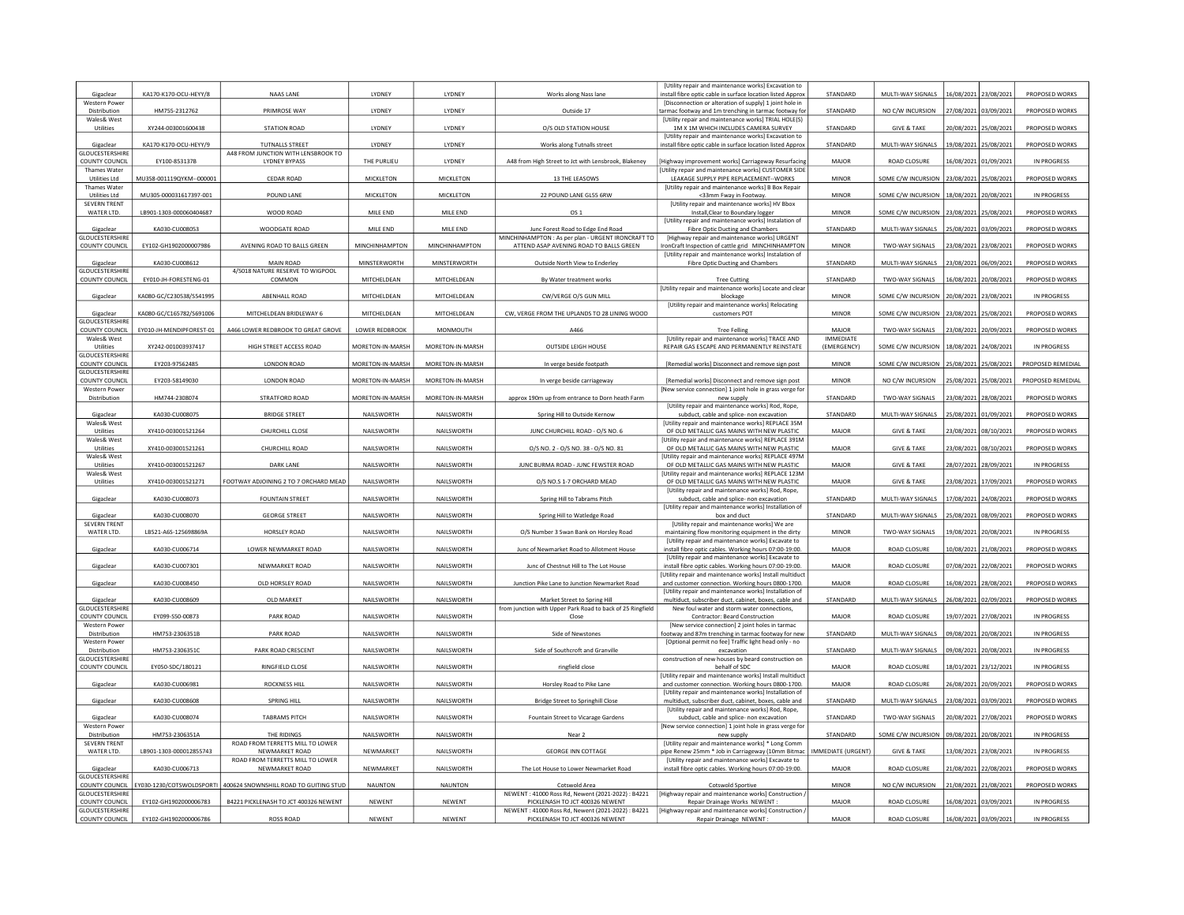| | | | | | | | | | | | |
|---|---|---|---|---|---|---|---|---|---|---|---|
| Gigaclear | KA170-K170-OCU-HEYY/8 | NAAS LANE | LYDNEY | LYDNEY | Works along Nass lane | [Utility repair and maintenance works] Excavation to install fibre optic cable in surface location listed Approx | STANDARD | MULTI-WAY SIGNALS | 16/08/2021 | 23/08/2021 | PROPOSED WORKS |
| Western Power Distribution | HM755-2312762 | PRIMROSE WAY | LYDNEY | LYDNEY | Outside 17 | [Disconnection or alteration of supply] 1 joint hole in tarmac footway and 1m trenching in tarmac footway for | STANDARD | NO C/W INCURSION | 27/08/2021 | 03/09/2021 | PROPOSED WORKS |
| Wales& West Utilities | XY244-003001600438 | STATION ROAD | LYDNEY | LYDNEY | O/S OLD STATION HOUSE | [Utility repair and maintenance works] TRIAL HOLE(S) 1M X 1M WHICH INCLUDES CAMERA SURVEY | STANDARD | GIVE & TAKE | 20/08/2021 | 25/08/2021 | PROPOSED WORKS |
| Gigaclear | KA170-K170-OCU-HEYY/9 | TUTNALLS STREET | LYDNEY | LYDNEY | Works along Tutnalls street | [Utility repair and maintenance works] Excavation to install fibre optic cable in surface location listed Approx | STANDARD | MULTI-WAY SIGNALS | 19/08/2021 | 25/08/2021 | PROPOSED WORKS |
| GLOUCESTERSHIRE COUNTY COUNCIL | EY100-853137B | A48 FROM JUNCTION WITH LENSBROOK TO LYDNEY BYPASS | THE PURLIEU | LYDNEY | A48 from High Street to Jct with Lensbrook, Blakeney | [Highway improvement works] Carriageway Resurfacing | MAJOR | ROAD CLOSURE | 16/08/2021 | 01/09/2021 | IN PROGRESS |
| Thames Water Utilities Ltd | MU358-001119QYKM--000001 | CEDAR ROAD | MICKLETON | MICKLETON | 13 THE LEASOWS | [Utility repair and maintenance works] CUSTOMER SIDE LEAKAGE SUPPLY PIPE REPLACEMENT--WORKS | MINOR | SOME C/W INCURSION | 23/08/2021 | 25/08/2021 | PROPOSED WORKS |
| Thames Water Utilities Ltd | MU305-000031617397-001 | POUND LANE | MICKLETON | MICKLETON | 22 POUND LANE GL55 6RW | [Utility repair and maintenance works] B Box Repair <33mm Fway in Footway. | MINOR | SOME C/W INCURSION | 18/08/2021 | 20/08/2021 | IN PROGRESS |
| SEVERN TRENT WATER LTD. | LB901-1303-000060404687 | WOOD ROAD | MILE END | MILE END | OS 1 | [Utility repair and maintenance works] HV Bbox Install,Clear to Boundary logger | MINOR | SOME C/W INCURSION | 23/08/2021 | 25/08/2021 | PROPOSED WORKS |
| Gigaclear | KA030-CU008053 | WOODGATE ROAD | MILE END | MILE END | Junc Forest Road to Edge End Road | [Utility repair and maintenance works] Instalation of Fibre Optic Ducting and Chambers | STANDARD | MULTI-WAY SIGNALS | 25/08/2021 | 03/09/2021 | PROPOSED WORKS |
| GLOUCESTERSHIRE COUNTY COUNCIL | EY102-GH1902000007986 | AVENING ROAD TO BALLS GREEN | MINCHINHAMPTON | MINCHINHAMPTON | MINCHINHAMPTON : As per plan - URGENT IRONCRAFT TO ATTEND ASAP AVENING ROAD TO BALLS GREEN | [Highway repair and maintenance works] URGENT IronCraft Inspection of cattle grid MINCHINHAMPTON | MINOR | TWO-WAY SIGNALS | 23/08/2021 | 23/08/2021 | PROPOSED WORKS |
| Gigaclear | KA030-CU008612 | MAIN ROAD | MINSTERWORTH | MINSTERWORTH | Outside North View to Enderley | [Utility repair and maintenance works] Instalation of Fibre Optic Ducting and Chambers | STANDARD | MULTI-WAY SIGNALS | 23/08/2021 | 06/09/2021 | PROPOSED WORKS |
| GLOUCESTERSHIRE COUNTY COUNCIL | EY010-JH-FORESTENG-01 | 4/5018 NATURE RESERVE TO WIGPOOL COMMON | MITCHELDEAN | MITCHELDEAN | By Water treatment works | Tree Cutting | STANDARD | TWO-WAY SIGNALS | 16/08/2021 | 20/08/2021 | PROPOSED WORKS |
| Gigaclear | KA080-GC/C230538/S541995 | ABENHALL ROAD | MITCHELDEAN | MITCHELDEAN | CW/VERGE O/S GUN MILL | [Utility repair and maintenance works] Locate and clear blockage | MINOR | SOME C/W INCURSION | 20/08/2021 | 23/08/2021 | IN PROGRESS |
| Gigaclear | KA080-GC/C165782/S691006 | MITCHELDEAN BRIDLEWAY 6 | MITCHELDEAN | MITCHELDEAN | CW, VERGE FROM THE UPLANDS TO 28 LINING WOOD | [Utility repair and maintenance works] Relocating customers POT | MINOR | SOME C/W INCURSION | 23/08/2021 | 25/08/2021 | PROPOSED WORKS |
| GLOUCESTERSHIRE COUNTY COUNCIL | EY010-JH-MENDIPFOREST-01 | A466 LOWER REDBROOK TO GREAT GROVE | LOWER REDBROOK | MONMOUTH | A466 | Tree Felling | MAJOR | TWO-WAY SIGNALS | 23/08/2021 | 20/09/2021 | PROPOSED WORKS |
| Wales& West Utilities | XY242-001003937417 | HIGH STREET ACCESS ROAD | MORETON-IN-MARSH | MORETON-IN-MARSH | OUTSIDE LEIGH HOUSE | [Utility repair and maintenance works] TRACE AND REPAIR GAS ESCAPE AND PERMANENTLY REINSTATE | IMMEDIATE (EMERGENCY) | SOME C/W INCURSION | 18/08/2021 | 24/08/2021 | IN PROGRESS |
| GLOUCESTERSHIRE COUNTY COUNCIL | EY203-97562485 | LONDON ROAD | MORETON-IN-MARSH | MORETON-IN-MARSH | In verge beside footpath | [Remedial works] Disconnect and remove sign post | MINOR | SOME C/W INCURSION | 25/08/2021 | 25/08/2021 | PROPOSED REMEDIAL |
| GLOUCESTERSHIRE COUNTY COUNCIL | EY203-58149030 | LONDON ROAD | MORETON-IN-MARSH | MORETON-IN-MARSH | In verge beside carriageway | [Remedial works] Disconnect and remove sign post | MINOR | NO C/W INCURSION | 25/08/2021 | 25/08/2021 | PROPOSED REMEDIAL |
| Western Power Distribution | HM744-2308074 | STRATFORD ROAD | MORETON-IN-MARSH | MORETON-IN-MARSH | approx 190m up from entrance to Dorn heath Farm | [New service connection] 1 joint hole in grass verge for new supply | STANDARD | TWO-WAY SIGNALS | 23/08/2021 | 28/08/2021 | PROPOSED WORKS |
| Gigaclear | KA030-CU008075 | BRIDGE STREET | NAILSWORTH | NAILSWORTH | Spring Hill to Outside Kernow | [Utility repair and maintenance works] Rod, Rope, subduct, cable and splice- non excavation | STANDARD | MULTI-WAY SIGNALS | 25/08/2021 | 01/09/2021 | PROPOSED WORKS |
| Wales& West Utilities | XY410-003001521264 | CHURCHILL CLOSE | NAILSWORTH | NAILSWORTH | JUNC CHURCHILL ROAD - O/S NO. 6 | [Utility repair and maintenance works] REPLACE 35M OF OLD METALLIC GAS MAINS WITH NEW PLASTIC | MAJOR | GIVE & TAKE | 23/08/2021 | 08/10/2021 | PROPOSED WORKS |
| Wales& West Utilities | XY410-003001521261 | CHURCHILL ROAD | NAILSWORTH | NAILSWORTH | O/S NO. 2 - O/S NO. 38 - O/S NO. 81 | [Utility repair and maintenance works] REPLACE 391M OF OLD METALLIC GAS MAINS WITH NEW PLASTIC | MAJOR | GIVE & TAKE | 23/08/2021 | 08/10/2021 | PROPOSED WORKS |
| Wales& West Utilities | XY410-003001521267 | DARK LANE | NAILSWORTH | NAILSWORTH | JUNC BURMA ROAD - JUNC FEWSTER ROAD | [Utility repair and maintenance works] REPLACE 497M OF OLD METALLIC GAS MAINS WITH NEW PLASTIC | MAJOR | GIVE & TAKE | 28/07/2021 | 28/09/2021 | IN PROGRESS |
| Wales& West Utilities | XY410-003001521271 | FOOTWAY ADJOINING 2 TO 7 ORCHARD MEAD | NAILSWORTH | NAILSWORTH | O/S NO.S 1-7 ORCHARD MEAD | [Utility repair and maintenance works] REPLACE 123M OF OLD METALLIC GAS MAINS WITH NEW PLASTIC | MAJOR | GIVE & TAKE | 23/08/2021 | 17/09/2021 | PROPOSED WORKS |
| Gigaclear | KA030-CU008073 | FOUNTAIN STREET | NAILSWORTH | NAILSWORTH | Spring Hill to Tabrams Pitch | [Utility repair and maintenance works] Rod, Rope, subduct, cable and splice- non excavation | STANDARD | MULTI-WAY SIGNALS | 17/08/2021 | 24/08/2021 | PROPOSED WORKS |
| Gigaclear | KA030-CU008070 | GEORGE STREET | NAILSWORTH | NAILSWORTH | Spring Hill to Watledge Road | [Utility repair and maintenance works] Installation of box and duct | STANDARD | MULTI-WAY SIGNALS | 25/08/2021 | 08/09/2021 | PROPOSED WORKS |
| SEVERN TRENT WATER LTD. | LB521-A6S-125698869A | HORSLEY ROAD | NAILSWORTH | NAILSWORTH | O/S Number 3 Swan Bank on Horsley Road | [Utility repair and maintenance works] We are maintaining flow monitoring equipment in the dirty | MINOR | TWO-WAY SIGNALS | 19/08/2021 | 20/08/2021 | IN PROGRESS |
| Gigaclear | KA030-CU006714 | LOWER NEWMARKET ROAD | NAILSWORTH | NAILSWORTH | Junc of Newmarket Road to Allotment House | [Utility repair and maintenance works] Excavate to install fibre optic cables. Working hours 07:00-19:00. | MAJOR | ROAD CLOSURE | 10/08/2021 | 21/08/2021 | PROPOSED WORKS |
| Gigaclear | KA030-CU007301 | NEWMARKET ROAD | NAILSWORTH | NAILSWORTH | Junc of Chestnut Hill to The Lot House | [Utility repair and maintenance works] Excavate to install fibre optic cables. Working hours 07:00-19:00. | MAJOR | ROAD CLOSURE | 07/08/2021 | 22/08/2021 | PROPOSED WORKS |
| Gigaclear | KA030-CU008450 | OLD HORSLEY ROAD | NAILSWORTH | NAILSWORTH | Junction Pike Lane to Junction Newmarket Road | [Utility repair and maintenance works] Install multiduct and customer connection. Working hours 0800-1700. | MAJOR | ROAD CLOSURE | 16/08/2021 | 28/08/2021 | PROPOSED WORKS |
| Gigaclear | KA030-CU008609 | OLD MARKET | NAILSWORTH | NAILSWORTH | Market Street to Spring Hill | [Utility repair and maintenance works] Installation of multiduct, subscriber duct, cabinet, boxes, cable and | STANDARD | MULTI-WAY SIGNALS | 26/08/2021 | 02/09/2021 | PROPOSED WORKS |
| GLOUCESTERSHIRE COUNTY COUNCIL | EY099-S50-00873 | PARK ROAD | NAILSWORTH | NAILSWORTH | from junction with Upper Park Road to back of 25 Ringfield Close | New foul water and storm water connections, Contractor: Beard Construction | MAJOR | ROAD CLOSURE | 19/07/2021 | 27/08/2021 | IN PROGRESS |
| Western Power Distribution | HM753-2306351B | PARK ROAD | NAILSWORTH | NAILSWORTH | Side of Newstones | [New service connection] 2 joint holes in tarmac footway and 87m trenching in tarmac footway for new | STANDARD | MULTI-WAY SIGNALS | 09/08/2021 | 20/08/2021 | IN PROGRESS |
| Western Power Distribution | HM753-2306351C | PARK ROAD CRESCENT | NAILSWORTH | NAILSWORTH | Side of Southcroft and Granville | [Optional permit no fee] Traffic light head only - no excavation | STANDARD | MULTI-WAY SIGNALS | 09/08/2021 | 20/08/2021 | IN PROGRESS |
| GLOUCESTERSHIRE COUNTY COUNCIL | EY050-SDC/180121 | RINGFIELD CLOSE | NAILSWORTH | NAILSWORTH | ringfield close | construction of new houses by beard construction on behalf of SDC | MAJOR | ROAD CLOSURE | 18/01/2021 | 23/12/2021 | IN PROGRESS |
| Gigaclear | KA030-CU006981 | ROCKNESS HILL | NAILSWORTH | NAILSWORTH | Horsley Road to Pike Lane | [Utility repair and maintenance works] Install multiduct and customer connection. Working hours 0800-1700. | MAJOR | ROAD CLOSURE | 26/08/2021 | 20/09/2021 | PROPOSED WORKS |
| Gigaclear | KA030-CU008608 | SPRING HILL | NAILSWORTH | NAILSWORTH | Bridge Street to Springhill Close | [Utility repair and maintenance works] Installation of multiduct, subscriber duct, cabinet, boxes, cable and | STANDARD | MULTI-WAY SIGNALS | 23/08/2021 | 03/09/2021 | PROPOSED WORKS |
| Gigaclear | KA030-CU008074 | TABRAMS PITCH | NAILSWORTH | NAILSWORTH | Fountain Street to Vicarage Gardens | [Utility repair and maintenance works] Rod, Rope, subduct, cable and splice- non excavation | STANDARD | TWO-WAY SIGNALS | 20/08/2021 | 27/08/2021 | PROPOSED WORKS |
| Western Power Distribution | HM753-2306351A | THE RIDINGS | NAILSWORTH | NAILSWORTH | Near 2 | [New service connection] 1 joint hole in grass verge for new supply | STANDARD | SOME C/W INCURSION | 09/08/2021 | 20/08/2021 | IN PROGRESS |
| SEVERN TRENT WATER LTD. | LB901-1303-000012855743 | ROAD FROM TERRETTS MILL TO LOWER NEWMARKET ROAD | NEWMARKET | NAILSWORTH | GEORGE INN COTTAGE | [Utility repair and maintenance works] * Long Comm pipe Renew 25mm * Job in Carriageway (10mm Bitmac | IMMEDIATE (URGENT) | GIVE & TAKE | 13/08/2021 | 23/08/2021 | IN PROGRESS |
| Gigaclear | KA030-CU006713 | ROAD FROM TERRETTS MILL TO LOWER NEWMARKET ROAD | NEWMARKET | NAILSWORTH | The Lot House to Lower Newmarket Road | [Utility repair and maintenance works] Excavate to install fibre optic cables. Working hours 07:00-19:00. | MAJOR | ROAD CLOSURE | 21/08/2021 | 22/08/2021 | PROPOSED WORKS |
| GLOUCESTERSHIRE COUNTY COUNCIL | EY030-1230/COTSWOLDSPORTI | 400624 SNOWNSHILL ROAD TO GUITING STUD | NAUNTON | NAUNTON | Cotswold Area | Cotswold Sportive | MINOR | NO C/W INCURSION | 21/08/2021 | 21/08/2021 | PROPOSED WORKS |
| GLOUCESTERSHIRE COUNTY COUNCIL | EY102-GH1902000006783 | B4221 PICKLENASH TO JCT 400326 NEWENT | NEWENT | NEWENT | NEWENT : 41000 Ross Rd, Newent (2021-2022) : B4221 PICKLENASH TO JCT 400326 NEWENT | [Highway repair and maintenance works] Construction / Repair Drainage Works NEWENT : | MAJOR | ROAD CLOSURE | 16/08/2021 | 03/09/2021 | IN PROGRESS |
| GLOUCESTERSHIRE COUNTY COUNCIL | EY102-GH1902000006786 | ROSS ROAD | NEWENT | NEWENT | NEWENT : 41000 Ross Rd, Newent (2021-2022) : B4221 PICKLENASH TO JCT 400326 NEWENT | [Highway repair and maintenance works] Construction / Repair Drainage NEWENT : | MAJOR | ROAD CLOSURE | 16/08/2021 | 03/09/2021 | IN PROGRESS |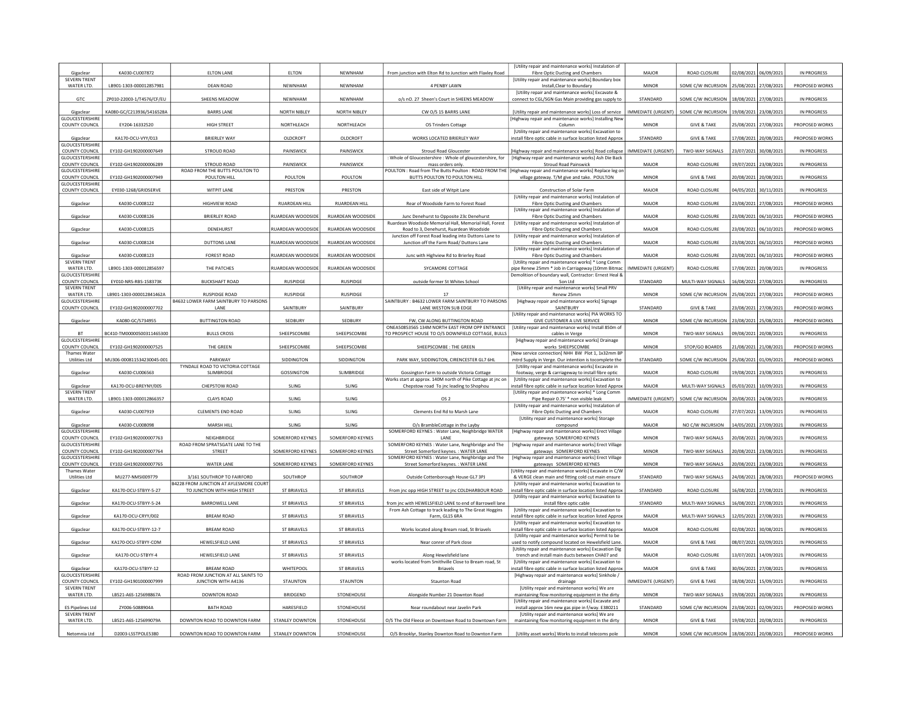| | | | | | | | | | | | |
|---|---|---|---|---|---|---|---|---|---|---|---|
| Gigaclear | KA030-CU007872 | ELTON LANE | ELTON | NEWNHAM | From junction with Elton Rd to Junction with Flaxley Road | [Utility repair and maintenance works] Instalation of Fibre Optic Ducting and Chambers | MAJOR | ROAD CLOSURE | 02/08/2021 | 06/09/2021 | IN PROGRESS |
| SEVERN TRENT WATER LTD. | LB901-1303-000012857981 | DEAN ROAD | NEWNHAM | NEWNHAM | 4 PENBY LAWN | [Utility repair and maintenance works] Boundary box Install,Clear to Boundary | MINOR | SOME C/W INCURSION | 25/08/2021 | 27/08/2021 | PROPOSED WORKS |
| GTC | ZP010-22003-1/T4576/CF/EU | SHEENS MEADOW | NEWNHAM | NEWNHAM | o/s nO. 27 Sheen's Court in SHEENS MEADOW | [Utility repair and maintenance works] Excavate & connect to CGL/SGN Gas Main providing gas supply to | STANDARD | SOME C/W INCURSION | 18/08/2021 | 27/08/2021 | IN PROGRESS |
| Gigaclear | KA080-GC/C213936/S416528A | BARRS LANE | NORTH NIBLEY | NORTH NIBLEY | CW O/S 15 BARRS LANE | [Utility repair and maintenance works] Loss of service | IMMEDIATE (URGENT) | SOME C/W INCURSION | 19/08/2021 | 23/08/2021 | IN PROGRESS |
| GLOUCESTERSHIRE COUNTY COUNCIL | EY204-16332520 | HIGH STREET | NORTHLEACH | NORTHLEACH | OS Trinders Cottage | [Highway repair and maintenance works] Installing New Column | MINOR | GIVE & TAKE | 25/08/2021 | 27/08/2021 | PROPOSED WORKS |
| Gigaclear | KA170-OCU-VYY/013 | BRIERLEY WAY | OLDCROFT | OLDCROFT | WORKS LOCATED BRIERLEY WAY | [Utility repair and maintenance works] Excavation to install fibre optic cable in surface location listed Approx | STANDARD | GIVE & TAKE | 17/08/2021 | 20/08/2021 | IN PROGRESS |
| GLOUCESTERSHIRE COUNTY COUNCIL | EY102-GH1902000007649 | STROUD ROAD | PAINSWICK | PAINSWICK | Stroud Road Gloucester | [Highway repair and maintenance works] Road collapse | IMMEDIATE (URGENT) | TWO-WAY SIGNALS | 23/07/2021 | 30/08/2021 | IN PROGRESS |
| GLOUCESTERSHIRE COUNTY COUNCIL | EY102-GH1902000006289 | STROUD ROAD | PAINSWICK | PAINSWICK | : Whole of Gloucestershire : Whole of gloucestershire, for mass orders only. | [Highway repair and maintenance works] Ash Die Back Stroud Road Painswick | MAJOR | ROAD CLOSURE | 19/07/2021 | 23/08/2021 | IN PROGRESS |
| GLOUCESTERSHIRE COUNTY COUNCIL | EY102-GH1902000007949 | ROAD FROM THE BUTTS POULTON TO POULTON HILL | POULTON | POULTON | POULTON : Road from The Butts Poulton : ROAD FROM THE BUTTS POULTON TO POULTON HILL | [Highway repair and maintenance works] Replace leg on village gateway. T/M give and take. POULTON | MINOR | GIVE & TAKE | 20/08/2021 | 20/08/2021 | IN PROGRESS |
| GLOUCESTERSHIRE COUNTY COUNCIL | EY030-1268/GRIDSERVE | WITPIT LANE | PRESTON | PRESTON | East side of Witpit Lane | Construction of Solar Farm | MAJOR | ROAD CLOSURE | 04/05/2021 | 30/11/2021 | IN PROGRESS |
| Gigaclear | KA030-CU008122 | HIGHVIEW ROAD | RUARDEAN HILL | RUARDEAN HILL | Rear of Woodside Farm to Forest Road | [Utility repair and maintenance works] Instalation of Fibre Optic Ducting and Chambers | MAJOR | ROAD CLOSURE | 23/08/2021 | 27/08/2021 | PROPOSED WORKS |
| Gigaclear | KA030-CU008126 | BRIERLEY ROAD | RUARDEAN WOODSIDE | RUARDEAN WOODSIDE | Junc Denehurst to Opposite 23c Denehurst | [Utility repair and maintenance works] Instalation of Fibre Optic Ducting and Chambers | MAJOR | ROAD CLOSURE | 23/08/2021 | 06/10/2021 | PROPOSED WORKS |
| Gigaclear | KA030-CU008125 | DENEHURST | RUARDEAN WOODSIDE | RUARDEAN WOODSIDE | Ruardean Woodside Memorial Hall, Memorial Hall, Forest Road to 3, Denehurst, Ruardean Woodside | [Utility repair and maintenance works] Instalation of Fibre Optic Ducting and Chambers | MAJOR | ROAD CLOSURE | 23/08/2021 | 06/10/2021 | PROPOSED WORKS |
| Gigaclear | KA030-CU008124 | DUTTONS LANE | RUARDEAN WOODSIDE | RUARDEAN WOODSIDE | Junction off Forest Road leading into Duttons Lane to Junction off the Farm Road/ Duttons Lane | [Utility repair and maintenance works] Instalation of Fibre Optic Ducting and Chambers | MAJOR | ROAD CLOSURE | 23/08/2021 | 06/10/2021 | PROPOSED WORKS |
| Gigaclear | KA030-CU008123 | FOREST ROAD | RUARDEAN WOODSIDE | RUARDEAN WOODSIDE | Junc with Highview Rd to Brierley Road | [Utility repair and maintenance works] Instalation of Fibre Optic Ducting and Chambers | MAJOR | ROAD CLOSURE | 23/08/2021 | 06/10/2021 | PROPOSED WORKS |
| SEVERN TRENT WATER LTD. | LB901-1303-000012856597 | THE PATCHES | RUARDEAN WOODSIDE | RUARDEAN WOODSIDE | SYCAMORE COTTAGE | [Utility repair and maintenance works] * Long Comm pipe Renew 25mm * Job in Carriageway (10mm Bitmac | IMMEDIATE (URGENT) | ROAD CLOSURE | 17/08/2021 | 20/08/2021 | IN PROGRESS |
| GLOUCESTERSHIRE COUNTY COUNCIL | EY010-NRS-RBS-158373K | BUCKSHAFT ROAD | RUSPIDGE | RUSPIDGE | outside former St Whites School | Demolition of boundary wall, Contractor: Ernest Heal & Son Ltd | STANDARD | MULTI-WAY SIGNALS | 16/08/2021 | 27/08/2021 | IN PROGRESS |
| SEVERN TRENT WATER LTD. | LB901-1303-000012841462A | RUSPIDGE ROAD | RUSPIDGE | RUSPIDGE | 17 | [Utility repair and maintenance works] Small PRV Renew 25mm | MINOR | SOME C/W INCURSION | 25/08/2021 | 27/08/2021 | PROPOSED WORKS |
| GLOUCESTERSHIRE COUNTY COUNCIL | EY102-GH1902000007702 | B4632 LOWER FARM SAINTBURY TO PARSONS LANE | SAINTBURY | SAINTBURY | SAINTBURY : B4632 LOWER FARM SAINTBURY TO PARSONS LANE WESTON SUB EDGE | [Highway repair and maintenance works] Signage SAINTBURY | STANDARD | GIVE & TAKE | 23/08/2021 | 27/08/2021 | PROPOSED WORKS |
| Gigaclear | KA080-GC/S734955 | BUTTINGTON ROAD | SEDBURY | SEDBURY | FW, CW ALONG BUTTINGTON ROAD | [Utility repair and maintenance works] PIA WORKS TO GIVE CUSTOMER A LIVE SERVICE | MINOR | SOME C/W INCURSION | 23/08/2021 | 25/08/2021 | PROPOSED WORKS |
| BT | BC410-TM00000500311465300 | BULLS CROSS | SHEEPSCOMBE | SHEEPSCOMBE | ONEA50853565 134M NORTH EAST FROM OPP ENTRANCE TO PROSPECT HOUSE TO O/S DOWNFIELD COTTAGE, BULLS | [Utility repair and maintenance works] Install 850m of cables in Verge | MINOR | TWO-WAY SIGNALS | 09/08/2021 | 20/08/2021 | IN PROGRESS |
| GLOUCESTERSHIRE COUNTY COUNCIL | EY102-GH1902000007525 | THE GREEN | SHEEPSCOMBE | SHEEPSCOMBE | SHEEPSCOMBE : THE GREEN | [Highway repair and maintenance works] Drainage works SHEEPSCOMBE | MINOR | STOP/GO BOARDS | 21/08/2021 | 21/08/2021 | PROPOSED WORKS |
| Thames Water Utilities Ltd | MU306-000811534230045-001 | PARKWAY | SIDDINGTON | SIDDINGTON | PARK WAY, SIDDINGTON, CIRENCESTER GL7 6HL | [New service connection] NHH BW Plot 1, 1x32mm BP mtrd Supply in Verge. Our intention is tocomplete the | STANDARD | SOME C/W INCURSION | 25/08/2021 | 01/09/2021 | PROPOSED WORKS |
| Gigaclear | KA030-CU006563 | TYNDALE ROAD TO VICTORIA COTTAGE SLIMBRIDGE | GOSSINGTON | SLIMBRIDGE | Gossington Farm to outside Victoria Cottage | [Utility repair and maintenance works] Excavate in footway, verge & carriageway to install fibre optic | MAJOR | ROAD CLOSURE | 19/08/2021 | 23/08/2021 | IN PROGRESS |
| Gigaclear | KA170-OCU-BREYNY/005 | CHEPSTOW ROAD | SLING | SLING | Works start at approx. 140M north of Pike Cottage at jnc on Chepstow road To jnc leading to Shophou | [Utility repair and maintenance works] Excavation to install fibre optic cable in surface location listed Approx | MAJOR | MULTI-WAY SIGNALS | 05/03/2021 | 10/09/2021 | IN PROGRESS |
| SEVERN TRENT WATER LTD. | LB901-1303-000012866357 | CLAYS ROAD | SLING | SLING | OS 2 | [Utility repair and maintenance works] * Long Comm Pipe Repair 0.75' * non visible leak | IMMEDIATE (URGENT) | SOME C/W INCURSION | 20/08/2021 | 24/08/2021 | IN PROGRESS |
| Gigaclear | KA030-CU007919 | CLEMENTS END ROAD | SLING | SLING | Clements End Rd to Marsh Lane | [Utility repair and maintenance works] Instalation of Fibre Optic Ducting and Chambers | MAJOR | ROAD CLOSURE | 27/07/2021 | 13/09/2021 | IN PROGRESS |
| Gigaclear | KA030-CU008098 | MARSH HILL | SLING | SLING | O/s BrambleCottage in the Layby | [Utility repair and maintenance works] Storage compound | MAJOR | NO C/W INCURSION | 14/05/2021 | 27/09/2021 | IN PROGRESS |
| GLOUCESTERSHIRE COUNTY COUNCIL | EY102-GH1902000007763 | NEIGHBRIDGE | SOMERFORD KEYNES | SOMERFORD KEYNES | SOMERFORD KEYNES : Water Lane, Neighbridge WATER LANE | [Highway repair and maintenance works] Erect Village gateways SOMERFORD KEYNES | MINOR | TWO-WAY SIGNALS | 20/08/2021 | 20/08/2021 | IN PROGRESS |
| GLOUCESTERSHIRE COUNTY COUNCIL | EY102-GH1902000007764 | ROAD FROM SPRATSGATE LANE TO THE STREET | SOMERFORD KEYNES | SOMERFORD KEYNES | SOMERFORD KEYNES : Water Lane, Neighbridge and The Street Somerford keynes. : WATER LANE | [Highway repair and maintenance works] Erect Village gateways SOMERFORD KEYNES | MINOR | TWO-WAY SIGNALS | 20/08/2021 | 23/08/2021 | IN PROGRESS |
| GLOUCESTERSHIRE COUNTY COUNCIL | EY102-GH1902000007765 | WATER LANE | SOMERFORD KEYNES | SOMERFORD KEYNES | SOMERFORD KEYNES : Water Lane, Neighbridge and The Street Somerford keynes. : WATER LANE | [Highway repair and maintenance works] Erect Village gateways SOMERFORD KEYNES | MINOR | TWO-WAY SIGNALS | 20/08/2021 | 23/08/2021 | IN PROGRESS |
| Thames Water Utilities Ltd | MU277-NMSI009779 | 3/161 SOUTHROP TO FAIRFORD | SOUTHROP | SOUTHROP | Outside Cottenborough House GL7 3PJ | [Utility repair and maintenance works] Excavate in C/W & VERGE clean main and fitting cold cut main ensure | STANDARD | TWO-WAY SIGNALS | 24/08/2021 | 28/08/2021 | PROPOSED WORKS |
| Gigaclear | KA170-OCU-STBYY-5-27 | B4228 FROM JUNCTION AT AYLESMORE COURT TO JUNCTION WITH HIGH STREET | ST BRIAVELS | ST BRIAVELS | From jnc opp HIGH STREET to jnc COLDHARBOUR ROAD | [Utility repair and maintenance works] Excavation to install fibre optic cable in surface location listed Approx | STANDARD | ROAD CLOSURE | 16/08/2021 | 27/08/2021 | IN PROGRESS |
| Gigaclear | KA170-OCU-STBYY-5-24 | BARROWELL LANE | ST BRIAVELS | ST BRIAVELS | from jnc with HEWELSFIELD LANE to end of Barrowell lane | [Utility repair and maintenance works] Excavation to install fibre optic cable | STANDARD | MULTI-WAY SIGNALS | 16/08/2021 | 27/08/2021 | IN PROGRESS |
| Gigaclear | KA170-OCU-CRYY/002 | BREAM ROAD | ST BRIAVELS | ST BRIAVELS | From Ash Cottage to track leading to The Great Hoggins Farm, GL15 6RA | [Utility repair and maintenance works] Excavation to install fibre optic cable in surface location listed Approx | MAJOR | MULTI-WAY SIGNALS | 12/05/2021 | 27/08/2021 | IN PROGRESS |
| Gigaclear | KA170-OCU-STBYY-12-7 | BREAM ROAD | ST BRIAVELS | ST BRIAVELS | Works located along Bream road, St Briavels | [Utility repair and maintenance works] Excavation to install fibre optic cable in surface location listed Approx | MAJOR | ROAD CLOSURE | 02/08/2021 | 30/08/2021 | IN PROGRESS |
| Gigaclear | KA170-OCU-STBYY-COM | HEWELSFIELD LANE | ST BRIAVELS | ST BRIAVELS | Near conrer of Park close | [Utility repair and maintenance works] Permit to be used to notify compound located on Hewelsfield Lane. | MAJOR | GIVE & TAKE | 08/07/2021 | 02/09/2021 | IN PROGRESS |
| Gigaclear | KA170-OCU-STBYY-4 | HEWELSFIELD LANE | ST BRIAVELS | ST BRIAVELS | Along Hewelsfield lane | [Utility repair and maintenance works] Excavation Dig trench and install main ducts between CHA07 and | MAJOR | ROAD CLOSURE | 13/07/2021 | 14/09/2021 | IN PROGRESS |
| Gigaclear | KA170-OCU-STBYY-12 | BREAM ROAD | WHITEPOOL | ST BRIAVELS | works located from Smithville Close to Bream road, St Briavels | [Utility repair and maintenance works] Excavation to install fibre optic cable in surface location listed Approx | MAJOR | GIVE & TAKE | 30/06/2021 | 27/08/2021 | IN PROGRESS |
| GLOUCESTERSHIRE COUNTY COUNCIL | EY102-GH1901000007999 | ROAD FROM JUNCTION AT ALL SAINTS TO JUNCTION WITH A4136 | STAUNTON | STAUNTON | Staunton Road | [Highway repair and maintenance works] Sinkhole / drainage | IMMEDIATE (URGENT) | GIVE & TAKE | 18/08/2021 | 15/09/2021 | IN PROGRESS |
| SEVERN TRENT WATER LTD. | LB521-A6S-125698867A | DOWNTON ROAD | BRIDGEND | STONEHOUSE | Alongside Number 21 Downton Road | [Utility repair and maintenance works] We are maintaining flow monitoring equipment in the dirty | MINOR | TWO-WAY SIGNALS | 19/08/2021 | 20/08/2021 | IN PROGRESS |
| ES Pipelines Ltd | ZY006-5088904A | BATH ROAD | HARESFIELD | STONEHOUSE | Near roundabout near Javelin Park | [Utility repair and maintenance works] Excavate and install approx 16m new gas pipe in f/way. E380211 | STANDARD | SOME C/W INCURSION | 23/08/2021 | 02/09/2021 | PROPOSED WORKS |
| SEVERN TRENT WATER LTD. | LB521-A6S-125699079A | DOWNTON ROAD TO DOWNTON FARM | STANLEY DOWNTON | STONEHOUSE | O/S The Old Fleece on Downtown Road to Downtown Farm | [Utility repair and maintenance works] We are maintaining flow monitoring equipment in the dirty | MINOR | GIVE & TAKE | 19/08/2021 | 20/08/2021 | IN PROGRESS |
| Netomnia Ltd | D2003-LSSTPOLE5380 | DOWNTON ROAD TO DOWNTON FARM | STANLEY DOWNTON | STONEHOUSE | O/S Brooklyr, Stanley Downton Road to Downton Farm | [Utility asset works] Works to install telecoms pole | MINOR | SOME C/W INCURSION | 18/08/2021 | 20/08/2021 | PROPOSED WORKS |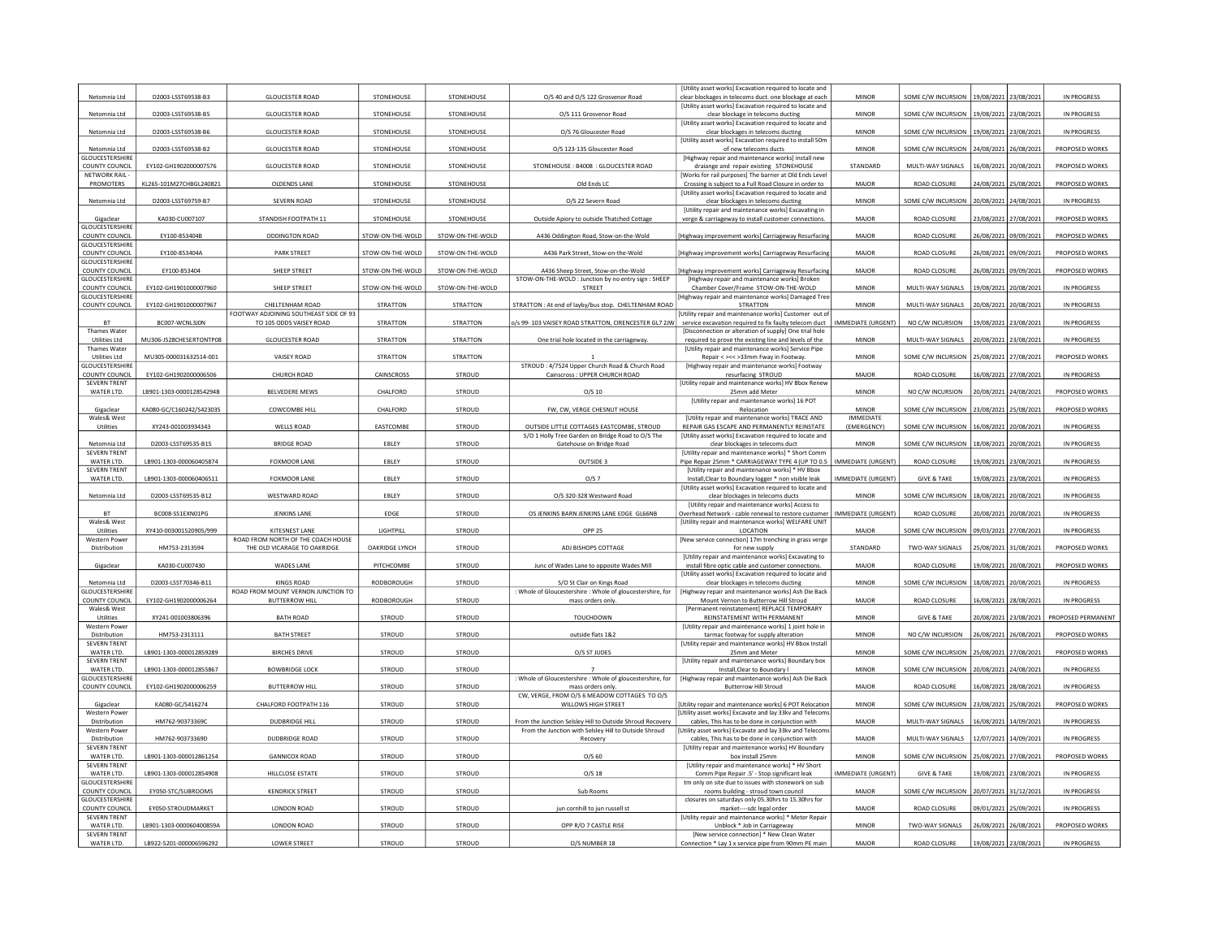| | | | | | | | | | | | |
|---|---|---|---|---|---|---|---|---|---|---|---|
| Netomnia Ltd | D2003-LSST69538-B3 | GLOUCESTER ROAD | STONEHOUSE | STONEHOUSE | O/S 40 and O/S 122 Grosvenor Road | [Utility asset works] Excavation required to locate and clear blockages in telecoms duct. one blockage at each | MINOR | SOME C/W INCURSION | 19/08/2021 | 23/08/2021 | IN PROGRESS |
| Netomnia Ltd | D2003-LSST69538-B5 | GLOUCESTER ROAD | STONEHOUSE | STONEHOUSE | O/S 111 Grosvenor Road | [Utility asset works] Excavation required to locate and clear blockage in telecoms ducting | MINOR | SOME C/W INCURSION | 19/08/2021 | 23/08/2021 | IN PROGRESS |
| Netomnia Ltd | D2003-LSST69538-B6 | GLOUCESTER ROAD | STONEHOUSE | STONEHOUSE | O/S 76 Gloucester Road | [Utility asset works] Excavation required to locate and clear blockages in telecoms ducting | MINOR | SOME C/W INCURSION | 19/08/2021 | 23/08/2021 | IN PROGRESS |
| Netomnia Ltd | D2003-LSST69538-B2 | GLOUCESTER ROAD | STONEHOUSE | STONEHOUSE | O/S 123-135 Gloucester Road | [Utility asset works] Excavation required to install 50m of new telecoms ducts | MINOR | SOME C/W INCURSION | 24/08/2021 | 26/08/2021 | PROPOSED WORKS |
| GLOUCESTERSHIRE COUNTY COUNCIL | EY102-GH1902000007576 | GLOUCESTER ROAD | STONEHOUSE | STONEHOUSE | STONEHOUSE : B4008 : GLOUCESTER ROAD | [Highway repair and maintenance works] install new draiange and repair existing STONEHOUSE | STANDARD | MULTI-WAY SIGNALS | 16/08/2021 | 20/08/2021 | PROPOSED WORKS |
| NETWORK RAIL - PROMOTERS | KL265-101M27CHBGL240821 | OLDENDS LANE | STONEHOUSE | STONEHOUSE | Old Ends LC | [Works for rail purposes] The barrier at Old Ends Level Crossing is subject to a Full Road Closure in order to | MAJOR | ROAD CLOSURE | 24/08/2021 | 25/08/2021 | PROPOSED WORKS |
| Netomnia Ltd | D2003-LSST69759-B7 | SEVERN ROAD | STONEHOUSE | STONEHOUSE | O/S 22 Severn Road | [Utility asset works] Excavation required to locate and clear blockages in telecoms ducting | MINOR | SOME C/W INCURSION | 20/08/2021 | 24/08/2021 | IN PROGRESS |
| Gigaclear | KA030-CU007107 | STANDISH FOOTPATH 11 | STONEHOUSE | STONEHOUSE | Outside Apiory to outside Thatched Cottage | [Utility repair and maintenance works] Excavating in verge & carriageway to install customer connections. | MAJOR | ROAD CLOSURE | 23/08/2021 | 27/08/2021 | PROPOSED WORKS |
| GLOUCESTERSHIRE COUNTY COUNCIL | EY100-853404B | ODDINGTON ROAD | STOW-ON-THE-WOLD | STOW-ON-THE-WOLD | A436 Oddington Road, Stow-on-the-Wold | [Highway improvement works] Carriageway Resurfacing | MAJOR | ROAD CLOSURE | 26/08/2021 | 09/09/2021 | PROPOSED WORKS |
| GLOUCESTERSHIRE COUNTY COUNCIL | EY100-853404A | PARK STREET | STOW-ON-THE-WOLD | STOW-ON-THE-WOLD | A436 Park Street, Stow-on-the-Wold | [Highway improvement works] Carriageway Resurfacing | MAJOR | ROAD CLOSURE | 26/08/2021 | 09/09/2021 | PROPOSED WORKS |
| GLOUCESTERSHIRE COUNTY COUNCIL | EY100-853404 | SHEEP STREET | STOW-ON-THE-WOLD | STOW-ON-THE-WOLD | A436 Sheep Street, Stow-on-the-Wold | [Highway improvement works] Carriageway Resurfacing | MAJOR | ROAD CLOSURE | 26/08/2021 | 09/09/2021 | PROPOSED WORKS |
| GLOUCESTERSHIRE COUNTY COUNCIL | EY102-GH1901000007960 | SHEEP STREET | STOW-ON-THE-WOLD | STOW-ON-THE-WOLD | STOW-ON-THE-WOLD : Junction by no entry sign : SHEEP STREET | [Highway repair and maintenance works] Broken Chamber Cover/Frame STOW-ON-THE-WOLD | MINOR | MULTI-WAY SIGNALS | 19/08/2021 | 20/08/2021 | IN PROGRESS |
| GLOUCESTERSHIRE COUNTY COUNCIL | EY102-GH1901000007967 | CHELTENHAM ROAD | STRATTON | STRATTON | STRATTON : At end of layby/bus stop. CHELTENHAM ROAD | [Highway repair and maintenance works] Damaged Tree STRATTON | MINOR | MULTI-WAY SIGNALS | 20/08/2021 | 20/08/2021 | IN PROGRESS |
| BT | BC007-WCNL3J0N | FOOTWAY ADJOINING SOUTHEAST SIDE OF 93 TO 105 ODDS VAISEY ROAD | STRATTON | STRATTON | o/s 99- 103 VAISEY ROAD STRATTON, CIRENCESTER GL7 2JW | [Utility repair and maintenance works] Customer out of service excavation required to fix faulty telecom duct | IMMEDIATE (URGENT) | NO C/W INCURSION | 19/08/2021 | 23/08/2021 | IN PROGRESS |
| Thames Water Utilities Ltd | MU306-J528CHESERTONTP08 | GLOUCESTER ROAD | STRATTON | STRATTON | One trial hole located in the carriageway. | [Disconnection or alteration of supply] One trial hole required to prove the existing line and levels of the | MINOR | MULTI-WAY SIGNALS | 20/08/2021 | 23/08/2021 | IN PROGRESS |
| Thames Water Utilities Ltd | MU305-000031632514-001 | VAISEY ROAD | STRATTON | STRATTON | 1 | [Utility repair and maintenance works] Service Pipe Repair < >< >33mm Fway in Footway. | MINOR | SOME C/W INCURSION | 25/08/2021 | 27/08/2021 | PROPOSED WORKS |
| GLOUCESTERSHIRE COUNTY COUNCIL | EY102-GH1902000006506 | CHURCH ROAD | CAINSCROSS | STROUD | STROUD : 4/7524 Upper Church Road & Church Road Cainscross : UPPER CHURCH ROAD | [Highway repair and maintenance works] Footway resurfacing STROUD | MAJOR | ROAD CLOSURE | 16/08/2021 | 27/08/2021 | IN PROGRESS |
| SEVERN TRENT WATER LTD. | LB901-1303-000012854294B | BELVEDERE MEWS | CHALFORD | STROUD | O/S 10 | [Utility repair and maintenance works] HV Bbox Renew 25mm add Meter | MINOR | NO C/W INCURSION | 20/08/2021 | 24/08/2021 | PROPOSED WORKS |
| Gigaclear | KA080-GC/C160242/S423035 | COWCOMBE HILL | CHALFORD | STROUD | FW, CW, VERGE CHESNUT HOUSE | [Utility repair and maintenance works] 16 POT Relocation | MINOR | SOME C/W INCURSION | 23/08/2021 | 25/08/2021 | PROPOSED WORKS |
| Wales& West Utilities | XY243-001003934343 | WELLS ROAD | EASTCOMBE | STROUD | OUTSIDE LITTLE COTTAGES EASTCOMBE, STROUD | [Utility repair and maintenance works] TRACE AND REPAIR GAS ESCAPE AND PERMANENTLY REINSTATE | IMMEDIATE (EMERGENCY) | SOME C/W INCURSION | 16/08/2021 | 20/08/2021 | IN PROGRESS |
| Netomnia Ltd | D2003-LSST69535-B15 | BRIDGE ROAD | EBLEY | STROUD | S/O 1 Holly Tree Garden on Bridge Road to O/S The Gatehouse on Bridge Road | [Utility asset works] Excavation required to locate and clear blockages in telecoms duct | MINOR | SOME C/W INCURSION | 18/08/2021 | 20/08/2021 | IN PROGRESS |
| SEVERN TRENT WATER LTD. | LB901-1303-000060405874 | FOXMOOR LANE | EBLEY | STROUD | OUTSIDE 3 | [Utility repair and maintenance works] * Short Comm Pipe Repair 25mm * CARRIAGEWAY TYPE 4 (UP TO 0.5 | IMMEDIATE (URGENT) | ROAD CLOSURE | 19/08/2021 | 23/08/2021 | IN PROGRESS |
| SEVERN TRENT WATER LTD. | LB901-1303-000060406511 | FOXMOOR LANE | EBLEY | STROUD | O/S 7 | [Utility repair and maintenance works] * HV Bbox Install,Clear to Boundary logger * non visible leak | IMMEDIATE (URGENT) | GIVE & TAKE | 19/08/2021 | 23/08/2021 | IN PROGRESS |
| Netomnia Ltd | D2003-LSST69535-B12 | WESTWARD ROAD | EBLEY | STROUD | O/S 320-328 Westward Road | [Utility asset works] Excavation required to locate and clear blockages in telecoms ducts | MINOR | SOME C/W INCURSION | 18/08/2021 | 20/08/2021 | IN PROGRESS |
| BT | BC008-SS1EXN01PG | JENKINS LANE | EDGE | STROUD | OS JENKINS BARN JENKINS LANE EDGE GL66NB | [Utility repair and maintenance works] Access to Overhead Network - cable renewal to restore customer | IMMEDIATE (URGENT) | ROAD CLOSURE | 20/08/2021 | 20/08/2021 | IN PROGRESS |
| Wales& West Utilities | XY410-003001520905/999 | KITESNEST LANE | LIGHTPILL | STROUD | OPP 25 | [Utility repair and maintenance works] WELFARE UNIT LOCATION | MAJOR | SOME C/W INCURSION | 09/03/2021 | 27/08/2021 | IN PROGRESS |
| Western Power Distribution | HM753-2313594 | ROAD FROM NORTH OF THE COACH HOUSE THE OLD VICARAGE TO OAKRIDGE | OAKRIDGE LYNCH | STROUD | ADJ BISHOPS COTTAGE | [New service connection] 17m trenching in grass verge for new supply | STANDARD | TWO-WAY SIGNALS | 25/08/2021 | 31/08/2021 | PROPOSED WORKS |
| Gigaclear | KA030-CU007430 | WADES LANE | PITCHCOMBE | STROUD | Junc of Wades Lane to opposite Wades Mill | [Utility repair and maintenance works] Excavating to install fibre optic cable and customer connections. | MAJOR | ROAD CLOSURE | 19/08/2021 | 20/08/2021 | PROPOSED WORKS |
| Netomnia Ltd | D2003-LSST70346-B11 | KINGS ROAD | RODBOROUGH | STROUD | S/O St Clair on Kings Road | [Utility asset works] Excavation required to locate and clear blockages in telecoms ducting | MINOR | SOME C/W INCURSION | 18/08/2021 | 20/08/2021 | IN PROGRESS |
| GLOUCESTERSHIRE COUNTY COUNCIL | EY102-GH1902000006264 | ROAD FROM MOUNT VERNON JUNCTION TO BUTTERROW HILL | RODBOROUGH | STROUD | : Whole of Gloucestershire : Whole of gloucestershire, for mass orders only. | [Highway repair and maintenance works] Ash Die Back Mount Vernon to Butterrow Hill Stroud | MAJOR | ROAD CLOSURE | 16/08/2021 | 28/08/2021 | IN PROGRESS |
| Wales& West Utilities | XY241-001003806396 | BATH ROAD | STROUD | STROUD | TOUCHDOWN | [Permanent reinstatement] REPLACE TEMPORARY REINSTATEMENT WITH PERMANENT | MINOR | GIVE & TAKE | 20/08/2021 | 23/08/2021 | PROPOSED PERMANENT |
| Western Power Distribution | HM753-2313111 | BATH STREET | STROUD | STROUD | outside flats 1&2 | [Utility repair and maintenance works] 1 joint hole in tarmac footway for supply alteration | MINOR | NO C/W INCURSION | 26/08/2021 | 26/08/2021 | PROPOSED WORKS |
| SEVERN TRENT WATER LTD. | LB901-1303-000012859289 | BIRCHES DRIVE | STROUD | STROUD | O/S ST JUDES | [Utility repair and maintenance works] HV Bbox Install 25mm and Meter | MINOR | SOME C/W INCURSION | 25/08/2021 | 27/08/2021 | PROPOSED WORKS |
| SEVERN TRENT WATER LTD. | LB901-1303-000012855867 | BOWBRIDGE LOCK | STROUD | STROUD | 7 | [Utility repair and maintenance works] Boundary box Install,Clear to Boundary l | MINOR | SOME C/W INCURSION | 20/08/2021 | 24/08/2021 | IN PROGRESS |
| GLOUCESTERSHIRE COUNTY COUNCIL | EY102-GH1902000006259 | BUTTERROW HILL | STROUD | STROUD | : Whole of Gloucestershire : Whole of gloucestershire, for mass orders only. | [Highway repair and maintenance works] Ash Die Back Butterrow Hill Stroud | MAJOR | ROAD CLOSURE | 16/08/2021 | 28/08/2021 | IN PROGRESS |
| Gigaclear | KA080-GC/S416274 | CHALFORD FOOTPATH 116 | STROUD | STROUD | CW, VERGE, FROM O/S 6 MEADOW COTTAGES TO O/S WILLOWS HIGH STREET | [Utility repair and maintenance works] 6 POT Relocation | MINOR | SOME C/W INCURSION | 23/08/2021 | 25/08/2021 | PROPOSED WORKS |
| Western Power Distribution | HM762-90373369C | DUDBRIDGE HILL | STROUD | STROUD | From the Junction Selsley Hill to Outside Shroud Recovery | [Utility asset works] Excavate and lay 33kv and Telecoms cables, This has to be done in conjunction with | MAJOR | MULTI-WAY SIGNALS | 16/08/2021 | 14/09/2021 | IN PROGRESS |
| Western Power Distribution | HM762-90373369D | DUDBRIDGE ROAD | STROUD | STROUD | From the Junction with Selsley Hill to Outside Shroud Recovery | [Utility asset works] Excavate and lay 33kv and Telecoms cables, This has to be done in conjunction with | MAJOR | MULTI-WAY SIGNALS | 12/07/2021 | 14/09/2021 | IN PROGRESS |
| SEVERN TRENT WATER LTD. | LB901-1303-000012861254 | GANNICOX ROAD | STROUD | STROUD | O/S 60 | [Utility repair and maintenance works] HV Boundary box Install 25mm | MINOR | SOME C/W INCURSION | 25/08/2021 | 27/08/2021 | PROPOSED WORKS |
| SEVERN TRENT WATER LTD. | LB901-1303-000012854908 | HILLCLOSE ESTATE | STROUD | STROUD | O/S 18 | [Utility repair and maintenance works] * HV Short Comm Pipe Repair .5' - Stop significant leak | IMMEDIATE (URGENT) | GIVE & TAKE | 19/08/2021 | 23/08/2021 | IN PROGRESS |
| GLOUCESTERSHIRE COUNTY COUNCIL | EY050-STC/SUBROOMS | KENDRICK STREET | STROUD | STROUD | Sub Rooms | tm only on site due to issues with stonework on sub rooms building - stroud town council | MAJOR | SOME C/W INCURSION | 20/07/2021 | 31/12/2021 | IN PROGRESS |
| GLOUCESTERSHIRE COUNTY COUNCIL | EY050-STROUDMARKET | LONDON ROAD | STROUD | STROUD | jun cornhill to jun russell st | closures on saturdays only 05.30hrs to 15.30hrs for market----sdc legal order | MAJOR | ROAD CLOSURE | 09/01/2021 | 25/09/2021 | IN PROGRESS |
| SEVERN TRENT WATER LTD. | LB901-1303-000060400859A | LONDON ROAD | STROUD | STROUD | OPP R/O 7 CASTLE RISE | [Utility repair and maintenance works] * Meter Repair Unblock * Job in Carriageway | MINOR | TWO-WAY SIGNALS | 26/08/2021 | 26/08/2021 | PROPOSED WORKS |
| SEVERN TRENT WATER LTD. | LB922-5201-000006596292 | LOWER STREET | STROUD | STROUD | O/S NUMBER 18 | [New service connection] * New Clean Water Connection * Lay 1 x service pipe from 90mm PE main | MAJOR | ROAD CLOSURE | 19/08/2021 | 23/08/2021 | IN PROGRESS |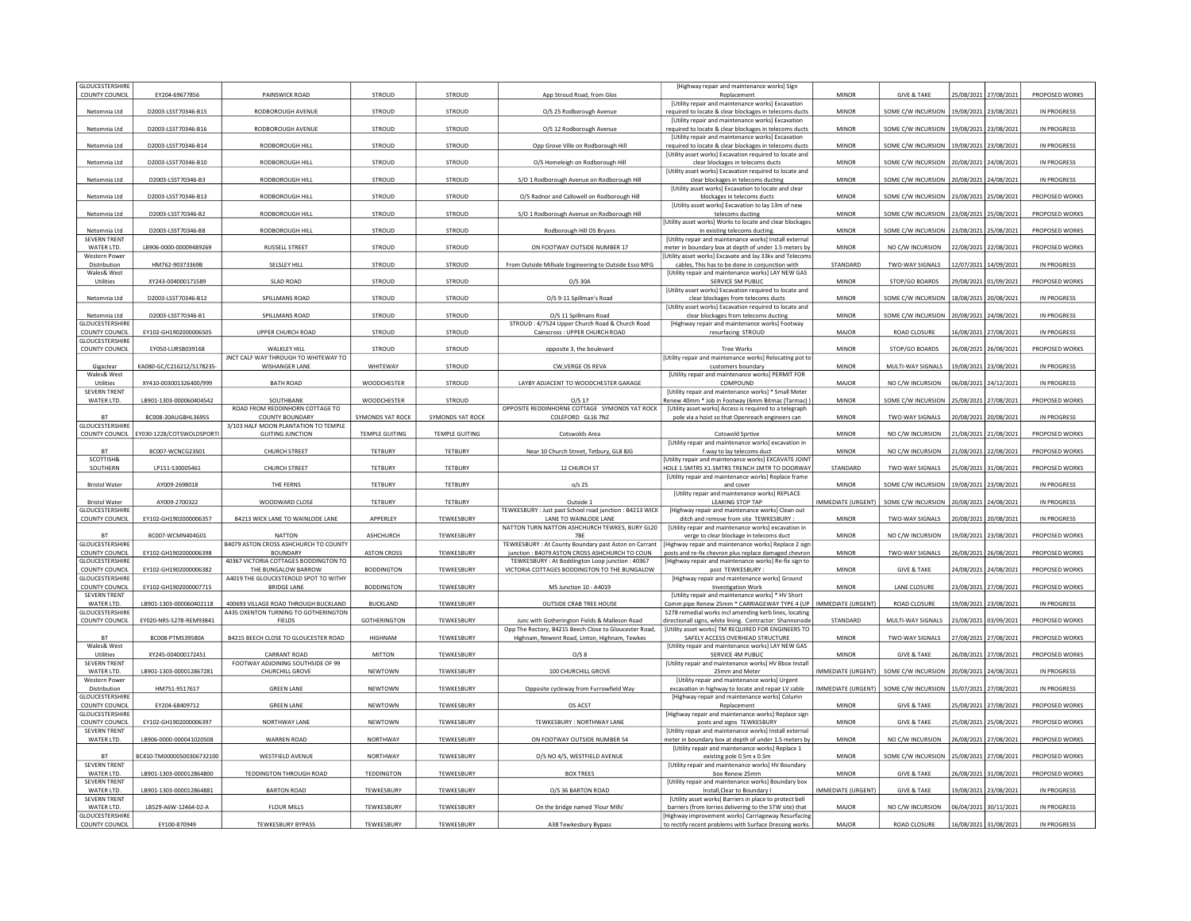| GLOUCESTERSHIRE COUNTY COUNCIL | EY204-69677856 | PAINSWICK ROAD | STROUD | STROUD | App Stroud Road, from Glos | [Highway repair and maintenance works] Sign Replacement | MINOR | GIVE & TAKE | 25/08/2021 | 27/08/2021 | PROPOSED WORKS |
|---|---|---|---|---|---|---|---|---|---|---|---|
| Netomnia Ltd | D2003-LSST70346-B15 | RODBOROUGH AVENUE | STROUD | STROUD | O/S 25 Rodborough Avenue | [Utility repair and maintenance works] Excavation required to locate & clear blockages in telecoms ducts | MINOR | SOME C/W INCURSION | 19/08/2021 | 23/08/2021 | IN PROGRESS |
| Netomnia Ltd | D2003-LSST70346-B16 | RODBOROUGH AVENUE | STROUD | STROUD | O/S 12 Rodborough Avenue | [Utility repair and maintenance works] Excavation required to locate & clear blockages in telecoms ducts | MINOR | SOME C/W INCURSION | 19/08/2021 | 23/08/2021 | IN PROGRESS |
| Netomnia Ltd | D2003-LSST70346-B14 | RODBOROUGH HILL | STROUD | STROUD | Opp Grove Ville on Rodborough Hill | [Utility repair and maintenance works] Excavation required to locate & clear blockages in telecoms ducts | MINOR | SOME C/W INCURSION | 19/08/2021 | 23/08/2021 | IN PROGRESS |
| Netomnia Ltd | D2003-LSST70346-B10 | RODBOROUGH HILL | STROUD | STROUD | O/S Homeleigh on Rodborough Hill | [Utility asset works] Excavation required to locate and clear blockages in telecoms ducts | MINOR | SOME C/W INCURSION | 20/08/2021 | 24/08/2021 | IN PROGRESS |
| Netomnia Ltd | D2003-LSST70346-B3 | RODBOROUGH HILL | STROUD | STROUD | S/O 1 Rodborough Avenue on Rodborough Hill | [Utility asset works] Excavation required to locate and clear blockages in telecoms ducting | MINOR | SOME C/W INCURSION | 20/08/2021 | 24/08/2021 | IN PROGRESS |
| Netomnia Ltd | D2003-LSST70346-B13 | RODBOROUGH HILL | STROUD | STROUD | O/S Radnor and Callowell on Rodborough Hill | [Utility asset works] Excavation to locate and clear blockages in telecoms ducts | MINOR | SOME C/W INCURSION | 23/08/2021 | 25/08/2021 | PROPOSED WORKS |
| Netomnia Ltd | D2003-LSST70346-B2 | RODBOROUGH HILL | STROUD | STROUD | S/O 1 Rodborough Avenue on Rodborough Hill | [Utility asset works] Excavation to lay 13m of new telecoms ducting | MINOR | SOME C/W INCURSION | 23/08/2021 | 25/08/2021 | PROPOSED WORKS |
| Netomnia Ltd | D2003-LSST70346-B8 | RODBOROUGH HILL | STROUD | STROUD | Rodborough Hill OS Bryans | [Utility asset works] Works to locate and clear blockages in existing telecoms ducting. | MINOR | SOME C/W INCURSION | 23/08/2021 | 25/08/2021 | PROPOSED WORKS |
| SEVERN TRENT WATER LTD. | LB906-0000-00009489269 | RUSSELL STREET | STROUD | STROUD | ON FOOTWAY OUTSIDE NUMBER 17 | [Utility repair and maintenance works] Install external meter in boundary box at depth of under 1.5 meters by | MINOR | NO C/W INCURSION | 22/08/2021 | 22/08/2021 | PROPOSED WORKS |
| Western Power Distribution | HM762-90373369B | SELSLEY HILL | STROUD | STROUD | From Outside Millvale Engineering to Outside Esso MFG | [Utility asset works] Excavate and lay 33kv and Telecoms cables, This has to be done in conjunction with | STANDARD | TWO-WAY SIGNALS | 12/07/2021 | 14/09/2021 | IN PROGRESS |
| Wales& West Utilities | XY243-004000171589 | SLAD ROAD | STROUD | STROUD | O/S 30A | [Utility repair and maintenance works] LAY NEW GAS SERVICE 5M PUBLIC | MINOR | STOP/GO BOARDS | 29/08/2021 | 01/09/2021 | PROPOSED WORKS |
| Netomnia Ltd | D2003-LSST70346-B12 | SPILLMANS ROAD | STROUD | STROUD | O/S 9-11 Spillman's Road | [Utility asset works] Excavation required to locate and clear blockages from telecoms ducts | MINOR | SOME C/W INCURSION | 18/08/2021 | 20/08/2021 | IN PROGRESS |
| Netomnia Ltd | D2003-LSST70346-B1 | SPILLMANS ROAD | STROUD | STROUD | O/S 11 Spillmans Road | [Utility asset works] Excavation required to locate and clear blockages from telecoms ducting | MINOR | SOME C/W INCURSION | 20/08/2021 | 24/08/2021 | IN PROGRESS |
| GLOUCESTERSHIRE COUNTY COUNCIL | EY102-GH1902000006505 | UPPER CHURCH ROAD | STROUD | STROUD | STROUD : 4/7524 Upper Church Road & Church Road Cainscross : UPPER CHURCH ROAD | [Highway repair and maintenance works] Footway resurfacing STROUD | MAJOR | ROAD CLOSURE | 16/08/2021 | 27/08/2021 | IN PROGRESS |
| GLOUCESTERSHIRE COUNTY COUNCIL | EY050-LURSB039168 | WALKLEY HILL | STROUD | STROUD | opposite 3, the boulevard | Tree Works | MINOR | STOP/GO BOARDS | 26/08/2021 | 26/08/2021 | PROPOSED WORKS |
| Gigaclear | KA080-GC/C216212/S178235- | JNCT CALF WAY THROUGH TO WHITEWAY TO WISHANGER LANE | WHITEWAY | STROUD | CW,VERGE OS REVA | [Utility repair and maintenance works] Relocating pot to customers boundary | MINOR | MULTI-WAY SIGNALS | 19/08/2021 | 23/08/2021 | IN PROGRESS |
| Wales& West Utilities | XY410-003001326400/999 | BATH ROAD | WOODCHESTER | STROUD | LAYBY ADJACENT TO WOODCHESTER GARAGE | [Utility repair and maintenance works] PERMIT FOR COMPOUND | MAJOR | NO C/W INCURSION | 06/08/2021 | 24/12/2021 | IN PROGRESS |
| SEVERN TRENT WATER LTD. | LB901-1303-000060404542 | SOUTHBANK | WOODCHESTER | STROUD | O/S 17 | [Utility repair and maintenance works] * Small Meter Renew 40mm * Job in Footway (6mm Bitmac (Tarmac) ) | MINOR | SOME C/W INCURSION | 25/08/2021 | 27/08/2021 | PROPOSED WORKS |
| BT | BC008-20AUGBHL3695S | ROAD FROM REDDINHORN COTTAGE TO COUNTY BOUNDARY | SYMONDS YAT ROCK | SYMONDS YAT ROCK | OPPOSITE REDDINHORNE COTTAGE SYMONDS YAT ROCK COLEFORD GL16 7NZ | [Utility asset works] Access is required to a telegraph pole via a hoist so that Openreach engineers can | MINOR | TWO-WAY SIGNALS | 20/08/2021 | 20/08/2021 | IN PROGRESS |
| GLOUCESTERSHIRE COUNTY COUNCIL | EY030-1228/COTSWOLDSPORTI | 3/103 HALF MOON PLANTATION TO TEMPLE GUITING JUNCTION | TEMPLE GUITING | TEMPLE GUITING | Cotswolds Area | Cotswold Sprtive | MINOR | NO C/W INCURSION | 21/08/2021 | 21/08/2021 | PROPOSED WORKS |
| BT | BC007-WCNCG23S01 | CHURCH STREET | TETBURY | TETBURY | Near 10 Church Street, Tetbury, GL8 8JG | [Utility repair and maintenance works] excavation in f.way to lay telecoms duct | MINOR | NO C/W INCURSION | 21/08/2021 | 22/08/2021 | PROPOSED WORKS |
| SCOTTISH& SOUTHERN | LP151-S30005461 | CHURCH STREET | TETBURY | TETBURY | 12 CHURCH ST | [Utility repair and maintenance works] EXCAVATE JOINT HOLE 1.5MTRS X1.5MTRS TRENCH 1MTR TO DOORWAY | STANDARD | TWO-WAY SIGNALS | 25/08/2021 | 31/08/2021 | PROPOSED WORKS |
| Bristol Water | AY009-2698018 | THE FERNS | TETBURY | TETBURY | o/s 25 | [Utility repair and maintenance works] Replace frame and cover | MINOR | SOME C/W INCURSION | 19/08/2021 | 23/08/2021 | IN PROGRESS |
| Bristol Water | AY009-2700322 | WOODWARD CLOSE | TETBURY | TETBURY | Outside 1 | [Utility repair and maintenance works] REPLACE LEAKING STOP TAP | IMMEDIATE (URGENT) | SOME C/W INCURSION | 20/08/2021 | 24/08/2021 | IN PROGRESS |
| GLOUCESTERSHIRE COUNTY COUNCIL | EY102-GH1902000006357 | B4213 WICK LANE TO WAINLODE LANE | APPERLEY | TEWKESBURY | TEWKESBURY : Just past School road junction : B4213 WICK LANE TO WAINLODE LANE | [Highway repair and maintenance works] Clean out ditch and remove from site TEWKESBURY : | MINOR | TWO-WAY SIGNALS | 20/08/2021 | 20/08/2021 | IN PROGRESS |
| BT | BC007-WCMN404G01 | NATTON | ASHCHURCH | TEWKESBURY | NATTON TURN NATTON ASHCHURCH TEWKES, BURY GL20 7BE | [Utility repair and maintenance works] excavation in verge to clear blockage in telecoms duct | MINOR | NO C/W INCURSION | 19/08/2021 | 23/08/2021 | PROPOSED WORKS |
| GLOUCESTERSHIRE COUNTY COUNCIL | EY102-GH1902000006398 | B4079 ASTON CROSS ASHCHURCH TO COUNTY BOUNDARY | ASTON CROSS | TEWKESBURY | TEWKESBURY : At County Boundary past Aston on Carrant junction : B4079 ASTON CROSS ASHCHURCH TO COUN | [Highway repair and maintenance works] Replace 2 sign posts and re-fix chevron plus replace damaged chevron | MINOR | TWO-WAY SIGNALS | 26/08/2021 | 26/08/2021 | PROPOSED WORKS |
| GLOUCESTERSHIRE COUNTY COUNCIL | EY102-GH1902000006382 | 40367 VICTORIA COTTAGES BODDINGTON TO THE BUNGALOW BARROW | BODDINGTON | TEWKESBURY | TEWKESBURY : At Boddington Loop junction : 40367 VICTORIA COTTAGES BODDINGTON TO THE BUNGALOW | [Highway repair and maintenance works] Re-fix sign to post TEWKESBURY : | MINOR | GIVE & TAKE | 24/08/2021 | 24/08/2021 | PROPOSED WORKS |
| GLOUCESTERSHIRE COUNTY COUNCIL | EY102-GH1902000007715 | A4019 THE GLOUCESTEROLD SPOT TO WITHY BRIDGE LANE | BODDINGTON | TEWKESBURY | M5 Junction 10 - A4019 | [Highway repair and maintenance works] Ground Investigation Work | MINOR | LANE CLOSURE | 23/08/2021 | 27/08/2021 | PROPOSED WORKS |
| SEVERN TRENT WATER LTD. | LB901-1303-000060402118 | 400693 VILLAGE ROAD THROUGH BUCKLAND | BUCKLAND | TEWKESBURY | OUTSIDE CRAB TREE HOUSE | [Utility repair and maintenance works] * HV Short Comm pipe Renew 25mm * CARRIAGEWAY TYPE 4 (UP | IMMEDIATE (URGENT) | ROAD CLOSURE | 19/08/2021 | 23/08/2021 | IN PROGRESS |
| GLOUCESTERSHIRE COUNTY COUNCIL | EY020-NRS-S278-REM93841 | A435 OXENTON TURNING TO GOTHERINGTON FIELDS | GOTHERINGTON | TEWKESBURY | Junc with Gotherington Fields & Malleson Road | S278 remedial works incl amending kerb lines, locating directionall signs, white lining. Contractor: Shannonside | STANDARD | MULTI-WAY SIGNALS | 23/08/2021 | 03/09/2021 | PROPOSED WORKS |
| BT | BC008-PTMS39580A | B4215 BEECH CLOSE TO GLOUCESTER ROAD | HIGHNAM | TEWKESBURY | Opp The Rectory, B4215 Beech Close to Gloucester Road, Highnam, Newent Road, Linton, Highnam, Tewkes | [Utility asset works] TM REQUIRED FOR ENGINEERS TO SAFELY ACCESS OVERHEAD STRUCTURE | MINOR | TWO-WAY SIGNALS | 27/08/2021 | 27/08/2021 | PROPOSED WORKS |
| Wales& West Utilities | XY245-004000172451 | CARRANT ROAD | MITTON | TEWKESBURY | O/S 8 | [Utility repair and maintenance works] LAY NEW GAS SERVICE 4M PUBLIC | MINOR | GIVE & TAKE | 26/08/2021 | 27/08/2021 | PROPOSED WORKS |
| SEVERN TRENT WATER LTD. | LB901-1303-000012867281 | FOOTWAY ADJOINING SOUTHSIDE OF 99 CHURCHILL GROVE | NEWTOWN | TEWKESBURY | 100 CHURCHILL GROVE | [Utility repair and maintenance works] HV Bbox Install 25mm and Meter | IMMEDIATE (URGENT) | SOME C/W INCURSION | 20/08/2021 | 24/08/2021 | IN PROGRESS |
| Western Power Distribution | HM751-9517617 | GREEN LANE | NEWTOWN | TEWKESBURY | Opposite cycleway from Furrowfield Way | [Utility repair and maintenance works] Urgent excavation in highway to locate and repair LV cable | IMMEDIATE (URGENT) | SOME C/W INCURSION | 15/07/2021 | 27/08/2021 | IN PROGRESS |
| GLOUCESTERSHIRE COUNTY COUNCIL | EY204-68409712 | GREEN LANE | NEWTOWN | TEWKESBURY | OS ACST | [Highway repair and maintenance works] Column Replacement | MINOR | GIVE & TAKE | 25/08/2021 | 27/08/2021 | PROPOSED WORKS |
| GLOUCESTERSHIRE COUNTY COUNCIL | EY102-GH1902000006397 | NORTHWAY LANE | NEWTOWN | TEWKESBURY | TEWKESBURY : NORTHWAY LANE | [Highway repair and maintenance works] Replace sign posts and signs TEWKESBURY | MINOR | GIVE & TAKE | 25/08/2021 | 25/08/2021 | PROPOSED WORKS |
| SEVERN TRENT WATER LTD. | LB906-0000-000041020508 | WARREN ROAD | NORTHWAY | TEWKESBURY | ON FOOTWAY OUTSIDE NUMBER 54 | [Utility repair and maintenance works] Install external meter in boundary box at depth of under 1.5 meters by | MINOR | NO C/W INCURSION | 26/08/2021 | 27/08/2021 | PROPOSED WORKS |
| BT | BC410-TM00000500306732100 | WESTFIELD AVENUE | NORTHWAY | TEWKESBURY | O/S NO 4/5, WESTFIELD AVENUE | [Utility repair and maintenance works] Replace 1 existing pole 0.5m x 0.5m | MINOR | SOME C/W INCURSION | 25/08/2021 | 27/08/2021 | PROPOSED WORKS |
| SEVERN TRENT WATER LTD. | LB901-1303-000012864800 | TEDDINGTON THROUGH ROAD | TEDDINGTON | TEWKESBURY | BOX TREES | [Utility repair and maintenance works] HV Boundary box Renew 25mm | MINOR | GIVE & TAKE | 26/08/2021 | 31/08/2021 | PROPOSED WORKS |
| SEVERN TRENT WATER LTD. | LB901-1303-000012864881 | BARTON ROAD | TEWKESBURY | TEWKESBURY | O/S 36 BARTON ROAD | [Utility repair and maintenance works] Boundary box Install,Clear to Boundary I | IMMEDIATE (URGENT) | GIVE & TAKE | 19/08/2021 | 23/08/2021 | IN PROGRESS |
| SEVERN TRENT WATER LTD. | LB529-A6W-12464-02-A | FLOUR MILLS | TEWKESBURY | TEWKESBURY | On the bridge named 'Flour Mills' | [Utility asset works] Barriers in place to protect bell barriers (from lorries delivering to the STW site) that | MAJOR | NO C/W INCURSION | 06/04/2021 | 30/11/2021 | IN PROGRESS |
| GLOUCESTERSHIRE COUNTY COUNCIL | EY100-870949 | TEWKESBURY BYPASS | TEWKESBURY | TEWKESBURY | A38 Tewkesbury Bypass | [Highway improvement works] Carriageway Resurfacing to rectify recent problems with Surface Dressing works. | MAJOR | ROAD CLOSURE | 16/08/2021 | 31/08/2021 | IN PROGRESS |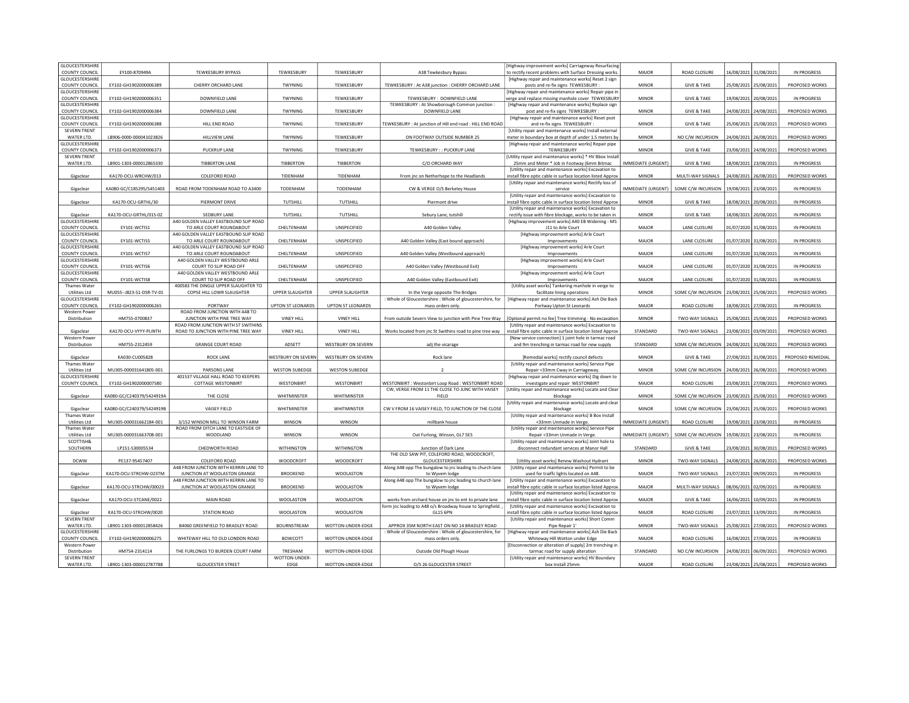| | | | | | | | | | | | | |
|---|---|---|---|---|---|---|---|---|---|---|---|---|
| GLOUCESTERSHIRE COUNTY COUNCIL | EY100-870949A | TEWKESBURY BYPASS | TEWKESBURY | TEWKESBURY | A38 Tewkesbury Bypass | [Highway improvement works] Carriageway Resurfacing to rectify recent problems with Surface Dressing works. | MAJOR | ROAD CLOSURE | 16/08/2021 | 31/08/2021 | IN PROGRESS |
| GLOUCESTERSHIRE COUNTY COUNCIL | EY102-GH1902000006389 | CHERRY ORCHARD LANE | TWYNING | TEWKESBURY | TEWKESBURY : At A38 junction : CHERRY ORCHARD LANE | [Highway repair and maintenance works] Reset 2 sign posts and re-fix signs TEWKESBURY : | MINOR | GIVE & TAKE | 25/08/2021 | 25/08/2021 | PROPOSED WORKS |
| GLOUCESTERSHIRE COUNTY COUNCIL | EY102-GH1902000006351 | DOWNFIELD LANE | TWYNING | TEWKESBURY | TEWKESBURY : DOWNFIELD LANE | [Highway repair and maintenance works] Repair pipe in verge and replace missing manhole cover TEWKESBURY | MINOR | GIVE & TAKE | 19/08/2021 | 20/08/2021 | IN PROGRESS |
| GLOUCESTERSHIRE COUNTY COUNCIL | EY102-GH1902000006384 | DOWNFIELD LANE | TWYNING | TEWKESBURY | TEWKESBURY : At Showborough Common junction : DOWNFIELD LANE | [Highway repair and maintenance works] Replace sign post and re-fix signs TEWKESBURY : | MINOR | GIVE & TAKE | 24/08/2021 | 24/08/2021 | PROPOSED WORKS |
| GLOUCESTERSHIRE COUNTY COUNCIL | EY102-GH1902000006388 | HILL END ROAD | TWYNING | TEWKESBURY | TEWKESBURY : At junction of Hill end road : HILL END ROAD | [Highway repair and maintenance works] Reset psot and re-fix signs TEWKESBURY : | MINOR | GIVE & TAKE | 25/08/2021 | 25/08/2021 | PROPOSED WORKS |
| SEVERN TRENT WATER LTD. | LB906-0000-000041023826 | HILLVIEW LANE | TWYNING | TEWKESBURY | ON FOOTWAY OUTSIDE NUMBER 25 | [Utility repair and maintenance works] Install external meter in boundary box at depth of under 1.5 meters by | MINOR | NO C/W INCURSION | 24/08/2021 | 26/08/2021 | PROPOSED WORKS |
| GLOUCESTERSHIRE COUNTY COUNCIL | EY102-GH1902000006373 | PUCKRUP LANE | TWYNING | TEWKESBURY | TEWKESBURY : : PUCKRUP LANE | [Highway repair and maintenance works] Repair pipe TEWKESBURY | MINOR | GIVE & TAKE | 23/08/2021 | 24/08/2021 | PROPOSED WORKS |
| SEVERN TRENT WATER LTD. | LB901-1303-000012865330 | TIBBERTON LANE | TIBBERTON | TIBBERTON | C/O ORCHARD WAY | [Utility repair and maintenance works] * HV Bbox Install 25mm and Meter * Job in Footway (6mm Bitmac | IMMEDIATE (URGENT) | GIVE & TAKE | 18/08/2021 | 23/08/2021 | IN PROGRESS |
| Gigaclear | KA170-OCU-WRCHW/013 | COLEFORD ROAD | TIDENHAM | TIDENHAM | From jnc on Netherhope to the Headlands | [Utility repair and maintenance works] Excavation to install fibre optic cable in surface location listed Approx | MINOR | MULTI-WAY SIGNALS | 24/08/2021 | 26/08/2021 | PROPOSED WORKS |
| Gigaclear | KA080-GC/C185295/S451403 | ROAD FROM TODENHAM ROAD TO A3400 | TODENHAM | TODENHAM | CW & VERGE O/S Berkeley House | [Utility repair and maintenance works] Rectify loss of service | IMMEDIATE (URGENT) | SOME C/W INCURSION | 19/08/2021 | 23/08/2021 | IN PROGRESS |
| Gigaclear | KA170-OCU-GRTHL/30 | PIERMONT DRIVE | TUTSHILL | TUTSHILL | Piermont drive | [Utility repair and maintenance works] Excavation to install fibre optic cable in surface location listed Approx | MINOR | GIVE & TAKE | 18/08/2021 | 20/08/2021 | IN PROGRESS |
| Gigaclear | KA170-OCU-GRTHL/015-02 | SEDBURY LANE | TUTSHILL | TUTSHILL | Sebury Lane, tutshill | [Utility repair and maintenance works] Excavation to rectify issue with fibre blockage, works to be taken in | MINOR | GIVE & TAKE | 18/08/2021 | 20/08/2021 | IN PROGRESS |
| GLOUCESTERSHIRE COUNTY COUNCIL | EY101-WCTIS1 | A40 GOLDEN VALLEY EASTBOUND SLIP ROAD TO ARLE COURT ROUNDABOUT | CHELTENHAM | UNSPECIFIED | A40 Golden Valley | [Highway improvement works] A40 EB Widening - M5 J11 to Arle Court | MAJOR | LANE CLOSURE | 01/07/2020 | 31/08/2021 | IN PROGRESS |
| GLOUCESTERSHIRE COUNTY COUNCIL | EY101-WCTIS5 | A40 GOLDEN VALLEY EASTBOUND SLIP ROAD TO ARLE COURT ROUNDABOUT | CHELTENHAM | UNSPECIFIED | A40 Golden Valley (East bound approach) | [Highway improvement works] Arle Court Improvements | MAJOR | LANE CLOSURE | 01/07/2020 | 31/08/2021 | IN PROGRESS |
| GLOUCESTERSHIRE COUNTY COUNCIL | EY101-WCTIS7 | A40 GOLDEN VALLEY EASTBOUND SLIP ROAD TO ARLE COURT ROUNDABOUT | CHELTENHAM | UNSPECIFIED | A40 Golden Valley (Westbound approach) | [Highway improvement works] Arle Court Improvements | MAJOR | LANE CLOSURE | 01/07/2020 | 31/08/2021 | IN PROGRESS |
| GLOUCESTERSHIRE COUNTY COUNCIL | EY101-WCTIS6 | A40 GOLDEN VALLEY WESTBOUND ARLE COURT TO SLIP ROAD OFF | CHELTENHAM | UNSPECIFIED | A40 Golden Valley (Westbound Exit) | [Highway improvement works] Arle Court Improvements | MAJOR | LANE CLOSURE | 01/07/2020 | 31/08/2021 | IN PROGRESS |
| GLOUCESTERSHIRE COUNTY COUNCIL | EY101-WCTIS8 | A40 GOLDEN VALLEY WESTBOUND ARLE COURT TO SLIP ROAD OFF | CHELTENHAM | UNSPECIFIED | A40 Golden Valley (Eastbound Exit) | [Highway improvement works] Arle Court Improvements | MAJOR | LANE CLOSURE | 01/07/2020 | 31/08/2021 | IN PROGRESS |
| Thames Water Utilities Ltd | MU055--J823-S1-DSR-TV-01 | 400583 THE DINGLE UPPER SLAUGHTER TO COPSE HILL LOWR SLAUGHTER | UPPER SLAUGHTER | UPPER SLAUGHTER | In the Verge opposite The Bridges | [Utility asset works] Tankering manhole in verge to facilitate lining operations | MINOR | SOME C/W INCURSION | 23/08/2021 | 25/08/2021 | PROPOSED WORKS |
| GLOUCESTERSHIRE COUNTY COUNCIL | EY102-GH1902000006265 | PORTWAY | UPTON ST LEONARDS | UPTON ST LEONARDS | : Whole of Gloucestershire : Whole of gloucestershire, for mass orders only. | [Highway repair and maintenance works] Ash Die Back Portway Upton St Leonards | MAJOR | ROAD CLOSURE | 18/08/2021 | 27/08/2021 | IN PROGRESS |
| Western Power Distribution | HM755-0700837 | ROAD FROM JUNCTION WITH A48 TO JUNCTION WITH PINE TREE WAY | VINEY HILL | VINEY HILL | From outside Severn View to junction with Pine Tree Way | [Optional permit no fee] Tree trimming - No excavation | MINOR | TWO-WAY SIGNALS | 25/08/2021 | 25/08/2021 | PROPOSED WORKS |
| Gigaclear | KA170-OCU-VYYY-PLINTH | ROAD FROM JUNCTION WITH ST SWITHINS ROAD TO JUNCTION WITH PINE TREE WAY | VINEY HILL | VINEY HILL | Works located from jnc St Swithins road to pine tree way | [Utility repair and maintenance works] Excavation to install fibre optic cable in surface location listed Approx | STANDARD | TWO-WAY SIGNALS | 23/08/2021 | 03/09/2021 | PROPOSED WORKS |
| Western Power Distribution | HM755-2312459 | GRANGE COURT ROAD | ADSETT | WESTBURY ON SEVERN | adj the vicarage | [New service connection] 1 joint hole in tarmac road and 9m trenching in tarmac road for new supply | STANDARD | SOME C/W INCURSION | 24/08/2021 | 31/08/2021 | PROPOSED WORKS |
| Gigaclear | KA030-CU005828 | ROCK LANE | WESTBURY ON SEVERN | WESTBURY ON SEVERN | Rock lane | [Remedial works] rectify council defects | MINOR | GIVE & TAKE | 27/08/2021 | 31/08/2021 | PROPOSED REMEDIAL |
| Thames Water Utilities Ltd | MU305-000031641805-001 | PARSONS LANE | WESTON SUBEDGE | WESTON SUBEDGE | 2 | [Utility repair and maintenance works] Service Pipe Repair <33mm Cway in Carriageway. | MINOR | SOME C/W INCURSION | 24/08/2021 | 26/08/2021 | PROPOSED WORKS |
| GLOUCESTERSHIRE COUNTY COUNCIL | EY102-GH1902000007580 | 401537 VILLAGE HALL ROAD TO KEEPERS COTTAGE WESTONBIRT | WESTONBIRT | WESTONBIRT | WESTONBIRT : Westonbirt Loop Road : WESTONBIRT ROAD | [Highway repair and maintenance works] Dig down to investigate and repair WESTONBIRT | MAJOR | ROAD CLOSURE | 23/08/2021 | 27/08/2021 | PROPOSED WORKS |
| Gigaclear | KA080-GC/C240379/S424919A | THE CLOSE | WHITMINSTER | WHITMINSTER | CW, VERGE FROM 11 THE CLOSE TO JUNC WITH VAISEY FIELD | [Utility repair and maintenance works] Locate and Clear blockage | MINOR | SOME C/W INCURSION | 23/08/2021 | 25/08/2021 | PROPOSED WORKS |
| Gigaclear | KA080-GC/C240379/S424919B | VAISEY FIELD | WHITMINSTER | WHITMINSTER | CW V FROM 16 VAISEY FIELD, TO JUNCTION OF THE CLOSE | [Utility repair and maintenance works] Locate and clear blockage | MINOR | SOME C/W INCURSION | 23/08/2021 | 25/08/2021 | PROPOSED WORKS |
| Thames Water Utilities Ltd | MU305-000031662184-001 | 3/152 WINSON MILL TO WINSON FARM | WINSON | WINSON | millbank house | [Utility repair and maintenance works] B Box Install <33mm Unmade in Verge. | IMMEDIATE (URGENT) | ROAD CLOSURE | 19/08/2021 | 23/08/2021 | IN PROGRESS |
| Thames Water Utilities Ltd | MU305-000031663708-001 | ROAD FROM DITCH LANE TO EASTSIDE OF WOODLAND | WINSON | WINSON | Oat Furlong, Winson, GL7 5ES | [Utility repair and maintenance works] Service Pipe Repair <33mm Unmade in Verge. | IMMEDIATE (URGENT) | SOME C/W INCURSION | 19/08/2021 | 23/08/2021 | IN PROGRESS |
| SCOTTISH& SOUTHERN | LP151-S30005534 | CHEDWORTH ROAD | WITHINGTON | WITHINGTON | Junction of Dark Lane | [Utility repair and maintenance works] Joint hole to disconnect redundant services at Manor Hall | STANDARD | GIVE & TAKE | 23/08/2021 | 30/08/2021 | PROPOSED WORKS |
| DCWW | PE137-95457407 | COLEFORD ROAD | WOODCROFT | WOODCROFT | THE OLD SAW PIT, COLEFORD ROAD, WOODCROFT, GLOUCESTERSHIRE | [Utility asset works] Renew Washout Hydrant | MINOR | TWO-WAY SIGNALS | 24/08/2021 | 26/08/2021 | PROPOSED WORKS |
| Gigaclear | KA170-OCU-STRCHW-023TM | A48 FROM JUNCTION WITH KERRIN LANE TO JUNCTION AT WOOLASTON GRANGE | BROOKEND | WOOLASTON | Along A48 opp The bungalow to jnc leading to church lane to Wyvem lodge | [Utility repair and maintenance works] Permit to be used for traiffc lights located on A48. | MAJOR | TWO-WAY SIGNALS | 23/07/2021 | 09/09/2021 | IN PROGRESS |
| Gigaclear | KA170-OCU-STRCHW/00023 | A48 FROM JUNCTION WITH KERRIN LANE TO JUNCTION AT WOOLASTON GRANGE | BROOKEND | WOOLASTON | Along A48 opp The bungalow to jnc leading to church lane to Wyvem lodge | [Utility repair and maintenance works] Excavation to install fibre optic cable in surface location listed Approx | MAJOR | MULTI-WAY SIGNALS | 08/06/2021 | 02/09/2021 | IN PROGRESS |
| Gigaclear | KA170-OCU-STCANE/0022 | MAIN ROAD | WOOLASTON | WOOLASTON | works from orchard house on jnc to ent to private lane | [Utility repair and maintenance works] Excavation to install fibre optic cable in surface location listed Approx | MINOR | GIVE & TAKE | 16/06/2021 | 10/09/2021 | IN PROGRESS |
| Gigaclear | KA170-OCU-STRCHW/0020 | STATION ROAD | WOOLASTON | WOOLASTON | form jnc leading to A48 o/s Broadway house to Springfield. , GL15 6PN | [Utility repair and maintenance works] Excavation to install fibre optic cable in surface location listed Approx | MAJOR | ROAD CLOSURE | 23/07/2021 | 13/09/2021 | IN PROGRESS |
| SEVERN TRENT WATER LTD. | LB901-1303-000012858426 | B4060 GREENFIELD TO BRADLEY ROAD | BOURNSTREAM | WOTTON-UNDER-EDGE | APPROX 35M NORTH EAST ON NO 14 BRADLEY ROAD | [Utility repair and maintenance works] Short Comm Pipe Repair 1' | MINOR | TWO-WAY SIGNALS | 25/08/2021 | 27/08/2021 | PROPOSED WORKS |
| GLOUCESTERSHIRE COUNTY COUNCIL | EY102-GH1902000006275 | WHITEWAY HILL TO OLD LONDON ROAD | BOWCOTT | WOTTON-UNDER-EDGE | : Whole of Gloucestershire : Whole of gloucestershire, for mass orders only. | [Highway repair and maintenance works] Ash Die Back Whiteway Hill Wotton under Edge | MAJOR | ROAD CLOSURE | 16/08/2021 | 27/08/2021 | IN PROGRESS |
| Western Power Distribution | HM754-2314114 | THE FURLONGS TO BURDEN COURT FARM | TRESHAM | WOTTON-UNDER-EDGE | Outside Old Plough House | [Disconnection or alteration of supply] 2m trenching in tarmac road for supply alteration | STANDARD | NO C/W INCURSION | 24/08/2021 | 06/09/2021 | PROPOSED WORKS |
| SEVERN TRENT WATER LTD. | LB901-1303-000012787788 | GLOUCESTER STREET | WOTTON-UNDER-EDGE | WOTTON-UNDER-EDGE | O/S 26 GLOUCESTER STREET | [Utility repair and maintenance works] HV Boundary box Install 25mm | MAJOR | ROAD CLOSURE | 23/08/2021 | 25/08/2021 | PROPOSED WORKS |